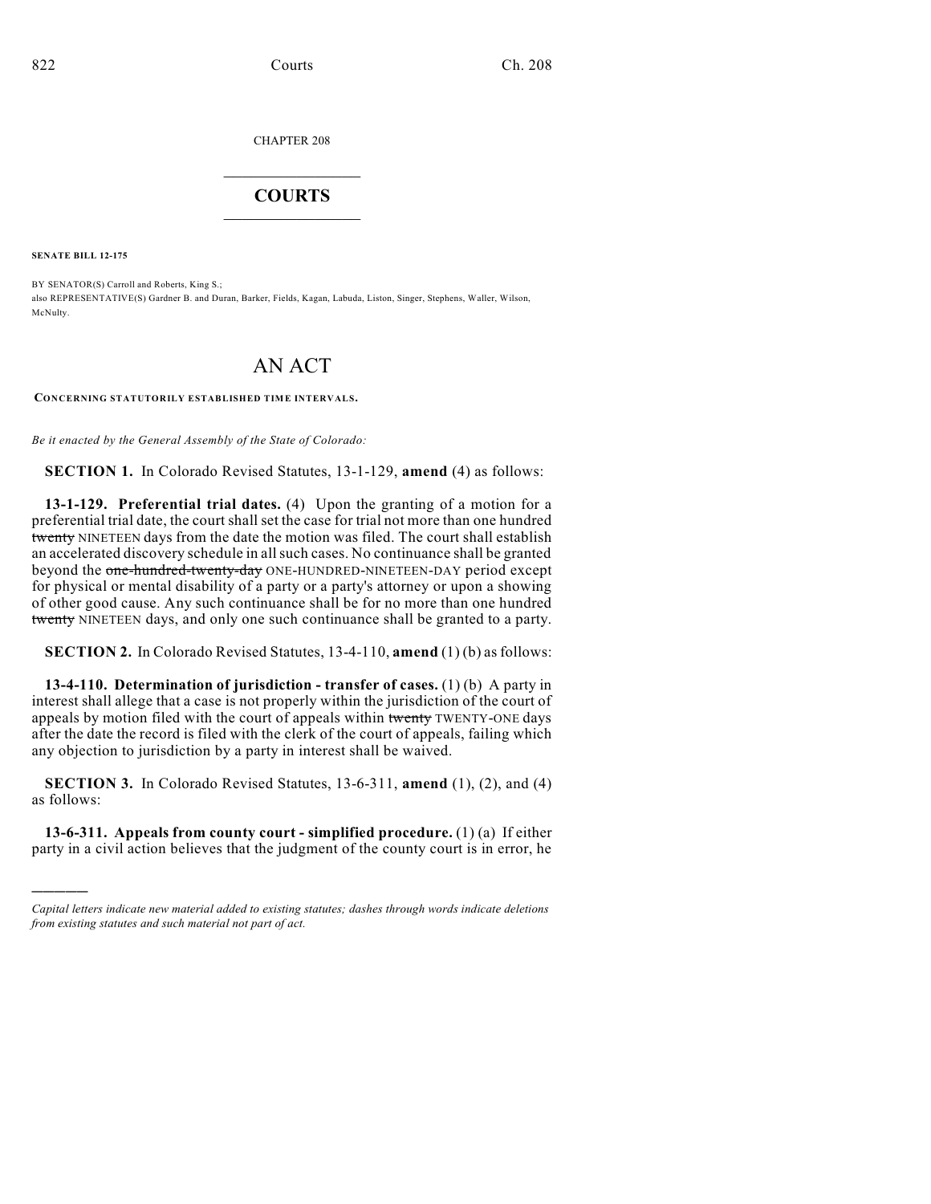CHAPTER 208

## COURTS

**SENATE BILL 12-175**

BY SENATOR(S) Carroll and Roberts, King S.;
also REPRESENTATIVE(S) Gardner B. and Duran, Barker, Fields, Kagan, Labuda, Liston, Singer, Stephens, Waller, Wilson, McNulty.

# AN ACT

**CONCERNING STATUTORILY ESTABLISHED TIME INTERVALS.**

*Be it enacted by the General Assembly of the State of Colorado:*

**SECTION 1.** In Colorado Revised Statutes, 13-1-129, **amend** (4) as follows:

**13-1-129. Preferential trial dates.** (4) Upon the granting of a motion for a preferential trial date, the court shall set the case for trial not more than one hundred ~~twenty~~ NINETEEN days from the date the motion was filed. The court shall establish an accelerated discovery schedule in all such cases. No continuance shall be granted beyond the ~~one-hundred-twenty-day~~ ONE-HUNDRED-NINETEEN-DAY period except for physical or mental disability of a party or a party's attorney or upon a showing of other good cause. Any such continuance shall be for no more than one hundred ~~twenty~~ NINETEEN days, and only one such continuance shall be granted to a party.

**SECTION 2.** In Colorado Revised Statutes, 13-4-110, **amend** (1) (b) as follows:

**13-4-110. Determination of jurisdiction - transfer of cases.** (1) (b) A party in interest shall allege that a case is not properly within the jurisdiction of the court of appeals by motion filed with the court of appeals within ~~twenty~~ TWENTY-ONE days after the date the record is filed with the clerk of the court of appeals, failing which any objection to jurisdiction by a party in interest shall be waived.

**SECTION 3.** In Colorado Revised Statutes, 13-6-311, **amend** (1), (2), and (4) as follows:

**13-6-311. Appeals from county court - simplified procedure.** (1) (a) If either party in a civil action believes that the judgment of the county court is in error, he

---

*Capital letters indicate new material added to existing statutes; dashes through words indicate deletions from existing statutes and such material not part of act.*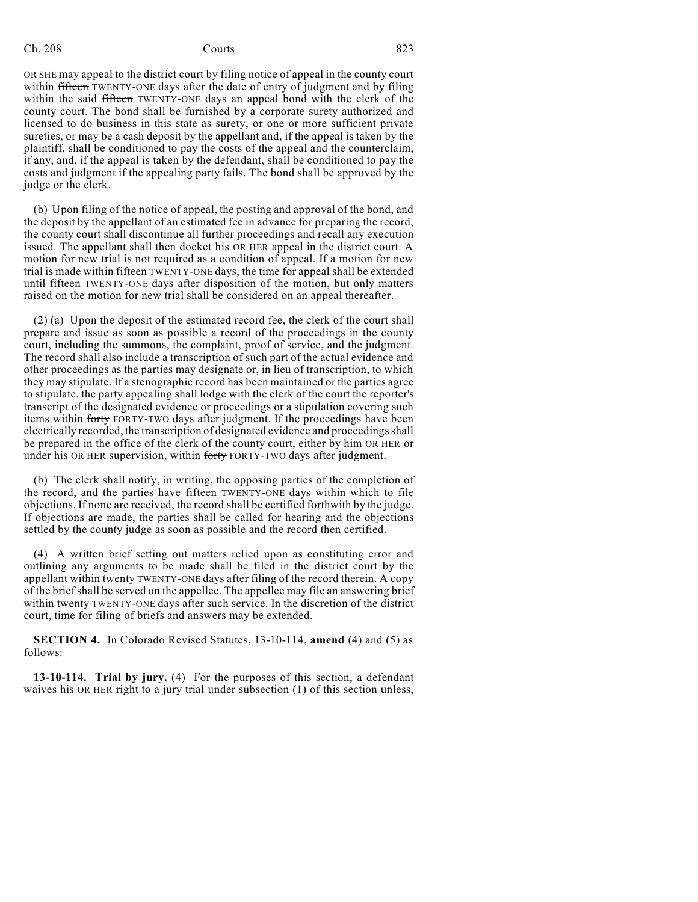OR SHE may appeal to the district court by filing notice of appeal in the county court within ~~fifteen~~ TWENTY-ONE days after the date of entry of judgment and by filing within the said ~~fifteen~~ TWENTY-ONE days an appeal bond with the clerk of the county court. The bond shall be furnished by a corporate surety authorized and licensed to do business in this state as surety, or one or more sufficient private sureties, or may be a cash deposit by the appellant and, if the appeal is taken by the plaintiff, shall be conditioned to pay the costs of the appeal and the counterclaim, if any, and, if the appeal is taken by the defendant, shall be conditioned to pay the costs and judgment if the appealing party fails. The bond shall be approved by the judge or the clerk.

(b) Upon filing of the notice of appeal, the posting and approval of the bond, and the deposit by the appellant of an estimated fee in advance for preparing the record, the county court shall discontinue all further proceedings and recall any execution issued. The appellant shall then docket his OR HER appeal in the district court. A motion for new trial is not required as a condition of appeal. If a motion for new trial is made within ~~fifteen~~ TWENTY-ONE days, the time for appeal shall be extended until ~~fifteen~~ TWENTY-ONE days after disposition of the motion, but only matters raised on the motion for new trial shall be considered on an appeal thereafter.

(2) (a) Upon the deposit of the estimated record fee, the clerk of the court shall prepare and issue as soon as possible a record of the proceedings in the county court, including the summons, the complaint, proof of service, and the judgment. The record shall also include a transcription of such part of the actual evidence and other proceedings as the parties may designate or, in lieu of transcription, to which they may stipulate. If a stenographic record has been maintained or the parties agree to stipulate, the party appealing shall lodge with the clerk of the court the reporter's transcript of the designated evidence or proceedings or a stipulation covering such items within ~~forty~~ FORTY-TWO days after judgment. If the proceedings have been electrically recorded, the transcription of designated evidence and proceedings shall be prepared in the office of the clerk of the county court, either by him OR HER or under his OR HER supervision, within ~~forty~~ FORTY-TWO days after judgment.

(b) The clerk shall notify, in writing, the opposing parties of the completion of the record, and the parties have ~~fifteen~~ TWENTY-ONE days within which to file objections. If none are received, the record shall be certified forthwith by the judge. If objections are made, the parties shall be called for hearing and the objections settled by the county judge as soon as possible and the record then certified.

(4) A written brief setting out matters relied upon as constituting error and outlining any arguments to be made shall be filed in the district court by the appellant within ~~twenty~~ TWENTY-ONE days after filing of the record therein. A copy of the brief shall be served on the appellee. The appellee may file an answering brief within ~~twenty~~ TWENTY-ONE days after such service. In the discretion of the district court, time for filing of briefs and answers may be extended.

**SECTION 4.** In Colorado Revised Statutes, 13-10-114, **amend** (4) and (5) as follows:

**13-10-114. Trial by jury.** (4) For the purposes of this section, a defendant waives his OR HER right to a jury trial under subsection (1) of this section unless,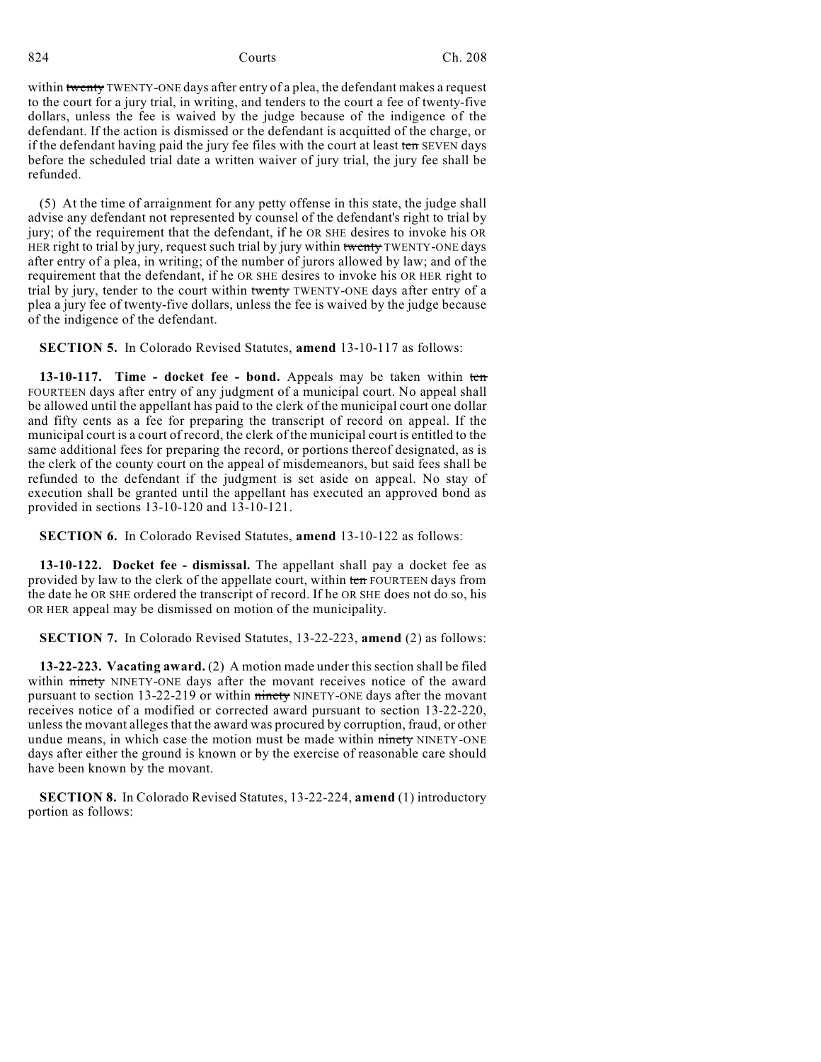within ~~twenty~~ TWENTY-ONE days after entry of a plea, the defendant makes a request to the court for a jury trial, in writing, and tenders to the court a fee of twenty-five dollars, unless the fee is waived by the judge because of the indigence of the defendant. If the action is dismissed or the defendant is acquitted of the charge, or if the defendant having paid the jury fee files with the court at least ~~ten~~ SEVEN days before the scheduled trial date a written waiver of jury trial, the jury fee shall be refunded.

(5) At the time of arraignment for any petty offense in this state, the judge shall advise any defendant not represented by counsel of the defendant's right to trial by jury; of the requirement that the defendant, if he OR SHE desires to invoke his OR HER right to trial by jury, request such trial by jury within ~~twenty~~ TWENTY-ONE days after entry of a plea, in writing; of the number of jurors allowed by law; and of the requirement that the defendant, if he OR SHE desires to invoke his OR HER right to trial by jury, tender to the court within ~~twenty~~ TWENTY-ONE days after entry of a plea a jury fee of twenty-five dollars, unless the fee is waived by the judge because of the indigence of the defendant.

**SECTION 5.** In Colorado Revised Statutes, **amend** 13-10-117 as follows:

**13-10-117. Time - docket fee - bond.** Appeals may be taken within ~~ten~~ FOURTEEN days after entry of any judgment of a municipal court. No appeal shall be allowed until the appellant has paid to the clerk of the municipal court one dollar and fifty cents as a fee for preparing the transcript of record on appeal. If the municipal court is a court of record, the clerk of the municipal court is entitled to the same additional fees for preparing the record, or portions thereof designated, as is the clerk of the county court on the appeal of misdemeanors, but said fees shall be refunded to the defendant if the judgment is set aside on appeal. No stay of execution shall be granted until the appellant has executed an approved bond as provided in sections 13-10-120 and 13-10-121.

**SECTION 6.** In Colorado Revised Statutes, **amend** 13-10-122 as follows:

**13-10-122. Docket fee - dismissal.** The appellant shall pay a docket fee as provided by law to the clerk of the appellate court, within ~~ten~~ FOURTEEN days from the date he OR SHE ordered the transcript of record. If he OR SHE does not do so, his OR HER appeal may be dismissed on motion of the municipality.

**SECTION 7.** In Colorado Revised Statutes, 13-22-223, **amend** (2) as follows:

**13-22-223. Vacating award.** (2) A motion made under this section shall be filed within ~~ninety~~ NINETY-ONE days after the movant receives notice of the award pursuant to section 13-22-219 or within ~~ninety~~ NINETY-ONE days after the movant receives notice of a modified or corrected award pursuant to section 13-22-220, unless the movant alleges that the award was procured by corruption, fraud, or other undue means, in which case the motion must be made within ~~ninety~~ NINETY-ONE days after either the ground is known or by the exercise of reasonable care should have been known by the movant.

**SECTION 8.** In Colorado Revised Statutes, 13-22-224, **amend** (1) introductory portion as follows: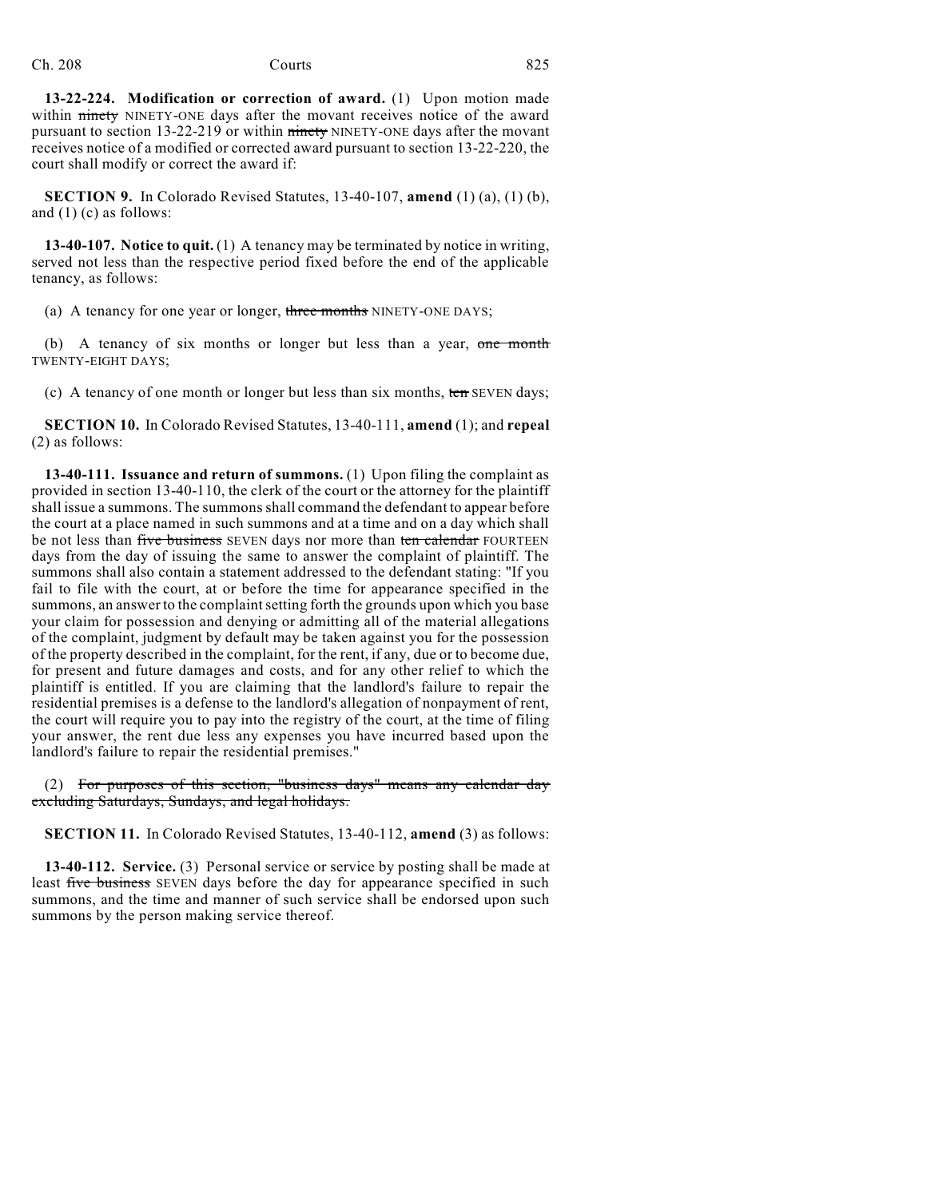**13-22-224. Modification or correction of award.** (1) Upon motion made within ~~ninety~~ NINETY-ONE days after the movant receives notice of the award pursuant to section 13-22-219 or within ~~ninety~~ NINETY-ONE days after the movant receives notice of a modified or corrected award pursuant to section 13-22-220, the court shall modify or correct the award if:

**SECTION 9.** In Colorado Revised Statutes, 13-40-107, **amend** (1) (a), (1) (b), and (1) (c) as follows:

**13-40-107. Notice to quit.** (1) A tenancy may be terminated by notice in writing, served not less than the respective period fixed before the end of the applicable tenancy, as follows:

(a) A tenancy for one year or longer, ~~three months~~ NINETY-ONE DAYS;

(b) A tenancy of six months or longer but less than a year, ~~one month~~ TWENTY-EIGHT DAYS;

(c) A tenancy of one month or longer but less than six months, ~~ten~~ SEVEN days;

**SECTION 10.** In Colorado Revised Statutes, 13-40-111, **amend** (1); and **repeal** (2) as follows:

**13-40-111. Issuance and return of summons.** (1) Upon filing the complaint as provided in section 13-40-110, the clerk of the court or the attorney for the plaintiff shall issue a summons. The summons shall command the defendant to appear before the court at a place named in such summons and at a time and on a day which shall be not less than ~~five business~~ SEVEN days nor more than ~~ten calendar~~ FOURTEEN days from the day of issuing the same to answer the complaint of plaintiff. The summons shall also contain a statement addressed to the defendant stating: "If you fail to file with the court, at or before the time for appearance specified in the summons, an answer to the complaint setting forth the grounds upon which you base your claim for possession and denying or admitting all of the material allegations of the complaint, judgment by default may be taken against you for the possession of the property described in the complaint, for the rent, if any, due or to become due, for present and future damages and costs, and for any other relief to which the plaintiff is entitled. If you are claiming that the landlord's failure to repair the residential premises is a defense to the landlord's allegation of nonpayment of rent, the court will require you to pay into the registry of the court, at the time of filing your answer, the rent due less any expenses you have incurred based upon the landlord's failure to repair the residential premises."

(2) ~~For purposes of this section, "business days" means any calendar day excluding Saturdays, Sundays, and legal holidays.~~

**SECTION 11.** In Colorado Revised Statutes, 13-40-112, **amend** (3) as follows:

**13-40-112. Service.** (3) Personal service or service by posting shall be made at least ~~five business~~ SEVEN days before the day for appearance specified in such summons, and the time and manner of such service shall be endorsed upon such summons by the person making service thereof.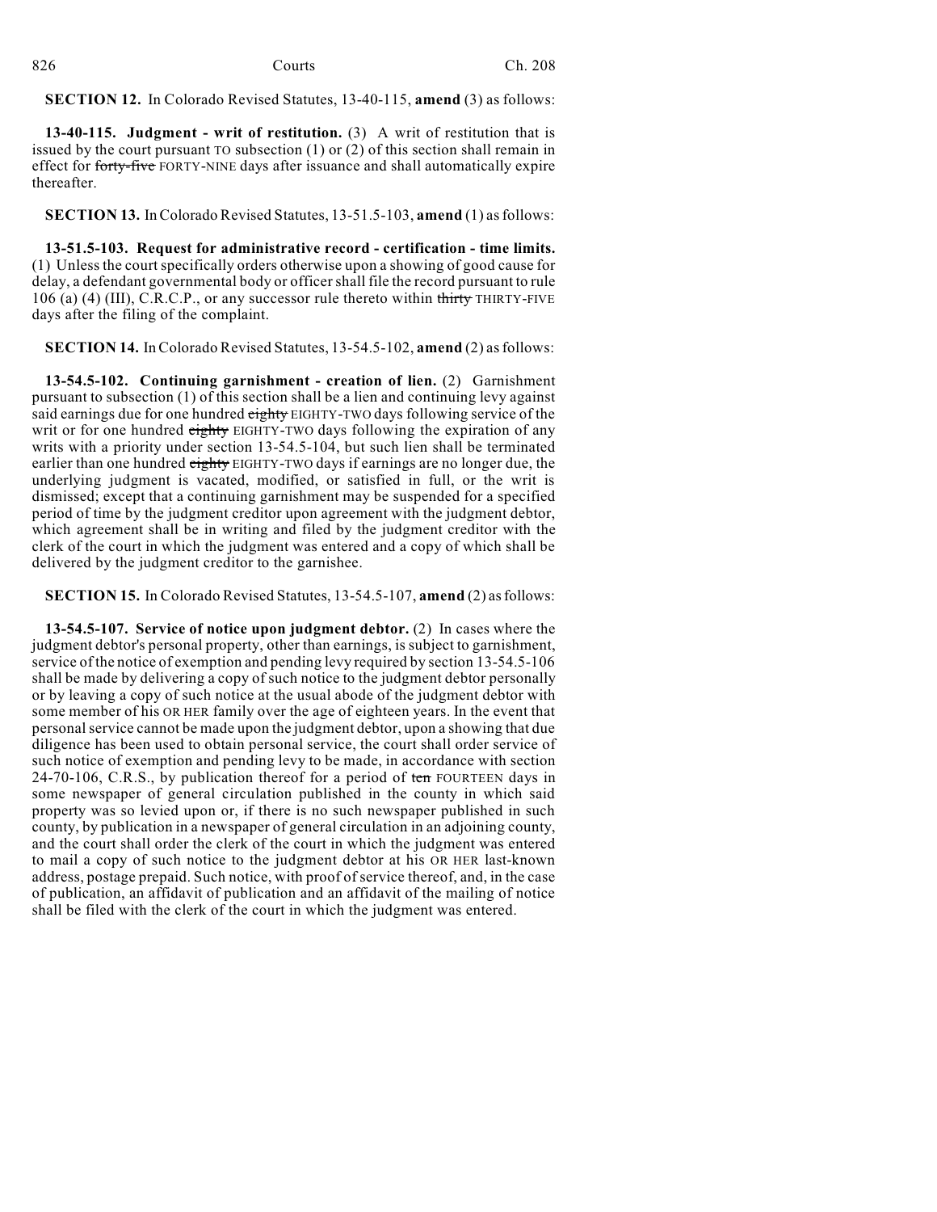**SECTION 12.** In Colorado Revised Statutes, 13-40-115, **amend** (3) as follows:

**13-40-115. Judgment - writ of restitution.** (3) A writ of restitution that is issued by the court pursuant TO subsection (1) or (2) of this section shall remain in effect for ~~forty-five~~ FORTY-NINE days after issuance and shall automatically expire thereafter.

**SECTION 13.** In Colorado Revised Statutes, 13-51.5-103, **amend** (1) as follows:

**13-51.5-103. Request for administrative record - certification - time limits.** (1) Unless the court specifically orders otherwise upon a showing of good cause for delay, a defendant governmental body or officer shall file the record pursuant to rule 106 (a) (4) (III), C.R.C.P., or any successor rule thereto within ~~thirty~~ THIRTY-FIVE days after the filing of the complaint.

**SECTION 14.** In Colorado Revised Statutes, 13-54.5-102, **amend** (2) as follows:

**13-54.5-102. Continuing garnishment - creation of lien.** (2) Garnishment pursuant to subsection (1) of this section shall be a lien and continuing levy against said earnings due for one hundred ~~eighty~~ EIGHTY-TWO days following service of the writ or for one hundred ~~eighty~~ EIGHTY-TWO days following the expiration of any writs with a priority under section 13-54.5-104, but such lien shall be terminated earlier than one hundred ~~eighty~~ EIGHTY-TWO days if earnings are no longer due, the underlying judgment is vacated, modified, or satisfied in full, or the writ is dismissed; except that a continuing garnishment may be suspended for a specified period of time by the judgment creditor upon agreement with the judgment debtor, which agreement shall be in writing and filed by the judgment creditor with the clerk of the court in which the judgment was entered and a copy of which shall be delivered by the judgment creditor to the garnishee.

**SECTION 15.** In Colorado Revised Statutes, 13-54.5-107, **amend** (2) as follows:

**13-54.5-107. Service of notice upon judgment debtor.** (2) In cases where the judgment debtor's personal property, other than earnings, is subject to garnishment, service of the notice of exemption and pending levy required by section 13-54.5-106 shall be made by delivering a copy of such notice to the judgment debtor personally or by leaving a copy of such notice at the usual abode of the judgment debtor with some member of his OR HER family over the age of eighteen years. In the event that personal service cannot be made upon the judgment debtor, upon a showing that due diligence has been used to obtain personal service, the court shall order service of such notice of exemption and pending levy to be made, in accordance with section 24-70-106, C.R.S., by publication thereof for a period of ~~ten~~ FOURTEEN days in some newspaper of general circulation published in the county in which said property was so levied upon or, if there is no such newspaper published in such county, by publication in a newspaper of general circulation in an adjoining county, and the court shall order the clerk of the court in which the judgment was entered to mail a copy of such notice to the judgment debtor at his OR HER last-known address, postage prepaid. Such notice, with proof of service thereof, and, in the case of publication, an affidavit of publication and an affidavit of the mailing of notice shall be filed with the clerk of the court in which the judgment was entered.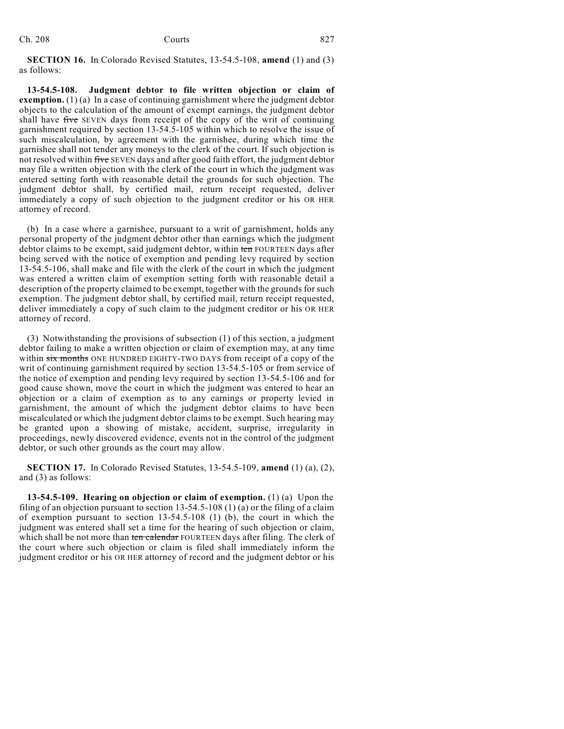**SECTION 16.** In Colorado Revised Statutes, 13-54.5-108, **amend** (1) and (3) as follows:

**13-54.5-108. Judgment debtor to file written objection or claim of exemption.** (1) (a) In a case of continuing garnishment where the judgment debtor objects to the calculation of the amount of exempt earnings, the judgment debtor shall have ~~five~~ SEVEN days from receipt of the copy of the writ of continuing garnishment required by section 13-54.5-105 within which to resolve the issue of such miscalculation, by agreement with the garnishee, during which time the garnishee shall not tender any moneys to the clerk of the court. If such objection is not resolved within ~~five~~ SEVEN days and after good faith effort, the judgment debtor may file a written objection with the clerk of the court in which the judgment was entered setting forth with reasonable detail the grounds for such objection. The judgment debtor shall, by certified mail, return receipt requested, deliver immediately a copy of such objection to the judgment creditor or his OR HER attorney of record.

(b) In a case where a garnishee, pursuant to a writ of garnishment, holds any personal property of the judgment debtor other than earnings which the judgment debtor claims to be exempt, said judgment debtor, within ~~ten~~ FOURTEEN days after being served with the notice of exemption and pending levy required by section 13-54.5-106, shall make and file with the clerk of the court in which the judgment was entered a written claim of exemption setting forth with reasonable detail a description of the property claimed to be exempt, together with the grounds for such exemption. The judgment debtor shall, by certified mail, return receipt requested, deliver immediately a copy of such claim to the judgment creditor or his OR HER attorney of record.

(3) Notwithstanding the provisions of subsection (1) of this section, a judgment debtor failing to make a written objection or claim of exemption may, at any time within ~~six months~~ ONE HUNDRED EIGHTY-TWO DAYS from receipt of a copy of the writ of continuing garnishment required by section 13-54.5-105 or from service of the notice of exemption and pending levy required by section 13-54.5-106 and for good cause shown, move the court in which the judgment was entered to hear an objection or a claim of exemption as to any earnings or property levied in garnishment, the amount of which the judgment debtor claims to have been miscalculated or which the judgment debtor claims to be exempt. Such hearing may be granted upon a showing of mistake, accident, surprise, irregularity in proceedings, newly discovered evidence, events not in the control of the judgment debtor, or such other grounds as the court may allow.

**SECTION 17.** In Colorado Revised Statutes, 13-54.5-109, **amend** (1) (a), (2), and (3) as follows:

**13-54.5-109. Hearing on objection or claim of exemption.** (1) (a) Upon the filing of an objection pursuant to section 13-54.5-108 (1) (a) or the filing of a claim of exemption pursuant to section 13-54.5-108 (1) (b), the court in which the judgment was entered shall set a time for the hearing of such objection or claim, which shall be not more than ~~ten calendar~~ FOURTEEN days after filing. The clerk of the court where such objection or claim is filed shall immediately inform the judgment creditor or his OR HER attorney of record and the judgment debtor or his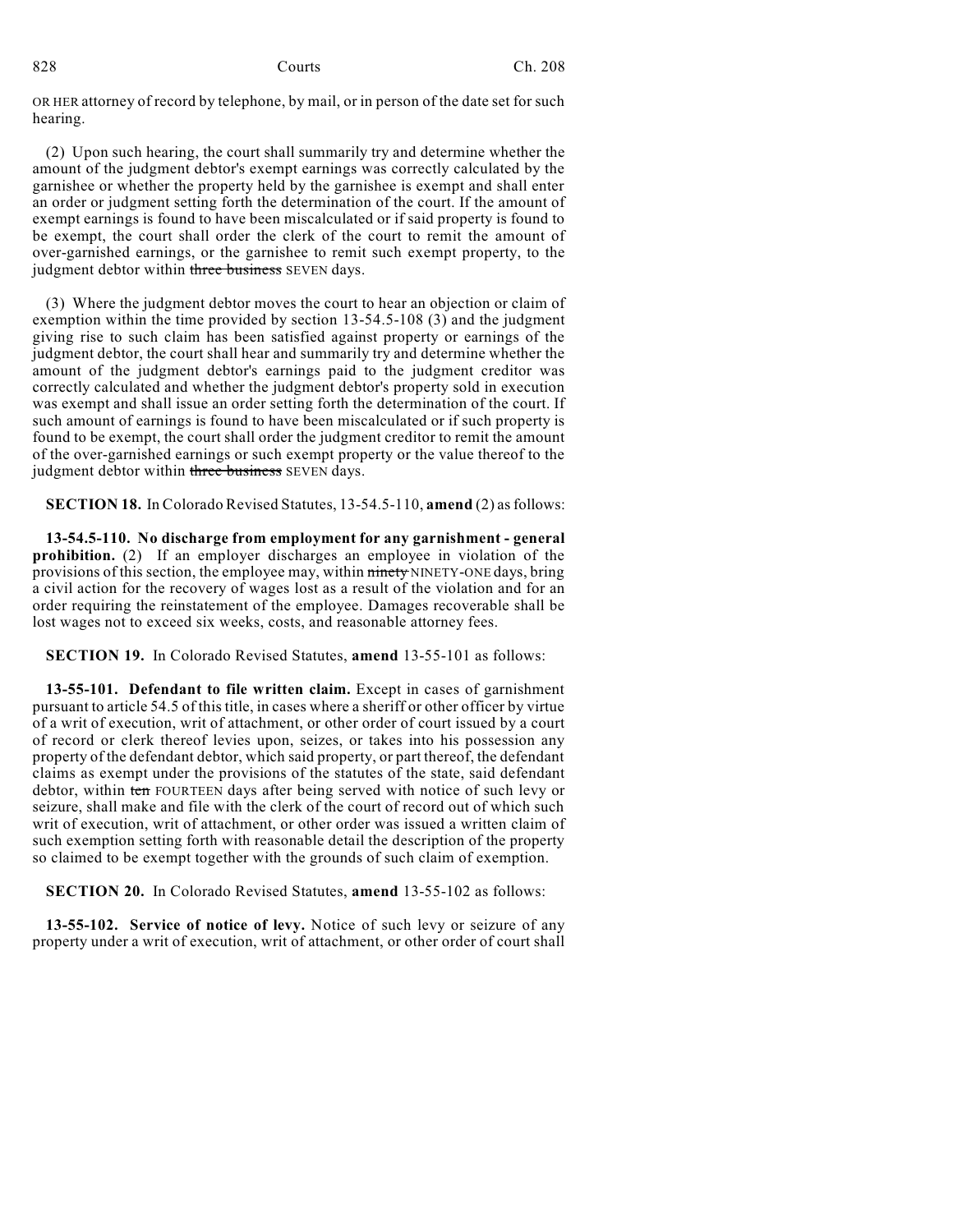OR HER attorney of record by telephone, by mail, or in person of the date set for such hearing.

(2) Upon such hearing, the court shall summarily try and determine whether the amount of the judgment debtor's exempt earnings was correctly calculated by the garnishee or whether the property held by the garnishee is exempt and shall enter an order or judgment setting forth the determination of the court. If the amount of exempt earnings is found to have been miscalculated or if said property is found to be exempt, the court shall order the clerk of the court to remit the amount of over-garnished earnings, or the garnishee to remit such exempt property, to the judgment debtor within ~~three business~~ SEVEN days.

(3) Where the judgment debtor moves the court to hear an objection or claim of exemption within the time provided by section 13-54.5-108 (3) and the judgment giving rise to such claim has been satisfied against property or earnings of the judgment debtor, the court shall hear and summarily try and determine whether the amount of the judgment debtor's earnings paid to the judgment creditor was correctly calculated and whether the judgment debtor's property sold in execution was exempt and shall issue an order setting forth the determination of the court. If such amount of earnings is found to have been miscalculated or if such property is found to be exempt, the court shall order the judgment creditor to remit the amount of the over-garnished earnings or such exempt property or the value thereof to the judgment debtor within ~~three business~~ SEVEN days.

**SECTION 18.** In Colorado Revised Statutes, 13-54.5-110, **amend** (2) as follows:

**13-54.5-110. No discharge from employment for any garnishment - general prohibition.** (2) If an employer discharges an employee in violation of the provisions of this section, the employee may, within ~~ninety~~ NINETY-ONE days, bring a civil action for the recovery of wages lost as a result of the violation and for an order requiring the reinstatement of the employee. Damages recoverable shall be lost wages not to exceed six weeks, costs, and reasonable attorney fees.

**SECTION 19.** In Colorado Revised Statutes, **amend** 13-55-101 as follows:

**13-55-101. Defendant to file written claim.** Except in cases of garnishment pursuant to article 54.5 of this title, in cases where a sheriff or other officer by virtue of a writ of execution, writ of attachment, or other order of court issued by a court of record or clerk thereof levies upon, seizes, or takes into his possession any property of the defendant debtor, which said property, or part thereof, the defendant claims as exempt under the provisions of the statutes of the state, said defendant debtor, within ~~ten~~ FOURTEEN days after being served with notice of such levy or seizure, shall make and file with the clerk of the court of record out of which such writ of execution, writ of attachment, or other order was issued a written claim of such exemption setting forth with reasonable detail the description of the property so claimed to be exempt together with the grounds of such claim of exemption.

**SECTION 20.** In Colorado Revised Statutes, **amend** 13-55-102 as follows:

**13-55-102. Service of notice of levy.** Notice of such levy or seizure of any property under a writ of execution, writ of attachment, or other order of court shall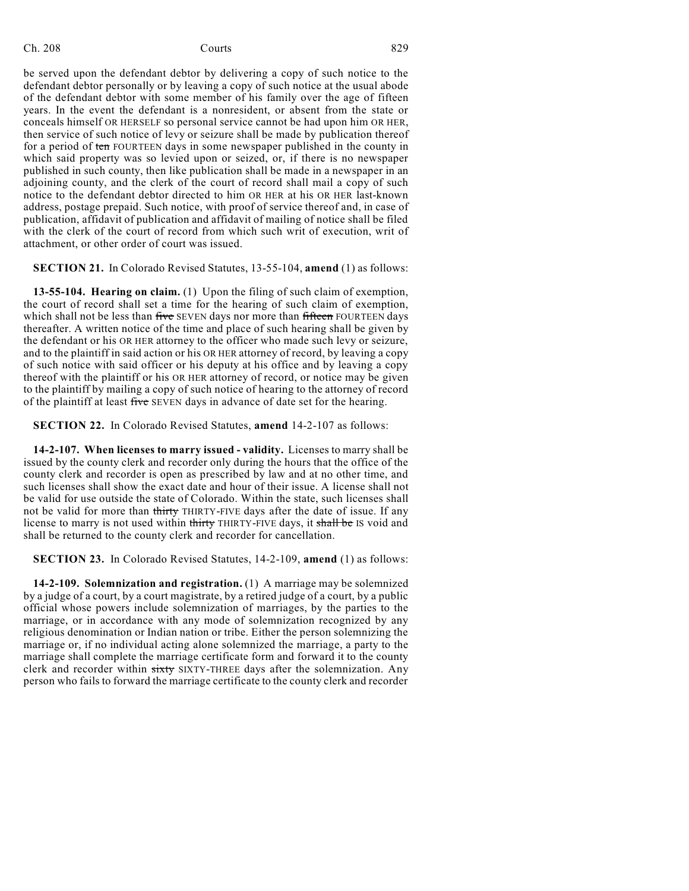be served upon the defendant debtor by delivering a copy of such notice to the defendant debtor personally or by leaving a copy of such notice at the usual abode of the defendant debtor with some member of his family over the age of fifteen years. In the event the defendant is a nonresident, or absent from the state or conceals himself OR HERSELF so personal service cannot be had upon him OR HER, then service of such notice of levy or seizure shall be made by publication thereof for a period of ~~ten~~ FOURTEEN days in some newspaper published in the county in which said property was so levied upon or seized, or, if there is no newspaper published in such county, then like publication shall be made in a newspaper in an adjoining county, and the clerk of the court of record shall mail a copy of such notice to the defendant debtor directed to him OR HER at his OR HER last-known address, postage prepaid. Such notice, with proof of service thereof and, in case of publication, affidavit of publication and affidavit of mailing of notice shall be filed with the clerk of the court of record from which such writ of execution, writ of attachment, or other order of court was issued.

**SECTION 21.** In Colorado Revised Statutes, 13-55-104, **amend** (1) as follows:

**13-55-104. Hearing on claim.** (1) Upon the filing of such claim of exemption, the court of record shall set a time for the hearing of such claim of exemption, which shall not be less than ~~five~~ SEVEN days nor more than ~~fifteen~~ FOURTEEN days thereafter. A written notice of the time and place of such hearing shall be given by the defendant or his OR HER attorney to the officer who made such levy or seizure, and to the plaintiff in said action or his OR HER attorney of record, by leaving a copy of such notice with said officer or his deputy at his office and by leaving a copy thereof with the plaintiff or his OR HER attorney of record, or notice may be given to the plaintiff by mailing a copy of such notice of hearing to the attorney of record of the plaintiff at least ~~five~~ SEVEN days in advance of date set for the hearing.

**SECTION 22.** In Colorado Revised Statutes, **amend** 14-2-107 as follows:

**14-2-107. When licenses to marry issued - validity.** Licenses to marry shall be issued by the county clerk and recorder only during the hours that the office of the county clerk and recorder is open as prescribed by law and at no other time, and such licenses shall show the exact date and hour of their issue. A license shall not be valid for use outside the state of Colorado. Within the state, such licenses shall not be valid for more than ~~thirty~~ THIRTY-FIVE days after the date of issue. If any license to marry is not used within ~~thirty~~ THIRTY-FIVE days, it ~~shall be~~ IS void and shall be returned to the county clerk and recorder for cancellation.

**SECTION 23.** In Colorado Revised Statutes, 14-2-109, **amend** (1) as follows:

**14-2-109. Solemnization and registration.** (1) A marriage may be solemnized by a judge of a court, by a court magistrate, by a retired judge of a court, by a public official whose powers include solemnization of marriages, by the parties to the marriage, or in accordance with any mode of solemnization recognized by any religious denomination or Indian nation or tribe. Either the person solemnizing the marriage or, if no individual acting alone solemnized the marriage, a party to the marriage shall complete the marriage certificate form and forward it to the county clerk and recorder within ~~sixty~~ SIXTY-THREE days after the solemnization. Any person who fails to forward the marriage certificate to the county clerk and recorder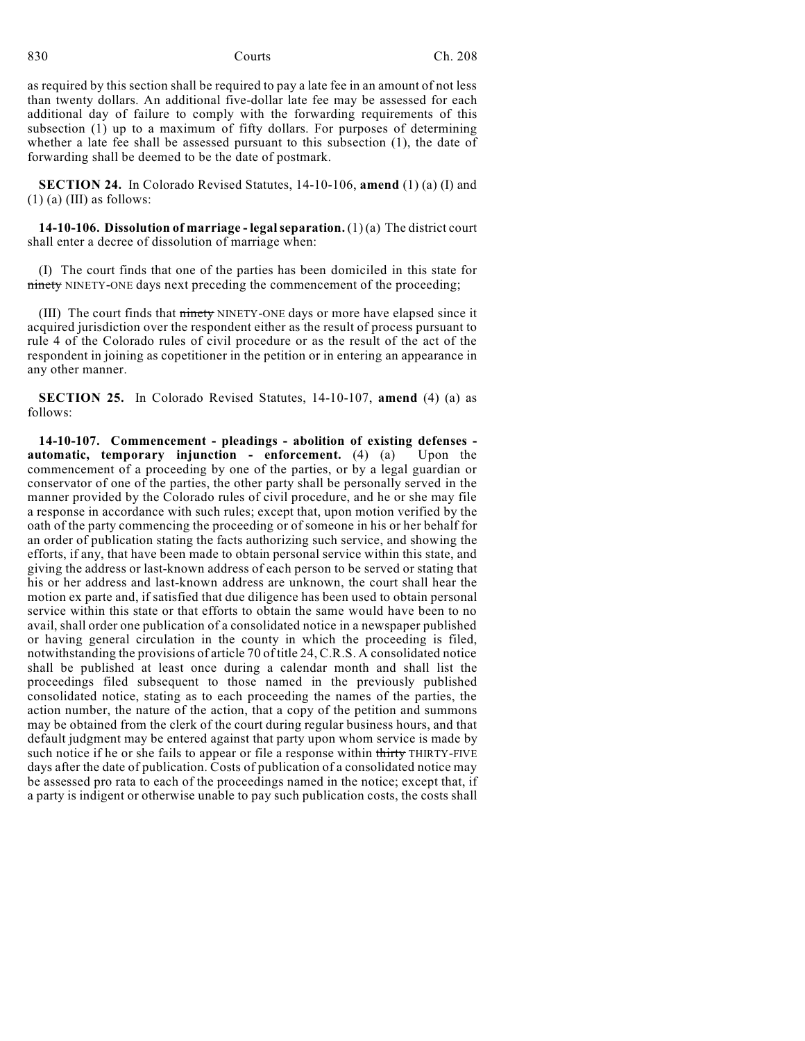as required by this section shall be required to pay a late fee in an amount of not less than twenty dollars. An additional five-dollar late fee may be assessed for each additional day of failure to comply with the forwarding requirements of this subsection (1) up to a maximum of fifty dollars. For purposes of determining whether a late fee shall be assessed pursuant to this subsection (1), the date of forwarding shall be deemed to be the date of postmark.

**SECTION 24.** In Colorado Revised Statutes, 14-10-106, **amend** (1) (a) (I) and (1) (a) (III) as follows:

**14-10-106. Dissolution of marriage - legal separation.** (1) (a) The district court shall enter a decree of dissolution of marriage when:

(I) The court finds that one of the parties has been domiciled in this state for ~~ninety~~ NINETY-ONE days next preceding the commencement of the proceeding;

(III) The court finds that ~~ninety~~ NINETY-ONE days or more have elapsed since it acquired jurisdiction over the respondent either as the result of process pursuant to rule 4 of the Colorado rules of civil procedure or as the result of the act of the respondent in joining as copetitioner in the petition or in entering an appearance in any other manner.

**SECTION 25.** In Colorado Revised Statutes, 14-10-107, **amend** (4) (a) as follows:

**14-10-107. Commencement - pleadings - abolition of existing defenses - automatic, temporary injunction - enforcement.** (4) (a) Upon the commencement of a proceeding by one of the parties, or by a legal guardian or conservator of one of the parties, the other party shall be personally served in the manner provided by the Colorado rules of civil procedure, and he or she may file a response in accordance with such rules; except that, upon motion verified by the oath of the party commencing the proceeding or of someone in his or her behalf for an order of publication stating the facts authorizing such service, and showing the efforts, if any, that have been made to obtain personal service within this state, and giving the address or last-known address of each person to be served or stating that his or her address and last-known address are unknown, the court shall hear the motion ex parte and, if satisfied that due diligence has been used to obtain personal service within this state or that efforts to obtain the same would have been to no avail, shall order one publication of a consolidated notice in a newspaper published or having general circulation in the county in which the proceeding is filed, notwithstanding the provisions of article 70 of title 24, C.R.S. A consolidated notice shall be published at least once during a calendar month and shall list the proceedings filed subsequent to those named in the previously published consolidated notice, stating as to each proceeding the names of the parties, the action number, the nature of the action, that a copy of the petition and summons may be obtained from the clerk of the court during regular business hours, and that default judgment may be entered against that party upon whom service is made by such notice if he or she fails to appear or file a response within ~~thirty~~ THIRTY-FIVE days after the date of publication. Costs of publication of a consolidated notice may be assessed pro rata to each of the proceedings named in the notice; except that, if a party is indigent or otherwise unable to pay such publication costs, the costs shall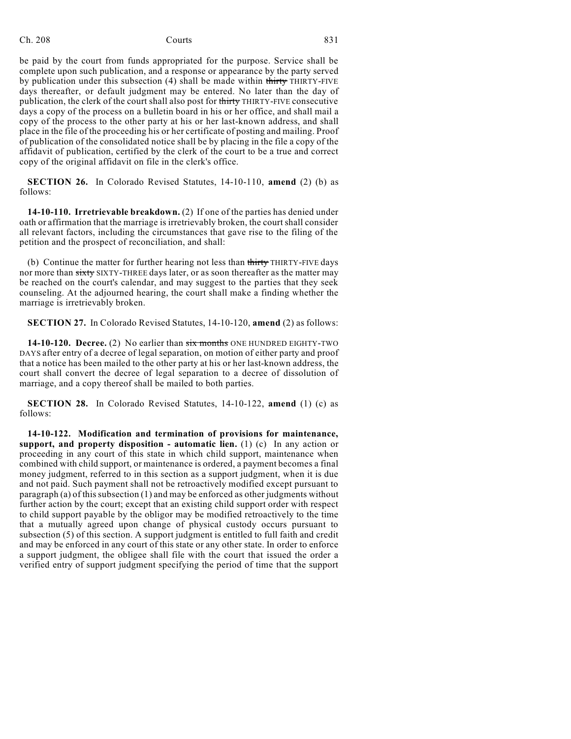be paid by the court from funds appropriated for the purpose. Service shall be complete upon such publication, and a response or appearance by the party served by publication under this subsection (4) shall be made within ~~thirty~~ THIRTY-FIVE days thereafter, or default judgment may be entered. No later than the day of publication, the clerk of the court shall also post for ~~thirty~~ THIRTY-FIVE consecutive days a copy of the process on a bulletin board in his or her office, and shall mail a copy of the process to the other party at his or her last-known address, and shall place in the file of the proceeding his or her certificate of posting and mailing. Proof of publication of the consolidated notice shall be by placing in the file a copy of the affidavit of publication, certified by the clerk of the court to be a true and correct copy of the original affidavit on file in the clerk's office.

**SECTION 26.** In Colorado Revised Statutes, 14-10-110, **amend** (2) (b) as follows:

**14-10-110. Irretrievable breakdown.** (2) If one of the parties has denied under oath or affirmation that the marriage is irretrievably broken, the court shall consider all relevant factors, including the circumstances that gave rise to the filing of the petition and the prospect of reconciliation, and shall:

(b) Continue the matter for further hearing not less than ~~thirty~~ THIRTY-FIVE days nor more than ~~sixty~~ SIXTY-THREE days later, or as soon thereafter as the matter may be reached on the court's calendar, and may suggest to the parties that they seek counseling. At the adjourned hearing, the court shall make a finding whether the marriage is irretrievably broken.

**SECTION 27.** In Colorado Revised Statutes, 14-10-120, **amend** (2) as follows:

**14-10-120. Decree.** (2) No earlier than ~~six months~~ ONE HUNDRED EIGHTY-TWO DAYS after entry of a decree of legal separation, on motion of either party and proof that a notice has been mailed to the other party at his or her last-known address, the court shall convert the decree of legal separation to a decree of dissolution of marriage, and a copy thereof shall be mailed to both parties.

**SECTION 28.** In Colorado Revised Statutes, 14-10-122, **amend** (1) (c) as follows:

**14-10-122. Modification and termination of provisions for maintenance, support, and property disposition - automatic lien.** (1) (c) In any action or proceeding in any court of this state in which child support, maintenance when combined with child support, or maintenance is ordered, a payment becomes a final money judgment, referred to in this section as a support judgment, when it is due and not paid. Such payment shall not be retroactively modified except pursuant to paragraph (a) of this subsection (1) and may be enforced as other judgments without further action by the court; except that an existing child support order with respect to child support payable by the obligor may be modified retroactively to the time that a mutually agreed upon change of physical custody occurs pursuant to subsection (5) of this section. A support judgment is entitled to full faith and credit and may be enforced in any court of this state or any other state. In order to enforce a support judgment, the obligee shall file with the court that issued the order a verified entry of support judgment specifying the period of time that the support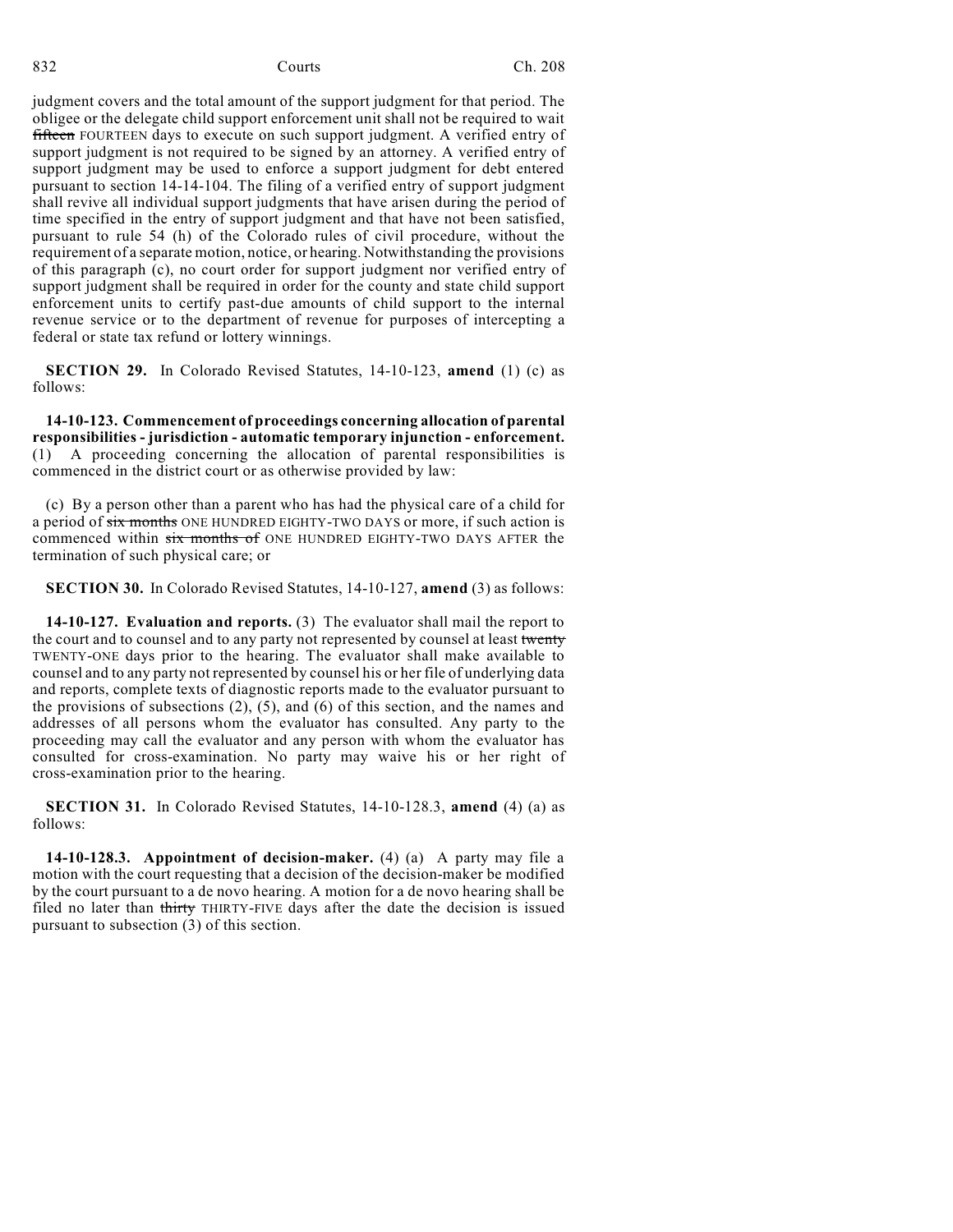judgment covers and the total amount of the support judgment for that period. The obligee or the delegate child support enforcement unit shall not be required to wait ~~fifteen~~ FOURTEEN days to execute on such support judgment. A verified entry of support judgment is not required to be signed by an attorney. A verified entry of support judgment may be used to enforce a support judgment for debt entered pursuant to section 14-14-104. The filing of a verified entry of support judgment shall revive all individual support judgments that have arisen during the period of time specified in the entry of support judgment and that have not been satisfied, pursuant to rule 54 (h) of the Colorado rules of civil procedure, without the requirement of a separate motion, notice, or hearing. Notwithstanding the provisions of this paragraph (c), no court order for support judgment nor verified entry of support judgment shall be required in order for the county and state child support enforcement units to certify past-due amounts of child support to the internal revenue service or to the department of revenue for purposes of intercepting a federal or state tax refund or lottery winnings.

**SECTION 29.** In Colorado Revised Statutes, 14-10-123, **amend** (1) (c) as follows:

**14-10-123. Commencement of proceedings concerning allocation of parental responsibilities - jurisdiction - automatic temporary injunction - enforcement.** (1) A proceeding concerning the allocation of parental responsibilities is commenced in the district court or as otherwise provided by law:

(c) By a person other than a parent who has had the physical care of a child for a period of ~~six months~~ ONE HUNDRED EIGHTY-TWO DAYS or more, if such action is commenced within ~~six months of~~ ONE HUNDRED EIGHTY-TWO DAYS AFTER the termination of such physical care; or

**SECTION 30.** In Colorado Revised Statutes, 14-10-127, **amend** (3) as follows:

**14-10-127. Evaluation and reports.** (3) The evaluator shall mail the report to the court and to counsel and to any party not represented by counsel at least ~~twenty~~ TWENTY-ONE days prior to the hearing. The evaluator shall make available to counsel and to any party not represented by counsel his or her file of underlying data and reports, complete texts of diagnostic reports made to the evaluator pursuant to the provisions of subsections (2), (5), and (6) of this section, and the names and addresses of all persons whom the evaluator has consulted. Any party to the proceeding may call the evaluator and any person with whom the evaluator has consulted for cross-examination. No party may waive his or her right of cross-examination prior to the hearing.

**SECTION 31.** In Colorado Revised Statutes, 14-10-128.3, **amend** (4) (a) as follows:

**14-10-128.3. Appointment of decision-maker.** (4) (a) A party may file a motion with the court requesting that a decision of the decision-maker be modified by the court pursuant to a de novo hearing. A motion for a de novo hearing shall be filed no later than ~~thirty~~ THIRTY-FIVE days after the date the decision is issued pursuant to subsection (3) of this section.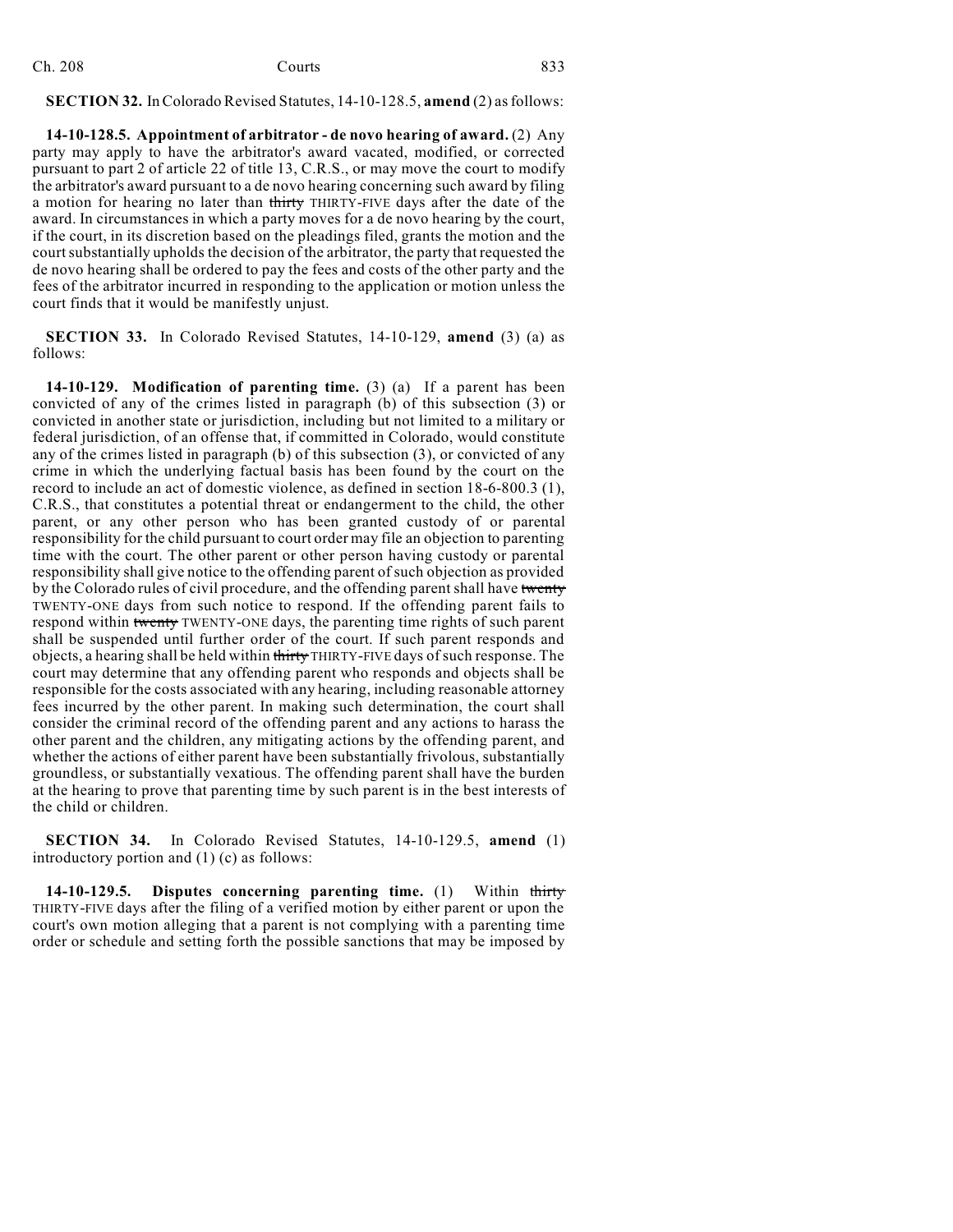**SECTION 32.** In Colorado Revised Statutes, 14-10-128.5, **amend** (2) as follows:

**14-10-128.5. Appointment of arbitrator - de novo hearing of award.** (2) Any party may apply to have the arbitrator's award vacated, modified, or corrected pursuant to part 2 of article 22 of title 13, C.R.S., or may move the court to modify the arbitrator's award pursuant to a de novo hearing concerning such award by filing a motion for hearing no later than ~~thirty~~ THIRTY-FIVE days after the date of the award. In circumstances in which a party moves for a de novo hearing by the court, if the court, in its discretion based on the pleadings filed, grants the motion and the court substantially upholds the decision of the arbitrator, the party that requested the de novo hearing shall be ordered to pay the fees and costs of the other party and the fees of the arbitrator incurred in responding to the application or motion unless the court finds that it would be manifestly unjust.

**SECTION 33.** In Colorado Revised Statutes, 14-10-129, **amend** (3) (a) as follows:

**14-10-129. Modification of parenting time.** (3) (a) If a parent has been convicted of any of the crimes listed in paragraph (b) of this subsection (3) or convicted in another state or jurisdiction, including but not limited to a military or federal jurisdiction, of an offense that, if committed in Colorado, would constitute any of the crimes listed in paragraph (b) of this subsection (3), or convicted of any crime in which the underlying factual basis has been found by the court on the record to include an act of domestic violence, as defined in section 18-6-800.3 (1), C.R.S., that constitutes a potential threat or endangerment to the child, the other parent, or any other person who has been granted custody of or parental responsibility for the child pursuant to court order may file an objection to parenting time with the court. The other parent or other person having custody or parental responsibility shall give notice to the offending parent of such objection as provided by the Colorado rules of civil procedure, and the offending parent shall have ~~twenty~~ TWENTY-ONE days from such notice to respond. If the offending parent fails to respond within ~~twenty~~ TWENTY-ONE days, the parenting time rights of such parent shall be suspended until further order of the court. If such parent responds and objects, a hearing shall be held within ~~thirty~~ THIRTY-FIVE days of such response. The court may determine that any offending parent who responds and objects shall be responsible for the costs associated with any hearing, including reasonable attorney fees incurred by the other parent. In making such determination, the court shall consider the criminal record of the offending parent and any actions to harass the other parent and the children, any mitigating actions by the offending parent, and whether the actions of either parent have been substantially frivolous, substantially groundless, or substantially vexatious. The offending parent shall have the burden at the hearing to prove that parenting time by such parent is in the best interests of the child or children.

**SECTION 34.** In Colorado Revised Statutes, 14-10-129.5, **amend** (1) introductory portion and (1) (c) as follows:

**14-10-129.5. Disputes concerning parenting time.** (1) Within ~~thirty~~ THIRTY-FIVE days after the filing of a verified motion by either parent or upon the court's own motion alleging that a parent is not complying with a parenting time order or schedule and setting forth the possible sanctions that may be imposed by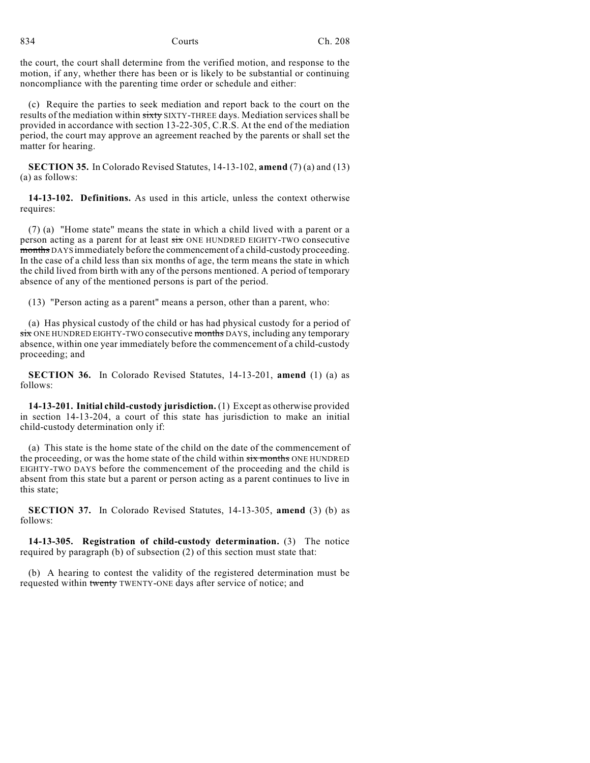the court, the court shall determine from the verified motion, and response to the motion, if any, whether there has been or is likely to be substantial or continuing noncompliance with the parenting time order or schedule and either:

(c) Require the parties to seek mediation and report back to the court on the results of the mediation within ~~sixty~~ SIXTY-THREE days. Mediation services shall be provided in accordance with section 13-22-305, C.R.S. At the end of the mediation period, the court may approve an agreement reached by the parents or shall set the matter for hearing.

**SECTION 35.** In Colorado Revised Statutes, 14-13-102, **amend** (7) (a) and (13) (a) as follows:

**14-13-102. Definitions.** As used in this article, unless the context otherwise requires:

(7) (a) "Home state" means the state in which a child lived with a parent or a person acting as a parent for at least ~~six~~ ONE HUNDRED EIGHTY-TWO consecutive ~~months~~ DAYS immediately before the commencement of a child-custody proceeding. In the case of a child less than six months of age, the term means the state in which the child lived from birth with any of the persons mentioned. A period of temporary absence of any of the mentioned persons is part of the period.

(13) "Person acting as a parent" means a person, other than a parent, who:

(a) Has physical custody of the child or has had physical custody for a period of ~~six~~ ONE HUNDRED EIGHTY-TWO consecutive ~~months~~ DAYS, including any temporary absence, within one year immediately before the commencement of a child-custody proceeding; and

**SECTION 36.** In Colorado Revised Statutes, 14-13-201, **amend** (1) (a) as follows:

**14-13-201. Initial child-custody jurisdiction.** (1) Except as otherwise provided in section 14-13-204, a court of this state has jurisdiction to make an initial child-custody determination only if:

(a) This state is the home state of the child on the date of the commencement of the proceeding, or was the home state of the child within ~~six months~~ ONE HUNDRED EIGHTY-TWO DAYS before the commencement of the proceeding and the child is absent from this state but a parent or person acting as a parent continues to live in this state;

**SECTION 37.** In Colorado Revised Statutes, 14-13-305, **amend** (3) (b) as follows:

**14-13-305. Registration of child-custody determination.** (3) The notice required by paragraph (b) of subsection (2) of this section must state that:

(b) A hearing to contest the validity of the registered determination must be requested within ~~twenty~~ TWENTY-ONE days after service of notice; and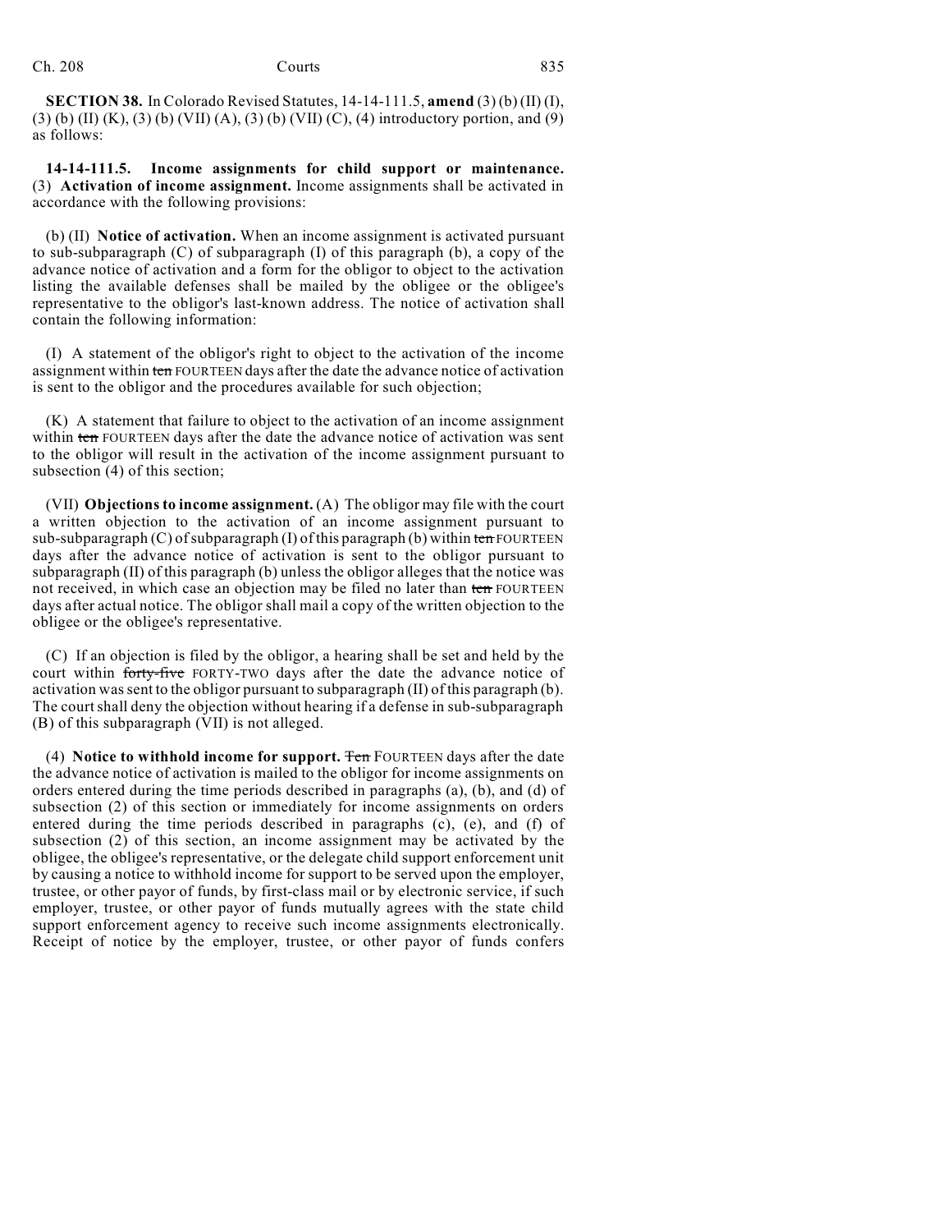**SECTION 38.** In Colorado Revised Statutes, 14-14-111.5, **amend** (3) (b) (II) (I), (3) (b) (II) (K), (3) (b) (VII) (A), (3) (b) (VII) (C), (4) introductory portion, and (9) as follows:

**14-14-111.5. Income assignments for child support or maintenance.** (3) **Activation of income assignment.** Income assignments shall be activated in accordance with the following provisions:

(b) (II) **Notice of activation.** When an income assignment is activated pursuant to sub-subparagraph (C) of subparagraph (I) of this paragraph (b), a copy of the advance notice of activation and a form for the obligor to object to the activation listing the available defenses shall be mailed by the obligee or the obligee's representative to the obligor's last-known address. The notice of activation shall contain the following information:

(I) A statement of the obligor's right to object to the activation of the income assignment within ~~ten~~ FOURTEEN days after the date the advance notice of activation is sent to the obligor and the procedures available for such objection;

(K) A statement that failure to object to the activation of an income assignment within ~~ten~~ FOURTEEN days after the date the advance notice of activation was sent to the obligor will result in the activation of the income assignment pursuant to subsection (4) of this section;

(VII) **Objections to income assignment.** (A) The obligor may file with the court a written objection to the activation of an income assignment pursuant to sub-subparagraph (C) of subparagraph (I) of this paragraph (b) within ~~ten~~ FOURTEEN days after the advance notice of activation is sent to the obligor pursuant to subparagraph (II) of this paragraph (b) unless the obligor alleges that the notice was not received, in which case an objection may be filed no later than ~~ten~~ FOURTEEN days after actual notice. The obligor shall mail a copy of the written objection to the obligee or the obligee's representative.

(C) If an objection is filed by the obligor, a hearing shall be set and held by the court within ~~forty-five~~ FORTY-TWO days after the date the advance notice of activation was sent to the obligor pursuant to subparagraph (II) of this paragraph (b). The court shall deny the objection without hearing if a defense in sub-subparagraph (B) of this subparagraph (VII) is not alleged.

(4) **Notice to withhold income for support.** ~~Ten~~ FOURTEEN days after the date the advance notice of activation is mailed to the obligor for income assignments on orders entered during the time periods described in paragraphs (a), (b), and (d) of subsection (2) of this section or immediately for income assignments on orders entered during the time periods described in paragraphs (c), (e), and (f) of subsection (2) of this section, an income assignment may be activated by the obligee, the obligee's representative, or the delegate child support enforcement unit by causing a notice to withhold income for support to be served upon the employer, trustee, or other payor of funds, by first-class mail or by electronic service, if such employer, trustee, or other payor of funds mutually agrees with the state child support enforcement agency to receive such income assignments electronically. Receipt of notice by the employer, trustee, or other payor of funds confers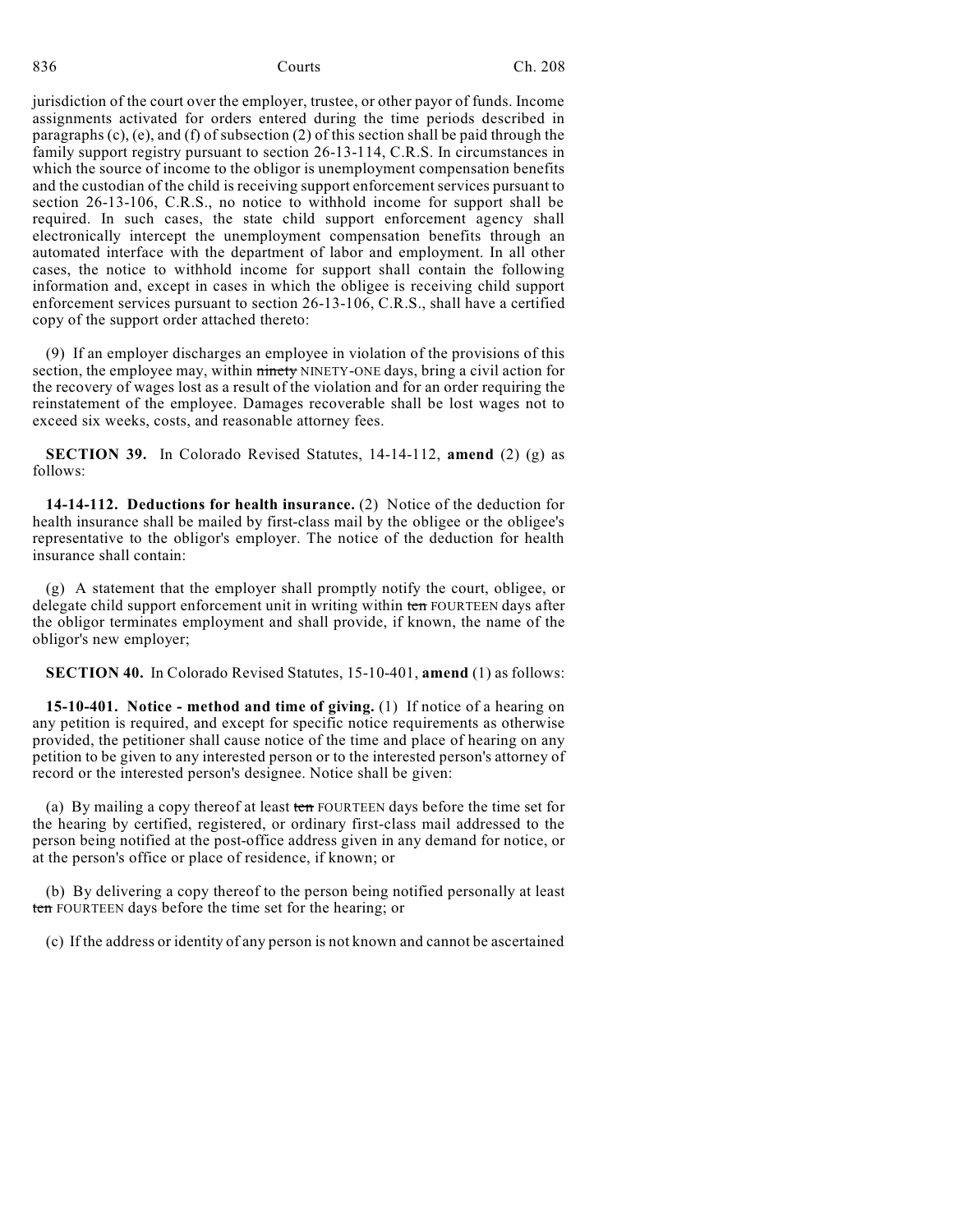jurisdiction of the court over the employer, trustee, or other payor of funds. Income assignments activated for orders entered during the time periods described in paragraphs (c), (e), and (f) of subsection (2) of this section shall be paid through the family support registry pursuant to section 26-13-114, C.R.S. In circumstances in which the source of income to the obligor is unemployment compensation benefits and the custodian of the child is receiving support enforcement services pursuant to section 26-13-106, C.R.S., no notice to withhold income for support shall be required. In such cases, the state child support enforcement agency shall electronically intercept the unemployment compensation benefits through an automated interface with the department of labor and employment. In all other cases, the notice to withhold income for support shall contain the following information and, except in cases in which the obligee is receiving child support enforcement services pursuant to section 26-13-106, C.R.S., shall have a certified copy of the support order attached thereto:

(9) If an employer discharges an employee in violation of the provisions of this section, the employee may, within ~~ninety~~ NINETY-ONE days, bring a civil action for the recovery of wages lost as a result of the violation and for an order requiring the reinstatement of the employee. Damages recoverable shall be lost wages not to exceed six weeks, costs, and reasonable attorney fees.

**SECTION 39.** In Colorado Revised Statutes, 14-14-112, **amend** (2) (g) as follows:

**14-14-112. Deductions for health insurance.** (2) Notice of the deduction for health insurance shall be mailed by first-class mail by the obligee or the obligee's representative to the obligor's employer. The notice of the deduction for health insurance shall contain:

(g) A statement that the employer shall promptly notify the court, obligee, or delegate child support enforcement unit in writing within ~~ten~~ FOURTEEN days after the obligor terminates employment and shall provide, if known, the name of the obligor's new employer;

**SECTION 40.** In Colorado Revised Statutes, 15-10-401, **amend** (1) as follows:

**15-10-401. Notice - method and time of giving.** (1) If notice of a hearing on any petition is required, and except for specific notice requirements as otherwise provided, the petitioner shall cause notice of the time and place of hearing on any petition to be given to any interested person or to the interested person's attorney of record or the interested person's designee. Notice shall be given:

(a) By mailing a copy thereof at least ~~ten~~ FOURTEEN days before the time set for the hearing by certified, registered, or ordinary first-class mail addressed to the person being notified at the post-office address given in any demand for notice, or at the person's office or place of residence, if known; or

(b) By delivering a copy thereof to the person being notified personally at least ~~ten~~ FOURTEEN days before the time set for the hearing; or

(c) If the address or identity of any person is not known and cannot be ascertained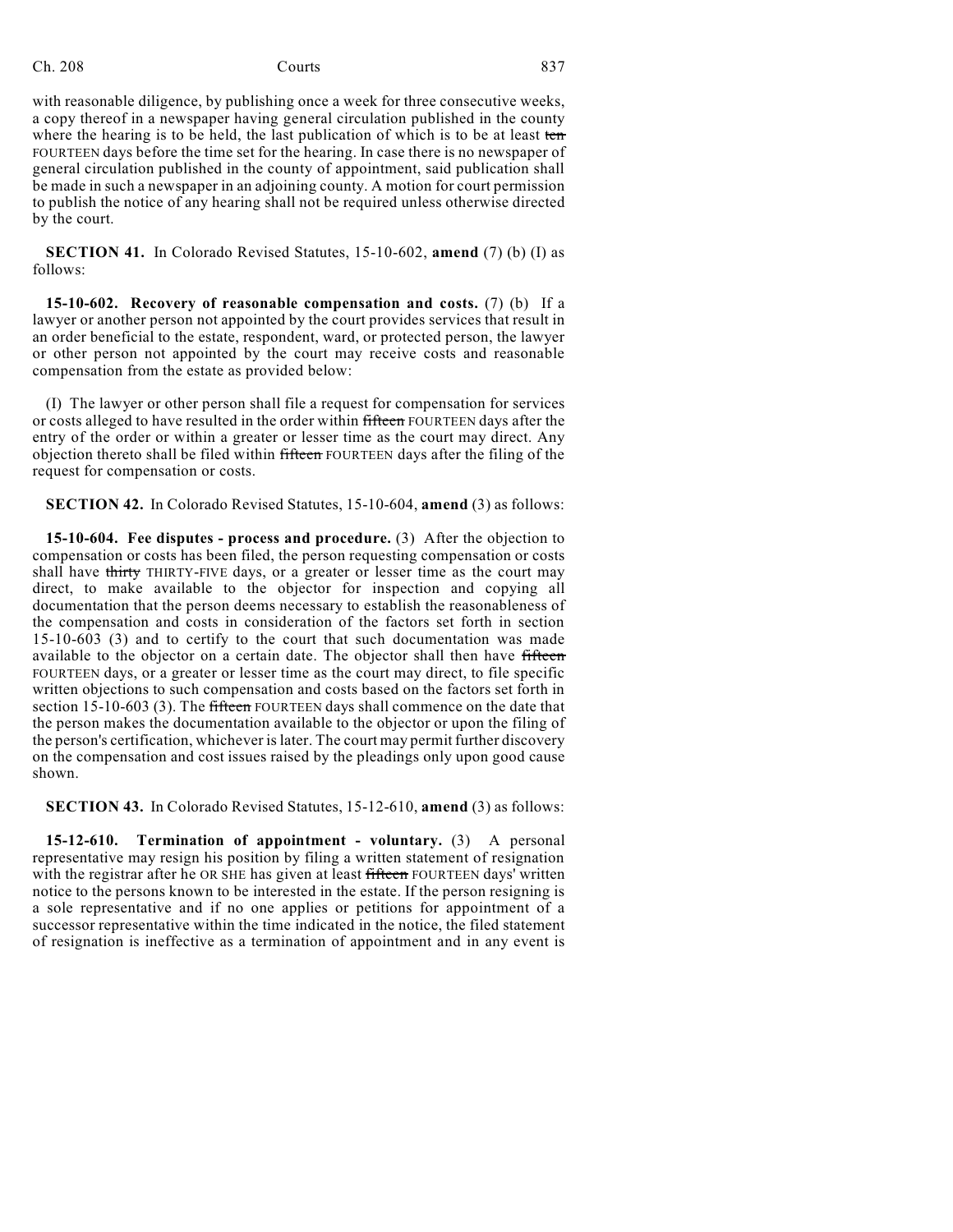with reasonable diligence, by publishing once a week for three consecutive weeks, a copy thereof in a newspaper having general circulation published in the county where the hearing is to be held, the last publication of which is to be at least ~~ten~~ FOURTEEN days before the time set for the hearing. In case there is no newspaper of general circulation published in the county of appointment, said publication shall be made in such a newspaper in an adjoining county. A motion for court permission to publish the notice of any hearing shall not be required unless otherwise directed by the court.

**SECTION 41.** In Colorado Revised Statutes, 15-10-602, **amend** (7) (b) (I) as follows:

**15-10-602. Recovery of reasonable compensation and costs.** (7) (b) If a lawyer or another person not appointed by the court provides services that result in an order beneficial to the estate, respondent, ward, or protected person, the lawyer or other person not appointed by the court may receive costs and reasonable compensation from the estate as provided below:

(I) The lawyer or other person shall file a request for compensation for services or costs alleged to have resulted in the order within ~~fifteen~~ FOURTEEN days after the entry of the order or within a greater or lesser time as the court may direct. Any objection thereto shall be filed within ~~fifteen~~ FOURTEEN days after the filing of the request for compensation or costs.

**SECTION 42.** In Colorado Revised Statutes, 15-10-604, **amend** (3) as follows:

**15-10-604. Fee disputes - process and procedure.** (3) After the objection to compensation or costs has been filed, the person requesting compensation or costs shall have ~~thirty~~ THIRTY-FIVE days, or a greater or lesser time as the court may direct, to make available to the objector for inspection and copying all documentation that the person deems necessary to establish the reasonableness of the compensation and costs in consideration of the factors set forth in section 15-10-603 (3) and to certify to the court that such documentation was made available to the objector on a certain date. The objector shall then have ~~fifteen~~ FOURTEEN days, or a greater or lesser time as the court may direct, to file specific written objections to such compensation and costs based on the factors set forth in section 15-10-603 (3). The ~~fifteen~~ FOURTEEN days shall commence on the date that the person makes the documentation available to the objector or upon the filing of the person's certification, whichever is later. The court may permit further discovery on the compensation and cost issues raised by the pleadings only upon good cause shown.

**SECTION 43.** In Colorado Revised Statutes, 15-12-610, **amend** (3) as follows:

**15-12-610. Termination of appointment - voluntary.** (3) A personal representative may resign his position by filing a written statement of resignation with the registrar after he OR SHE has given at least ~~fifteen~~ FOURTEEN days' written notice to the persons known to be interested in the estate. If the person resigning is a sole representative and if no one applies or petitions for appointment of a successor representative within the time indicated in the notice, the filed statement of resignation is ineffective as a termination of appointment and in any event is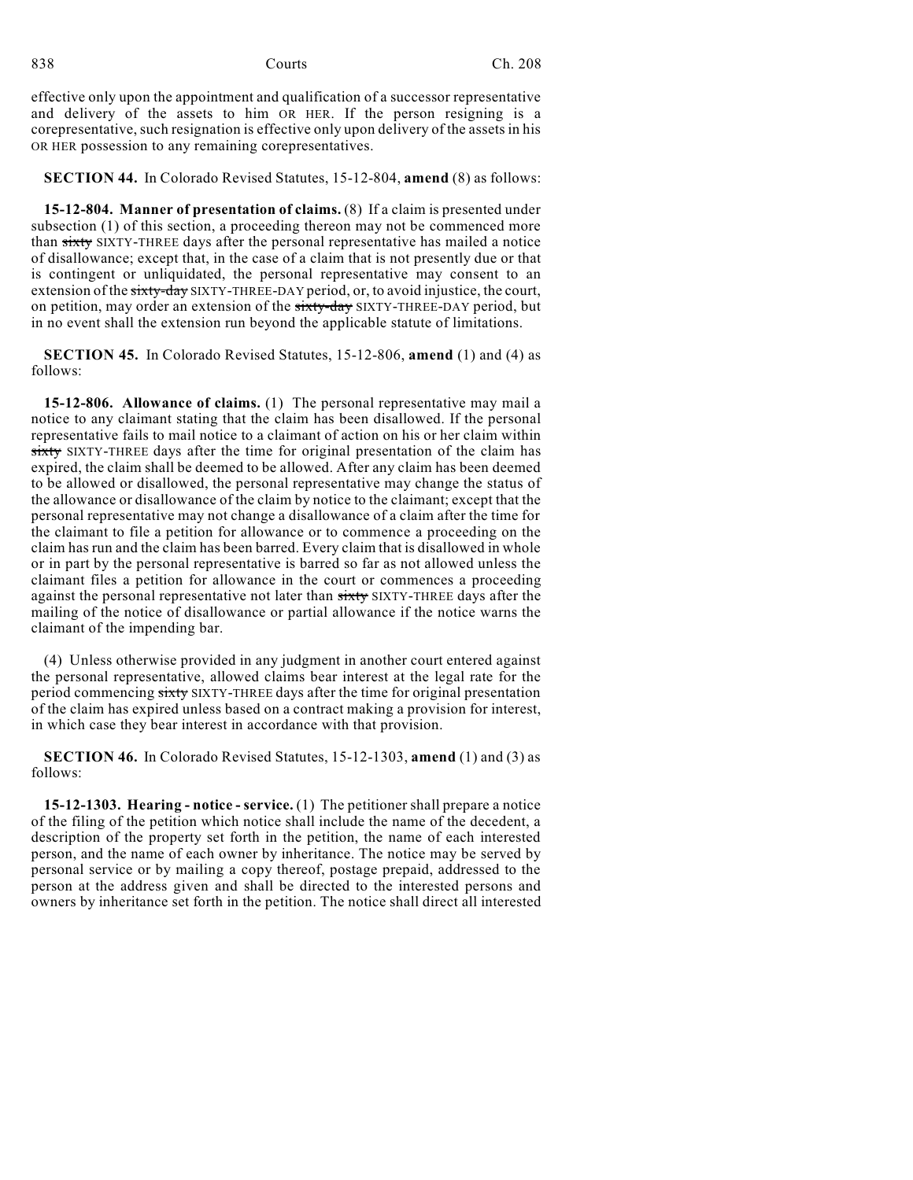effective only upon the appointment and qualification of a successor representative and delivery of the assets to him OR HER. If the person resigning is a corepresentative, such resignation is effective only upon delivery of the assets in his OR HER possession to any remaining corepresentatives.

**SECTION 44.** In Colorado Revised Statutes, 15-12-804, **amend** (8) as follows:

**15-12-804. Manner of presentation of claims.** (8) If a claim is presented under subsection (1) of this section, a proceeding thereon may not be commenced more than ~~sixty~~ SIXTY-THREE days after the personal representative has mailed a notice of disallowance; except that, in the case of a claim that is not presently due or that is contingent or unliquidated, the personal representative may consent to an extension of the ~~sixty-day~~ SIXTY-THREE-DAY period, or, to avoid injustice, the court, on petition, may order an extension of the ~~sixty-day~~ SIXTY-THREE-DAY period, but in no event shall the extension run beyond the applicable statute of limitations.

**SECTION 45.** In Colorado Revised Statutes, 15-12-806, **amend** (1) and (4) as follows:

**15-12-806. Allowance of claims.** (1) The personal representative may mail a notice to any claimant stating that the claim has been disallowed. If the personal representative fails to mail notice to a claimant of action on his or her claim within ~~sixty~~ SIXTY-THREE days after the time for original presentation of the claim has expired, the claim shall be deemed to be allowed. After any claim has been deemed to be allowed or disallowed, the personal representative may change the status of the allowance or disallowance of the claim by notice to the claimant; except that the personal representative may not change a disallowance of a claim after the time for the claimant to file a petition for allowance or to commence a proceeding on the claim has run and the claim has been barred. Every claim that is disallowed in whole or in part by the personal representative is barred so far as not allowed unless the claimant files a petition for allowance in the court or commences a proceeding against the personal representative not later than ~~sixty~~ SIXTY-THREE days after the mailing of the notice of disallowance or partial allowance if the notice warns the claimant of the impending bar.

(4) Unless otherwise provided in any judgment in another court entered against the personal representative, allowed claims bear interest at the legal rate for the period commencing ~~sixty~~ SIXTY-THREE days after the time for original presentation of the claim has expired unless based on a contract making a provision for interest, in which case they bear interest in accordance with that provision.

**SECTION 46.** In Colorado Revised Statutes, 15-12-1303, **amend** (1) and (3) as follows:

**15-12-1303. Hearing - notice - service.** (1) The petitioner shall prepare a notice of the filing of the petition which notice shall include the name of the decedent, a description of the property set forth in the petition, the name of each interested person, and the name of each owner by inheritance. The notice may be served by personal service or by mailing a copy thereof, postage prepaid, addressed to the person at the address given and shall be directed to the interested persons and owners by inheritance set forth in the petition. The notice shall direct all interested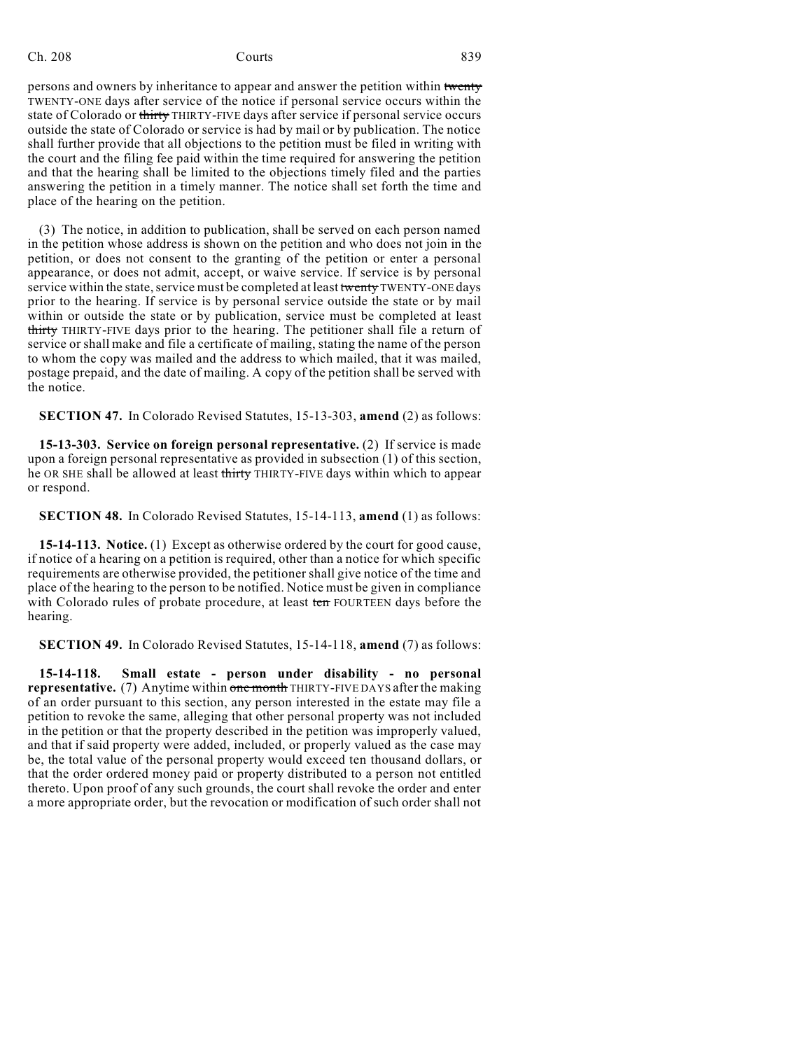persons and owners by inheritance to appear and answer the petition within ~~twenty~~ TWENTY-ONE days after service of the notice if personal service occurs within the state of Colorado or ~~thirty~~ THIRTY-FIVE days after service if personal service occurs outside the state of Colorado or service is had by mail or by publication. The notice shall further provide that all objections to the petition must be filed in writing with the court and the filing fee paid within the time required for answering the petition and that the hearing shall be limited to the objections timely filed and the parties answering the petition in a timely manner. The notice shall set forth the time and place of the hearing on the petition.

(3) The notice, in addition to publication, shall be served on each person named in the petition whose address is shown on the petition and who does not join in the petition, or does not consent to the granting of the petition or enter a personal appearance, or does not admit, accept, or waive service. If service is by personal service within the state, service must be completed at least ~~twenty~~ TWENTY-ONE days prior to the hearing. If service is by personal service outside the state or by mail within or outside the state or by publication, service must be completed at least ~~thirty~~ THIRTY-FIVE days prior to the hearing. The petitioner shall file a return of service or shall make and file a certificate of mailing, stating the name of the person to whom the copy was mailed and the address to which mailed, that it was mailed, postage prepaid, and the date of mailing. A copy of the petition shall be served with the notice.

**SECTION 47.** In Colorado Revised Statutes, 15-13-303, **amend** (2) as follows:

**15-13-303. Service on foreign personal representative.** (2) If service is made upon a foreign personal representative as provided in subsection (1) of this section, he OR SHE shall be allowed at least ~~thirty~~ THIRTY-FIVE days within which to appear or respond.

**SECTION 48.** In Colorado Revised Statutes, 15-14-113, **amend** (1) as follows:

**15-14-113. Notice.** (1) Except as otherwise ordered by the court for good cause, if notice of a hearing on a petition is required, other than a notice for which specific requirements are otherwise provided, the petitioner shall give notice of the time and place of the hearing to the person to be notified. Notice must be given in compliance with Colorado rules of probate procedure, at least ~~ten~~ FOURTEEN days before the hearing.

**SECTION 49.** In Colorado Revised Statutes, 15-14-118, **amend** (7) as follows:

**15-14-118. Small estate - person under disability - no personal representative.** (7) Anytime within ~~one month~~ THIRTY-FIVE DAYS after the making of an order pursuant to this section, any person interested in the estate may file a petition to revoke the same, alleging that other personal property was not included in the petition or that the property described in the petition was improperly valued, and that if said property were added, included, or properly valued as the case may be, the total value of the personal property would exceed ten thousand dollars, or that the order ordered money paid or property distributed to a person not entitled thereto. Upon proof of any such grounds, the court shall revoke the order and enter a more appropriate order, but the revocation or modification of such order shall not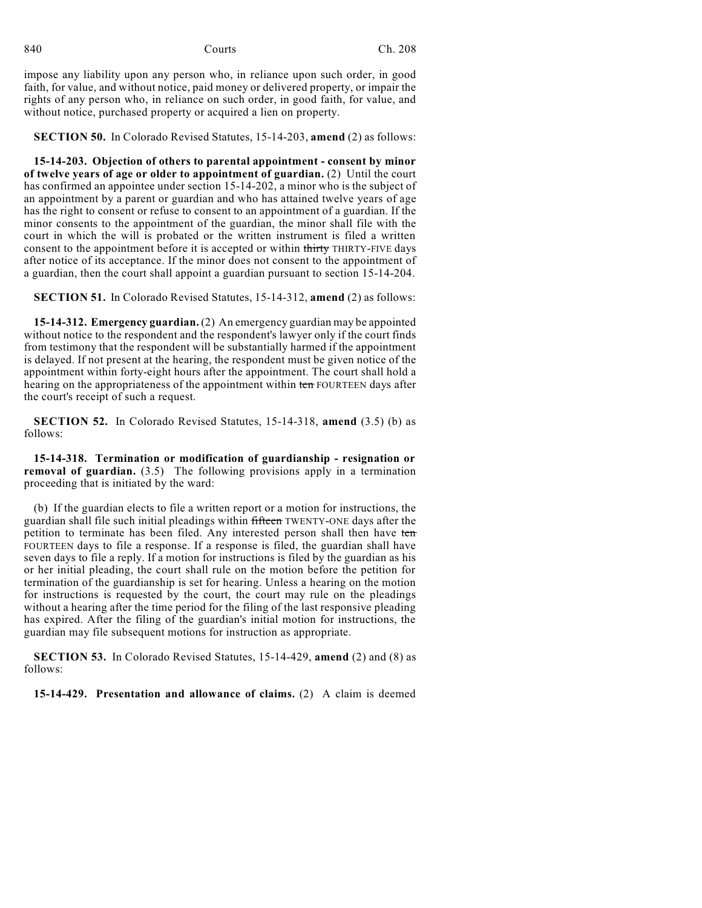impose any liability upon any person who, in reliance upon such order, in good faith, for value, and without notice, paid money or delivered property, or impair the rights of any person who, in reliance on such order, in good faith, for value, and without notice, purchased property or acquired a lien on property.

**SECTION 50.** In Colorado Revised Statutes, 15-14-203, **amend** (2) as follows:

**15-14-203. Objection of others to parental appointment - consent by minor of twelve years of age or older to appointment of guardian.** (2) Until the court has confirmed an appointee under section 15-14-202, a minor who is the subject of an appointment by a parent or guardian and who has attained twelve years of age has the right to consent or refuse to consent to an appointment of a guardian. If the minor consents to the appointment of the guardian, the minor shall file with the court in which the will is probated or the written instrument is filed a written consent to the appointment before it is accepted or within ~~thirty~~ THIRTY-FIVE days after notice of its acceptance. If the minor does not consent to the appointment of a guardian, then the court shall appoint a guardian pursuant to section 15-14-204.

**SECTION 51.** In Colorado Revised Statutes, 15-14-312, **amend** (2) as follows:

**15-14-312. Emergency guardian.** (2) An emergency guardian may be appointed without notice to the respondent and the respondent's lawyer only if the court finds from testimony that the respondent will be substantially harmed if the appointment is delayed. If not present at the hearing, the respondent must be given notice of the appointment within forty-eight hours after the appointment. The court shall hold a hearing on the appropriateness of the appointment within ~~ten~~ FOURTEEN days after the court's receipt of such a request.

**SECTION 52.** In Colorado Revised Statutes, 15-14-318, **amend** (3.5) (b) as follows:

**15-14-318. Termination or modification of guardianship - resignation or removal of guardian.** (3.5) The following provisions apply in a termination proceeding that is initiated by the ward:

(b) If the guardian elects to file a written report or a motion for instructions, the guardian shall file such initial pleadings within ~~fifteen~~ TWENTY-ONE days after the petition to terminate has been filed. Any interested person shall then have ~~ten~~ FOURTEEN days to file a response. If a response is filed, the guardian shall have seven days to file a reply. If a motion for instructions is filed by the guardian as his or her initial pleading, the court shall rule on the motion before the petition for termination of the guardianship is set for hearing. Unless a hearing on the motion for instructions is requested by the court, the court may rule on the pleadings without a hearing after the time period for the filing of the last responsive pleading has expired. After the filing of the guardian's initial motion for instructions, the guardian may file subsequent motions for instruction as appropriate.

**SECTION 53.** In Colorado Revised Statutes, 15-14-429, **amend** (2) and (8) as follows:

**15-14-429. Presentation and allowance of claims.** (2) A claim is deemed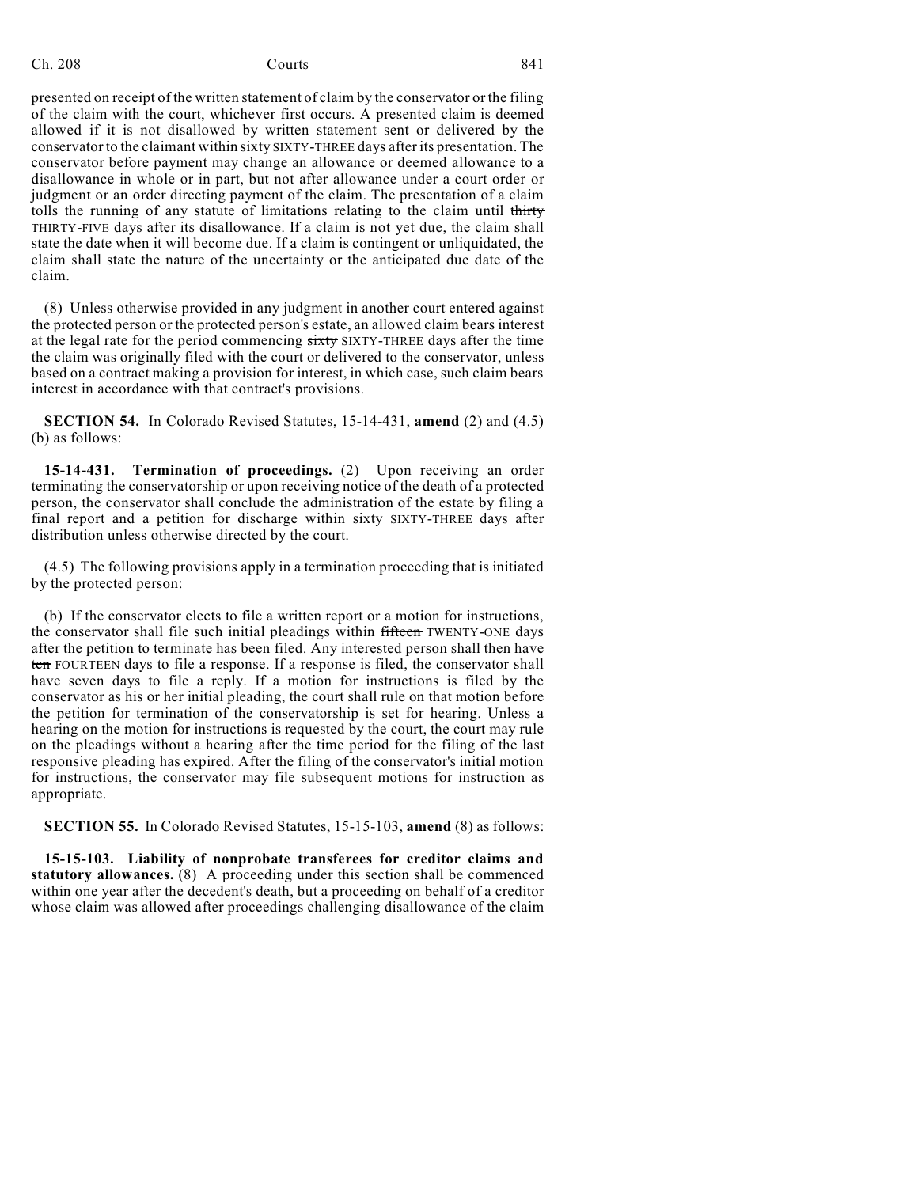presented on receipt of the written statement of claim by the conservator or the filing of the claim with the court, whichever first occurs. A presented claim is deemed allowed if it is not disallowed by written statement sent or delivered by the conservator to the claimant within ~~sixty~~ SIXTY-THREE days after its presentation. The conservator before payment may change an allowance or deemed allowance to a disallowance in whole or in part, but not after allowance under a court order or judgment or an order directing payment of the claim. The presentation of a claim tolls the running of any statute of limitations relating to the claim until ~~thirty~~ THIRTY-FIVE days after its disallowance. If a claim is not yet due, the claim shall state the date when it will become due. If a claim is contingent or unliquidated, the claim shall state the nature of the uncertainty or the anticipated due date of the claim.

(8) Unless otherwise provided in any judgment in another court entered against the protected person or the protected person's estate, an allowed claim bears interest at the legal rate for the period commencing ~~sixty~~ SIXTY-THREE days after the time the claim was originally filed with the court or delivered to the conservator, unless based on a contract making a provision for interest, in which case, such claim bears interest in accordance with that contract's provisions.

**SECTION 54.** In Colorado Revised Statutes, 15-14-431, **amend** (2) and (4.5) (b) as follows:

**15-14-431. Termination of proceedings.** (2) Upon receiving an order terminating the conservatorship or upon receiving notice of the death of a protected person, the conservator shall conclude the administration of the estate by filing a final report and a petition for discharge within ~~sixty~~ SIXTY-THREE days after distribution unless otherwise directed by the court.

(4.5) The following provisions apply in a termination proceeding that is initiated by the protected person:

(b) If the conservator elects to file a written report or a motion for instructions, the conservator shall file such initial pleadings within ~~fifteen~~ TWENTY-ONE days after the petition to terminate has been filed. Any interested person shall then have ~~ten~~ FOURTEEN days to file a response. If a response is filed, the conservator shall have seven days to file a reply. If a motion for instructions is filed by the conservator as his or her initial pleading, the court shall rule on that motion before the petition for termination of the conservatorship is set for hearing. Unless a hearing on the motion for instructions is requested by the court, the court may rule on the pleadings without a hearing after the time period for the filing of the last responsive pleading has expired. After the filing of the conservator's initial motion for instructions, the conservator may file subsequent motions for instruction as appropriate.

**SECTION 55.** In Colorado Revised Statutes, 15-15-103, **amend** (8) as follows:

**15-15-103. Liability of nonprobate transferees for creditor claims and statutory allowances.** (8) A proceeding under this section shall be commenced within one year after the decedent's death, but a proceeding on behalf of a creditor whose claim was allowed after proceedings challenging disallowance of the claim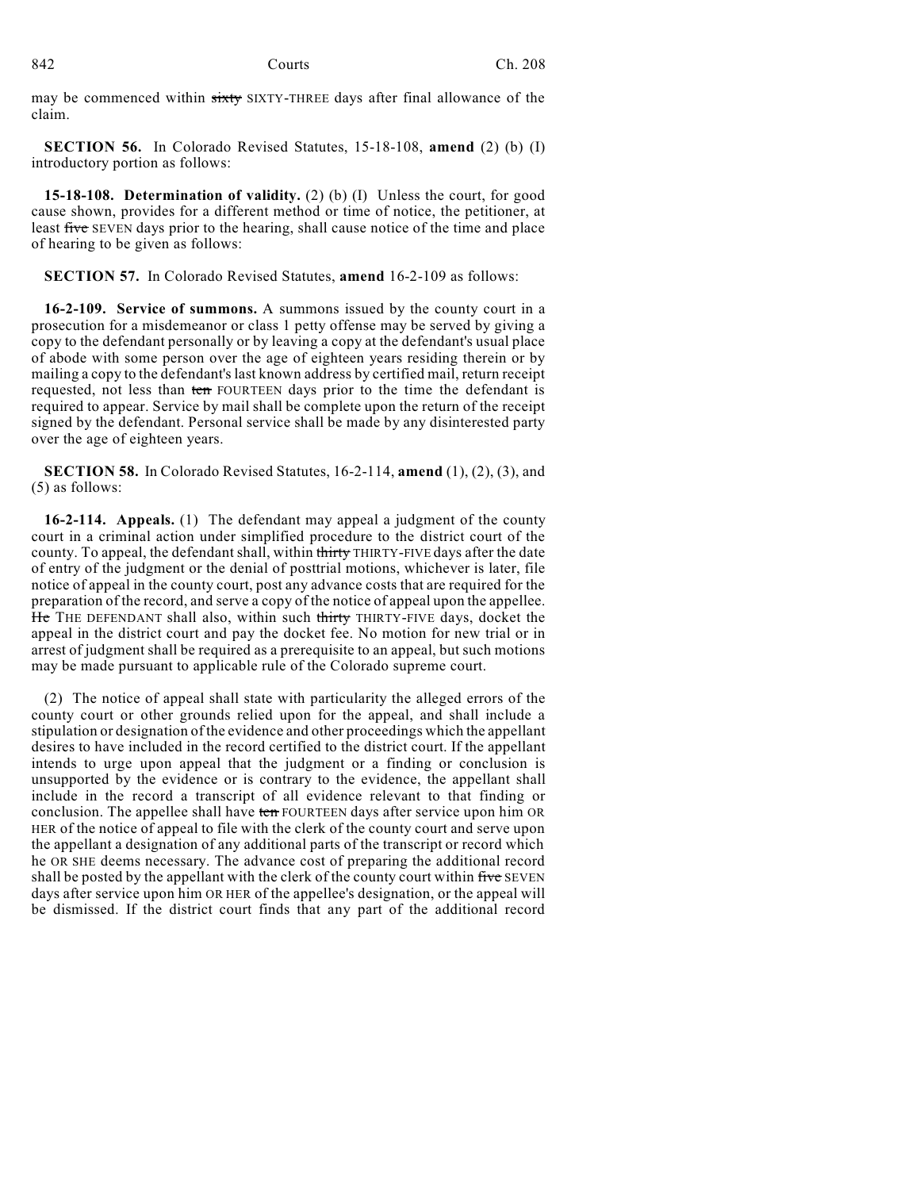may be commenced within ~~sixty~~ SIXTY-THREE days after final allowance of the claim.

**SECTION 56.** In Colorado Revised Statutes, 15-18-108, **amend** (2) (b) (I) introductory portion as follows:

**15-18-108. Determination of validity.** (2) (b) (I) Unless the court, for good cause shown, provides for a different method or time of notice, the petitioner, at least ~~five~~ SEVEN days prior to the hearing, shall cause notice of the time and place of hearing to be given as follows:

**SECTION 57.** In Colorado Revised Statutes, **amend** 16-2-109 as follows:

**16-2-109. Service of summons.** A summons issued by the county court in a prosecution for a misdemeanor or class 1 petty offense may be served by giving a copy to the defendant personally or by leaving a copy at the defendant's usual place of abode with some person over the age of eighteen years residing therein or by mailing a copy to the defendant's last known address by certified mail, return receipt requested, not less than ~~ten~~ FOURTEEN days prior to the time the defendant is required to appear. Service by mail shall be complete upon the return of the receipt signed by the defendant. Personal service shall be made by any disinterested party over the age of eighteen years.

**SECTION 58.** In Colorado Revised Statutes, 16-2-114, **amend** (1), (2), (3), and (5) as follows:

**16-2-114. Appeals.** (1) The defendant may appeal a judgment of the county court in a criminal action under simplified procedure to the district court of the county. To appeal, the defendant shall, within ~~thirty~~ THIRTY-FIVE days after the date of entry of the judgment or the denial of posttrial motions, whichever is later, file notice of appeal in the county court, post any advance costs that are required for the preparation of the record, and serve a copy of the notice of appeal upon the appellee. ~~He~~ THE DEFENDANT shall also, within such ~~thirty~~ THIRTY-FIVE days, docket the appeal in the district court and pay the docket fee. No motion for new trial or in arrest of judgment shall be required as a prerequisite to an appeal, but such motions may be made pursuant to applicable rule of the Colorado supreme court.

(2) The notice of appeal shall state with particularity the alleged errors of the county court or other grounds relied upon for the appeal, and shall include a stipulation or designation of the evidence and other proceedings which the appellant desires to have included in the record certified to the district court. If the appellant intends to urge upon appeal that the judgment or a finding or conclusion is unsupported by the evidence or is contrary to the evidence, the appellant shall include in the record a transcript of all evidence relevant to that finding or conclusion. The appellee shall have ~~ten~~ FOURTEEN days after service upon him OR HER of the notice of appeal to file with the clerk of the county court and serve upon the appellant a designation of any additional parts of the transcript or record which he OR SHE deems necessary. The advance cost of preparing the additional record shall be posted by the appellant with the clerk of the county court within ~~five~~ SEVEN days after service upon him OR HER of the appellee's designation, or the appeal will be dismissed. If the district court finds that any part of the additional record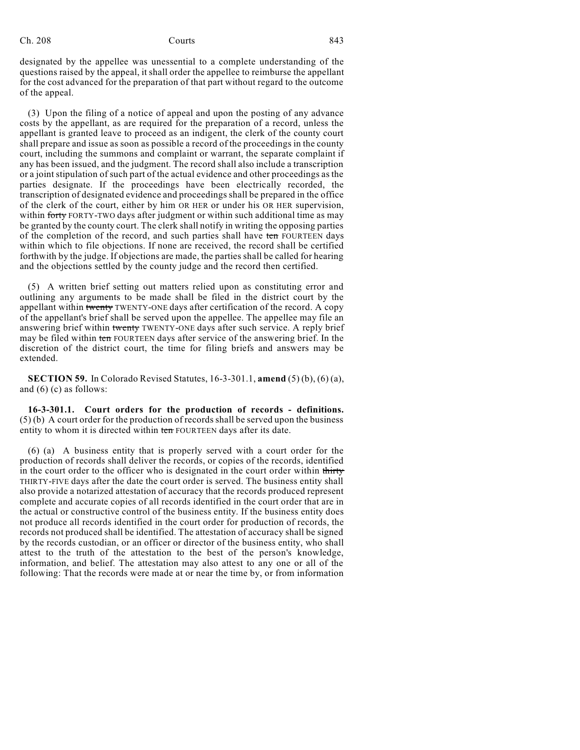designated by the appellee was unessential to a complete understanding of the questions raised by the appeal, it shall order the appellee to reimburse the appellant for the cost advanced for the preparation of that part without regard to the outcome of the appeal.

(3) Upon the filing of a notice of appeal and upon the posting of any advance costs by the appellant, as are required for the preparation of a record, unless the appellant is granted leave to proceed as an indigent, the clerk of the county court shall prepare and issue as soon as possible a record of the proceedings in the county court, including the summons and complaint or warrant, the separate complaint if any has been issued, and the judgment. The record shall also include a transcription or a joint stipulation of such part of the actual evidence and other proceedings as the parties designate. If the proceedings have been electrically recorded, the transcription of designated evidence and proceedings shall be prepared in the office of the clerk of the court, either by him OR HER or under his OR HER supervision, within ~~forty~~ FORTY-TWO days after judgment or within such additional time as may be granted by the county court. The clerk shall notify in writing the opposing parties of the completion of the record, and such parties shall have ~~ten~~ FOURTEEN days within which to file objections. If none are received, the record shall be certified forthwith by the judge. If objections are made, the parties shall be called for hearing and the objections settled by the county judge and the record then certified.

(5) A written brief setting out matters relied upon as constituting error and outlining any arguments to be made shall be filed in the district court by the appellant within ~~twenty~~ TWENTY-ONE days after certification of the record. A copy of the appellant's brief shall be served upon the appellee. The appellee may file an answering brief within ~~twenty~~ TWENTY-ONE days after such service. A reply brief may be filed within ~~ten~~ FOURTEEN days after service of the answering brief. In the discretion of the district court, the time for filing briefs and answers may be extended.

**SECTION 59.** In Colorado Revised Statutes, 16-3-301.1, **amend** (5) (b), (6) (a), and (6) (c) as follows:

**16-3-301.1. Court orders for the production of records - definitions.** (5) (b) A court order for the production of records shall be served upon the business entity to whom it is directed within ~~ten~~ FOURTEEN days after its date.

(6) (a) A business entity that is properly served with a court order for the production of records shall deliver the records, or copies of the records, identified in the court order to the officer who is designated in the court order within ~~thirty~~ THIRTY-FIVE days after the date the court order is served. The business entity shall also provide a notarized attestation of accuracy that the records produced represent complete and accurate copies of all records identified in the court order that are in the actual or constructive control of the business entity. If the business entity does not produce all records identified in the court order for production of records, the records not produced shall be identified. The attestation of accuracy shall be signed by the records custodian, or an officer or director of the business entity, who shall attest to the truth of the attestation to the best of the person's knowledge, information, and belief. The attestation may also attest to any one or all of the following: That the records were made at or near the time by, or from information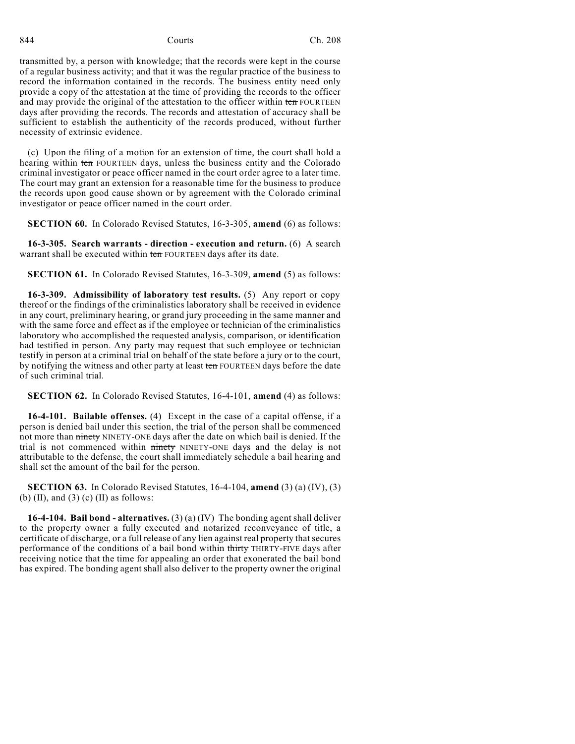transmitted by, a person with knowledge; that the records were kept in the course of a regular business activity; and that it was the regular practice of the business to record the information contained in the records. The business entity need only provide a copy of the attestation at the time of providing the records to the officer and may provide the original of the attestation to the officer within ~~ten~~ FOURTEEN days after providing the records. The records and attestation of accuracy shall be sufficient to establish the authenticity of the records produced, without further necessity of extrinsic evidence.

(c) Upon the filing of a motion for an extension of time, the court shall hold a hearing within ~~ten~~ FOURTEEN days, unless the business entity and the Colorado criminal investigator or peace officer named in the court order agree to a later time. The court may grant an extension for a reasonable time for the business to produce the records upon good cause shown or by agreement with the Colorado criminal investigator or peace officer named in the court order.

**SECTION 60.** In Colorado Revised Statutes, 16-3-305, **amend** (6) as follows:

**16-3-305. Search warrants - direction - execution and return.** (6) A search warrant shall be executed within ~~ten~~ FOURTEEN days after its date.

**SECTION 61.** In Colorado Revised Statutes, 16-3-309, **amend** (5) as follows:

**16-3-309. Admissibility of laboratory test results.** (5) Any report or copy thereof or the findings of the criminalistics laboratory shall be received in evidence in any court, preliminary hearing, or grand jury proceeding in the same manner and with the same force and effect as if the employee or technician of the criminalistics laboratory who accomplished the requested analysis, comparison, or identification had testified in person. Any party may request that such employee or technician testify in person at a criminal trial on behalf of the state before a jury or to the court, by notifying the witness and other party at least ~~ten~~ FOURTEEN days before the date of such criminal trial.

**SECTION 62.** In Colorado Revised Statutes, 16-4-101, **amend** (4) as follows:

**16-4-101. Bailable offenses.** (4) Except in the case of a capital offense, if a person is denied bail under this section, the trial of the person shall be commenced not more than ~~ninety~~ NINETY-ONE days after the date on which bail is denied. If the trial is not commenced within ~~ninety~~ NINETY-ONE days and the delay is not attributable to the defense, the court shall immediately schedule a bail hearing and shall set the amount of the bail for the person.

**SECTION 63.** In Colorado Revised Statutes, 16-4-104, **amend** (3) (a) (IV), (3) (b) (II), and (3) (c) (II) as follows:

**16-4-104. Bail bond - alternatives.** (3) (a) (IV) The bonding agent shall deliver to the property owner a fully executed and notarized reconveyance of title, a certificate of discharge, or a full release of any lien against real property that secures performance of the conditions of a bail bond within ~~thirty~~ THIRTY-FIVE days after receiving notice that the time for appealing an order that exonerated the bail bond has expired. The bonding agent shall also deliver to the property owner the original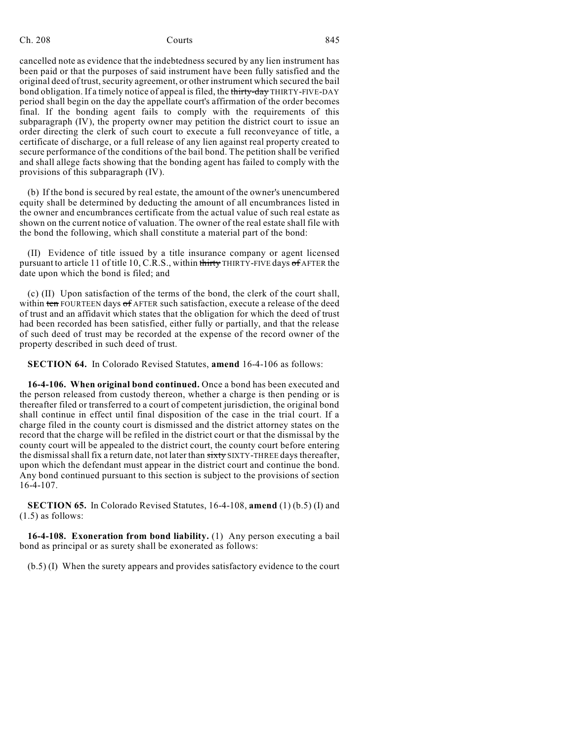cancelled note as evidence that the indebtedness secured by any lien instrument has been paid or that the purposes of said instrument have been fully satisfied and the original deed of trust, security agreement, or other instrument which secured the bail bond obligation. If a timely notice of appeal is filed, the ~~thirty-day~~ THIRTY-FIVE-DAY period shall begin on the day the appellate court's affirmation of the order becomes final. If the bonding agent fails to comply with the requirements of this subparagraph (IV), the property owner may petition the district court to issue an order directing the clerk of such court to execute a full reconveyance of title, a certificate of discharge, or a full release of any lien against real property created to secure performance of the conditions of the bail bond. The petition shall be verified and shall allege facts showing that the bonding agent has failed to comply with the provisions of this subparagraph (IV).

(b) If the bond is secured by real estate, the amount of the owner's unencumbered equity shall be determined by deducting the amount of all encumbrances listed in the owner and encumbrances certificate from the actual value of such real estate as shown on the current notice of valuation. The owner of the real estate shall file with the bond the following, which shall constitute a material part of the bond:

(II) Evidence of title issued by a title insurance company or agent licensed pursuant to article 11 of title 10, C.R.S., within ~~thirty~~ THIRTY-FIVE days ~~of~~ AFTER the date upon which the bond is filed; and

(c) (II) Upon satisfaction of the terms of the bond, the clerk of the court shall, within ~~ten~~ FOURTEEN days ~~of~~ AFTER such satisfaction, execute a release of the deed of trust and an affidavit which states that the obligation for which the deed of trust had been recorded has been satisfied, either fully or partially, and that the release of such deed of trust may be recorded at the expense of the record owner of the property described in such deed of trust.

**SECTION 64.** In Colorado Revised Statutes, **amend** 16-4-106 as follows:

**16-4-106. When original bond continued.** Once a bond has been executed and the person released from custody thereon, whether a charge is then pending or is thereafter filed or transferred to a court of competent jurisdiction, the original bond shall continue in effect until final disposition of the case in the trial court. If a charge filed in the county court is dismissed and the district attorney states on the record that the charge will be refiled in the district court or that the dismissal by the county court will be appealed to the district court, the county court before entering the dismissal shall fix a return date, not later than ~~sixty~~ SIXTY-THREE days thereafter, upon which the defendant must appear in the district court and continue the bond. Any bond continued pursuant to this section is subject to the provisions of section 16-4-107.

**SECTION 65.** In Colorado Revised Statutes, 16-4-108, **amend** (1) (b.5) (I) and (1.5) as follows:

**16-4-108. Exoneration from bond liability.** (1) Any person executing a bail bond as principal or as surety shall be exonerated as follows:

(b.5) (I) When the surety appears and provides satisfactory evidence to the court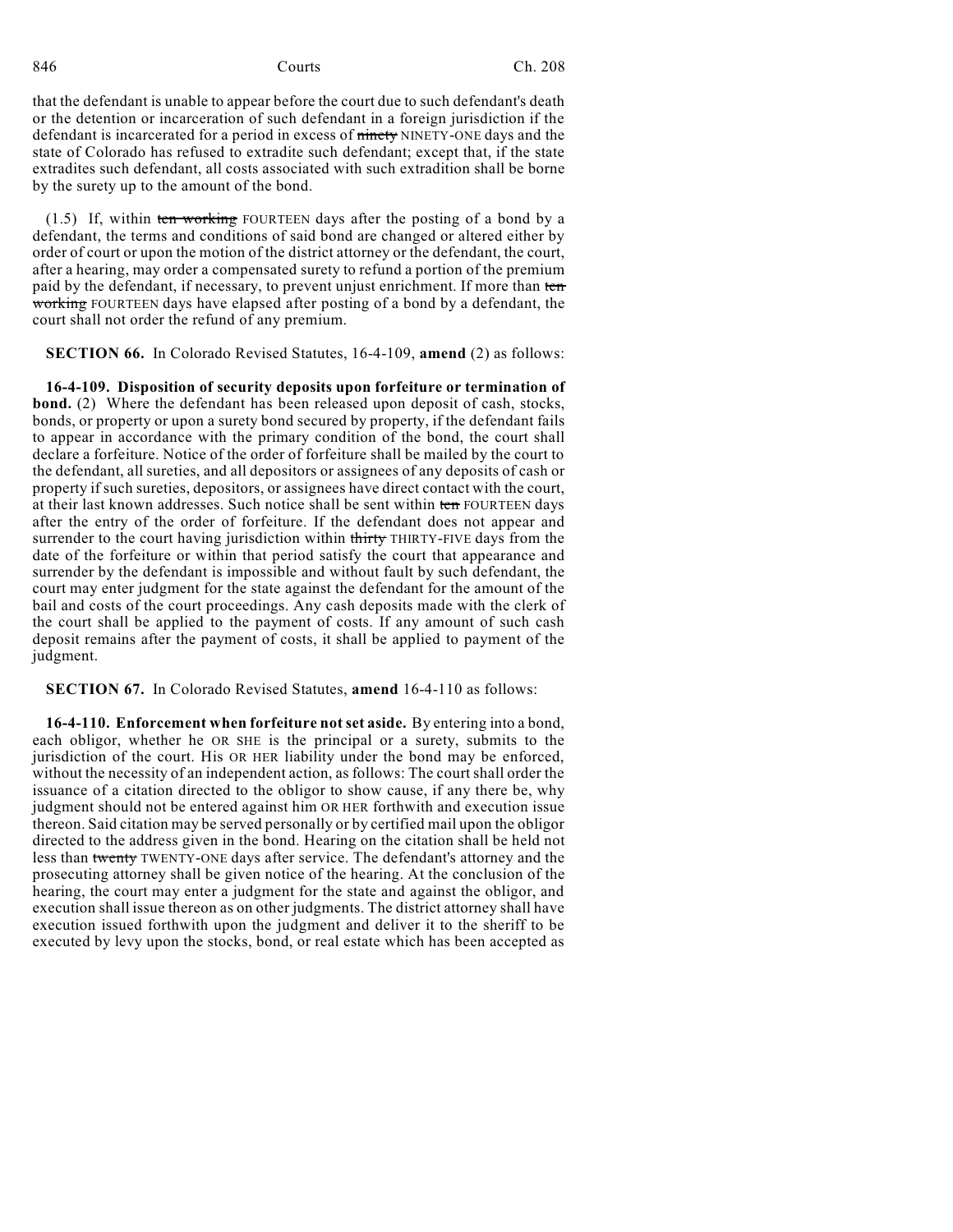that the defendant is unable to appear before the court due to such defendant's death or the detention or incarceration of such defendant in a foreign jurisdiction if the defendant is incarcerated for a period in excess of ~~ninety~~ NINETY-ONE days and the state of Colorado has refused to extradite such defendant; except that, if the state extradites such defendant, all costs associated with such extradition shall be borne by the surety up to the amount of the bond.

(1.5) If, within ~~ten working~~ FOURTEEN days after the posting of a bond by a defendant, the terms and conditions of said bond are changed or altered either by order of court or upon the motion of the district attorney or the defendant, the court, after a hearing, may order a compensated surety to refund a portion of the premium paid by the defendant, if necessary, to prevent unjust enrichment. If more than ~~ten working~~ FOURTEEN days have elapsed after posting of a bond by a defendant, the court shall not order the refund of any premium.

**SECTION 66.** In Colorado Revised Statutes, 16-4-109, **amend** (2) as follows:

**16-4-109. Disposition of security deposits upon forfeiture or termination of bond.** (2) Where the defendant has been released upon deposit of cash, stocks, bonds, or property or upon a surety bond secured by property, if the defendant fails to appear in accordance with the primary condition of the bond, the court shall declare a forfeiture. Notice of the order of forfeiture shall be mailed by the court to the defendant, all sureties, and all depositors or assignees of any deposits of cash or property if such sureties, depositors, or assignees have direct contact with the court, at their last known addresses. Such notice shall be sent within ~~ten~~ FOURTEEN days after the entry of the order of forfeiture. If the defendant does not appear and surrender to the court having jurisdiction within ~~thirty~~ THIRTY-FIVE days from the date of the forfeiture or within that period satisfy the court that appearance and surrender by the defendant is impossible and without fault by such defendant, the court may enter judgment for the state against the defendant for the amount of the bail and costs of the court proceedings. Any cash deposits made with the clerk of the court shall be applied to the payment of costs. If any amount of such cash deposit remains after the payment of costs, it shall be applied to payment of the judgment.

**SECTION 67.** In Colorado Revised Statutes, **amend** 16-4-110 as follows:

**16-4-110. Enforcement when forfeiture not set aside.** By entering into a bond, each obligor, whether he OR SHE is the principal or a surety, submits to the jurisdiction of the court. His OR HER liability under the bond may be enforced, without the necessity of an independent action, as follows: The court shall order the issuance of a citation directed to the obligor to show cause, if any there be, why judgment should not be entered against him OR HER forthwith and execution issue thereon. Said citation may be served personally or by certified mail upon the obligor directed to the address given in the bond. Hearing on the citation shall be held not less than ~~twenty~~ TWENTY-ONE days after service. The defendant's attorney and the prosecuting attorney shall be given notice of the hearing. At the conclusion of the hearing, the court may enter a judgment for the state and against the obligor, and execution shall issue thereon as on other judgments. The district attorney shall have execution issued forthwith upon the judgment and deliver it to the sheriff to be executed by levy upon the stocks, bond, or real estate which has been accepted as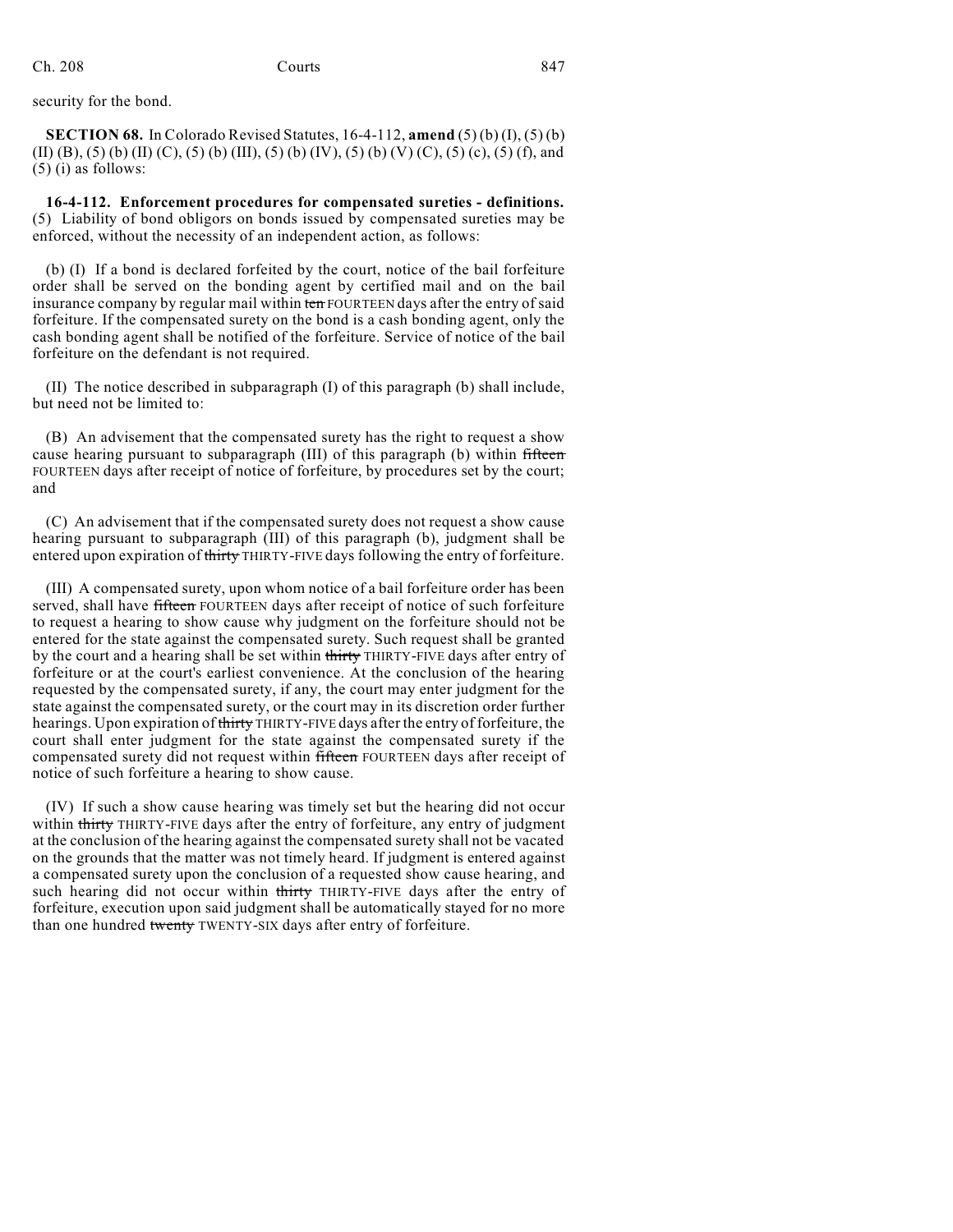security for the bond.

**SECTION 68.** In Colorado Revised Statutes, 16-4-112, **amend** (5) (b) (I), (5) (b) (II) (B), (5) (b) (II) (C), (5) (b) (III), (5) (b) (IV), (5) (b) (V) (C), (5) (c), (5) (f), and (5) (i) as follows:

**16-4-112. Enforcement procedures for compensated sureties - definitions.** (5) Liability of bond obligors on bonds issued by compensated sureties may be enforced, without the necessity of an independent action, as follows:

(b) (I) If a bond is declared forfeited by the court, notice of the bail forfeiture order shall be served on the bonding agent by certified mail and on the bail insurance company by regular mail within ~~ten~~ FOURTEEN days after the entry of said forfeiture. If the compensated surety on the bond is a cash bonding agent, only the cash bonding agent shall be notified of the forfeiture. Service of notice of the bail forfeiture on the defendant is not required.

(II) The notice described in subparagraph (I) of this paragraph (b) shall include, but need not be limited to:

(B) An advisement that the compensated surety has the right to request a show cause hearing pursuant to subparagraph (III) of this paragraph (b) within ~~fifteen~~ FOURTEEN days after receipt of notice of forfeiture, by procedures set by the court; and

(C) An advisement that if the compensated surety does not request a show cause hearing pursuant to subparagraph (III) of this paragraph (b), judgment shall be entered upon expiration of ~~thirty~~ THIRTY-FIVE days following the entry of forfeiture.

(III) A compensated surety, upon whom notice of a bail forfeiture order has been served, shall have ~~fifteen~~ FOURTEEN days after receipt of notice of such forfeiture to request a hearing to show cause why judgment on the forfeiture should not be entered for the state against the compensated surety. Such request shall be granted by the court and a hearing shall be set within ~~thirty~~ THIRTY-FIVE days after entry of forfeiture or at the court's earliest convenience. At the conclusion of the hearing requested by the compensated surety, if any, the court may enter judgment for the state against the compensated surety, or the court may in its discretion order further hearings. Upon expiration of ~~thirty~~ THIRTY-FIVE days after the entry of forfeiture, the court shall enter judgment for the state against the compensated surety if the compensated surety did not request within ~~fifteen~~ FOURTEEN days after receipt of notice of such forfeiture a hearing to show cause.

(IV) If such a show cause hearing was timely set but the hearing did not occur within ~~thirty~~ THIRTY-FIVE days after the entry of forfeiture, any entry of judgment at the conclusion of the hearing against the compensated surety shall not be vacated on the grounds that the matter was not timely heard. If judgment is entered against a compensated surety upon the conclusion of a requested show cause hearing, and such hearing did not occur within ~~thirty~~ THIRTY-FIVE days after the entry of forfeiture, execution upon said judgment shall be automatically stayed for no more than one hundred ~~twenty~~ TWENTY-SIX days after entry of forfeiture.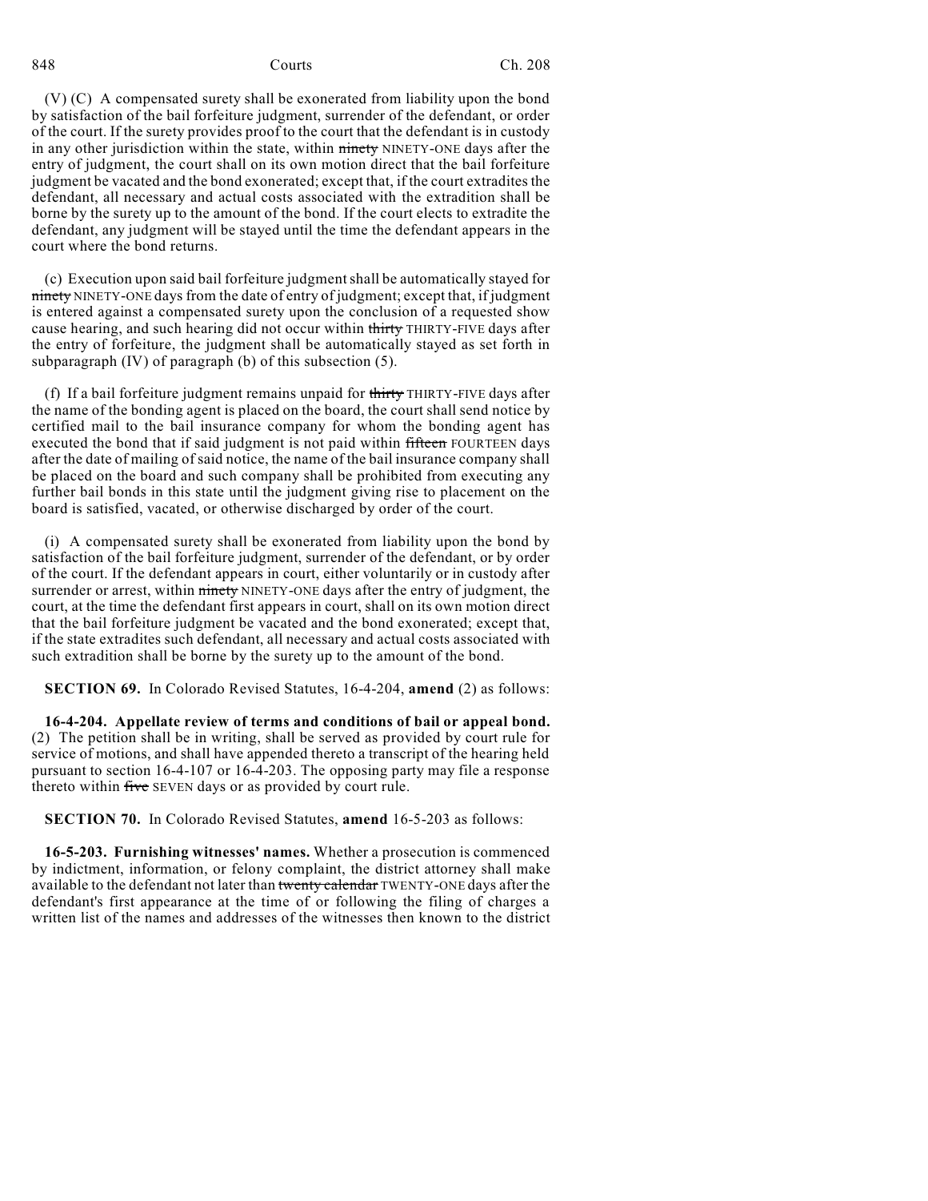(V) (C) A compensated surety shall be exonerated from liability upon the bond by satisfaction of the bail forfeiture judgment, surrender of the defendant, or order of the court. If the surety provides proof to the court that the defendant is in custody in any other jurisdiction within the state, within ~~ninety~~ NINETY-ONE days after the entry of judgment, the court shall on its own motion direct that the bail forfeiture judgment be vacated and the bond exonerated; except that, if the court extradites the defendant, all necessary and actual costs associated with the extradition shall be borne by the surety up to the amount of the bond. If the court elects to extradite the defendant, any judgment will be stayed until the time the defendant appears in the court where the bond returns.

(c) Execution upon said bail forfeiture judgment shall be automatically stayed for ~~ninety~~ NINETY-ONE days from the date of entry of judgment; except that, if judgment is entered against a compensated surety upon the conclusion of a requested show cause hearing, and such hearing did not occur within ~~thirty~~ THIRTY-FIVE days after the entry of forfeiture, the judgment shall be automatically stayed as set forth in subparagraph (IV) of paragraph (b) of this subsection (5).

(f) If a bail forfeiture judgment remains unpaid for ~~thirty~~ THIRTY-FIVE days after the name of the bonding agent is placed on the board, the court shall send notice by certified mail to the bail insurance company for whom the bonding agent has executed the bond that if said judgment is not paid within ~~fifteen~~ FOURTEEN days after the date of mailing of said notice, the name of the bail insurance company shall be placed on the board and such company shall be prohibited from executing any further bail bonds in this state until the judgment giving rise to placement on the board is satisfied, vacated, or otherwise discharged by order of the court.

(i) A compensated surety shall be exonerated from liability upon the bond by satisfaction of the bail forfeiture judgment, surrender of the defendant, or by order of the court. If the defendant appears in court, either voluntarily or in custody after surrender or arrest, within ~~ninety~~ NINETY-ONE days after the entry of judgment, the court, at the time the defendant first appears in court, shall on its own motion direct that the bail forfeiture judgment be vacated and the bond exonerated; except that, if the state extradites such defendant, all necessary and actual costs associated with such extradition shall be borne by the surety up to the amount of the bond.

**SECTION 69.** In Colorado Revised Statutes, 16-4-204, **amend** (2) as follows:

**16-4-204. Appellate review of terms and conditions of bail or appeal bond.** (2) The petition shall be in writing, shall be served as provided by court rule for service of motions, and shall have appended thereto a transcript of the hearing held pursuant to section 16-4-107 or 16-4-203. The opposing party may file a response thereto within ~~five~~ SEVEN days or as provided by court rule.

**SECTION 70.** In Colorado Revised Statutes, **amend** 16-5-203 as follows:

**16-5-203. Furnishing witnesses' names.** Whether a prosecution is commenced by indictment, information, or felony complaint, the district attorney shall make available to the defendant not later than ~~twenty calendar~~ TWENTY-ONE days after the defendant's first appearance at the time of or following the filing of charges a written list of the names and addresses of the witnesses then known to the district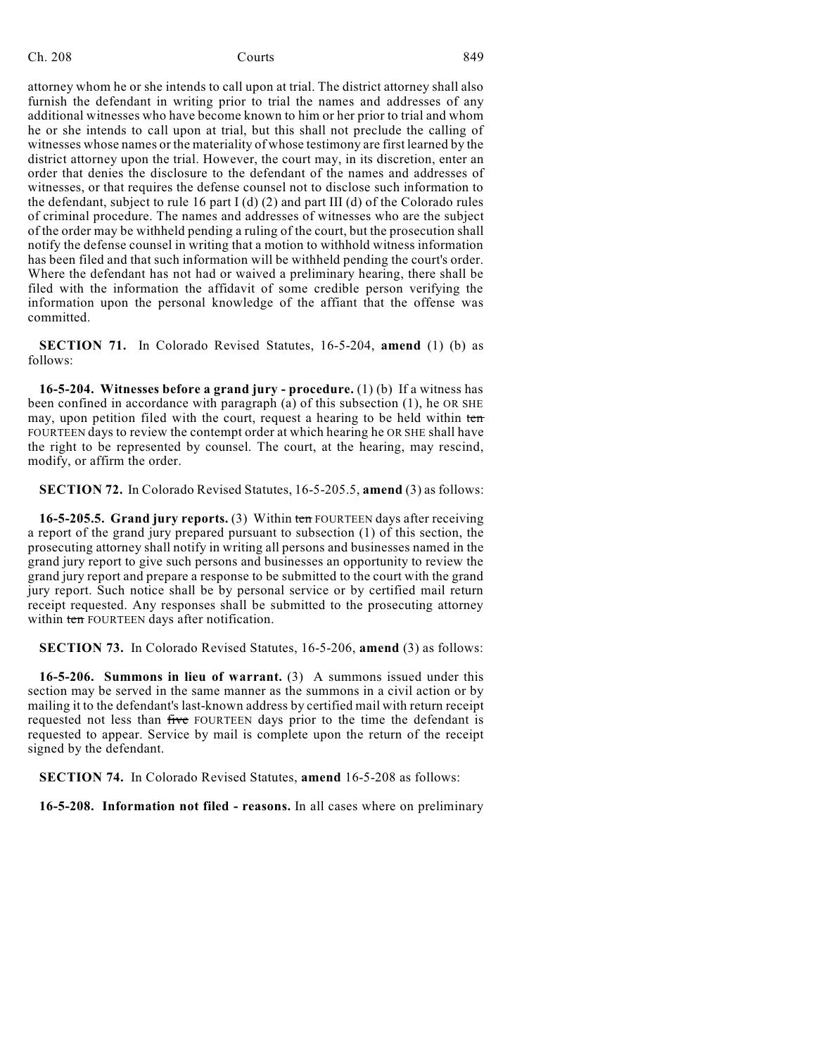attorney whom he or she intends to call upon at trial. The district attorney shall also furnish the defendant in writing prior to trial the names and addresses of any additional witnesses who have become known to him or her prior to trial and whom he or she intends to call upon at trial, but this shall not preclude the calling of witnesses whose names or the materiality of whose testimony are first learned by the district attorney upon the trial. However, the court may, in its discretion, enter an order that denies the disclosure to the defendant of the names and addresses of witnesses, or that requires the defense counsel not to disclose such information to the defendant, subject to rule 16 part I (d) (2) and part III (d) of the Colorado rules of criminal procedure. The names and addresses of witnesses who are the subject of the order may be withheld pending a ruling of the court, but the prosecution shall notify the defense counsel in writing that a motion to withhold witness information has been filed and that such information will be withheld pending the court's order. Where the defendant has not had or waived a preliminary hearing, there shall be filed with the information the affidavit of some credible person verifying the information upon the personal knowledge of the affiant that the offense was committed.

**SECTION 71.** In Colorado Revised Statutes, 16-5-204, **amend** (1) (b) as follows:

**16-5-204. Witnesses before a grand jury - procedure.** (1) (b) If a witness has been confined in accordance with paragraph (a) of this subsection (1), he OR SHE may, upon petition filed with the court, request a hearing to be held within ~~ten~~ FOURTEEN days to review the contempt order at which hearing he OR SHE shall have the right to be represented by counsel. The court, at the hearing, may rescind, modify, or affirm the order.

**SECTION 72.** In Colorado Revised Statutes, 16-5-205.5, **amend** (3) as follows:

**16-5-205.5. Grand jury reports.** (3) Within ~~ten~~ FOURTEEN days after receiving a report of the grand jury prepared pursuant to subsection (1) of this section, the prosecuting attorney shall notify in writing all persons and businesses named in the grand jury report to give such persons and businesses an opportunity to review the grand jury report and prepare a response to be submitted to the court with the grand jury report. Such notice shall be by personal service or by certified mail return receipt requested. Any responses shall be submitted to the prosecuting attorney within ~~ten~~ FOURTEEN days after notification.

**SECTION 73.** In Colorado Revised Statutes, 16-5-206, **amend** (3) as follows:

**16-5-206. Summons in lieu of warrant.** (3) A summons issued under this section may be served in the same manner as the summons in a civil action or by mailing it to the defendant's last-known address by certified mail with return receipt requested not less than ~~five~~ FOURTEEN days prior to the time the defendant is requested to appear. Service by mail is complete upon the return of the receipt signed by the defendant.

**SECTION 74.** In Colorado Revised Statutes, **amend** 16-5-208 as follows:

**16-5-208. Information not filed - reasons.** In all cases where on preliminary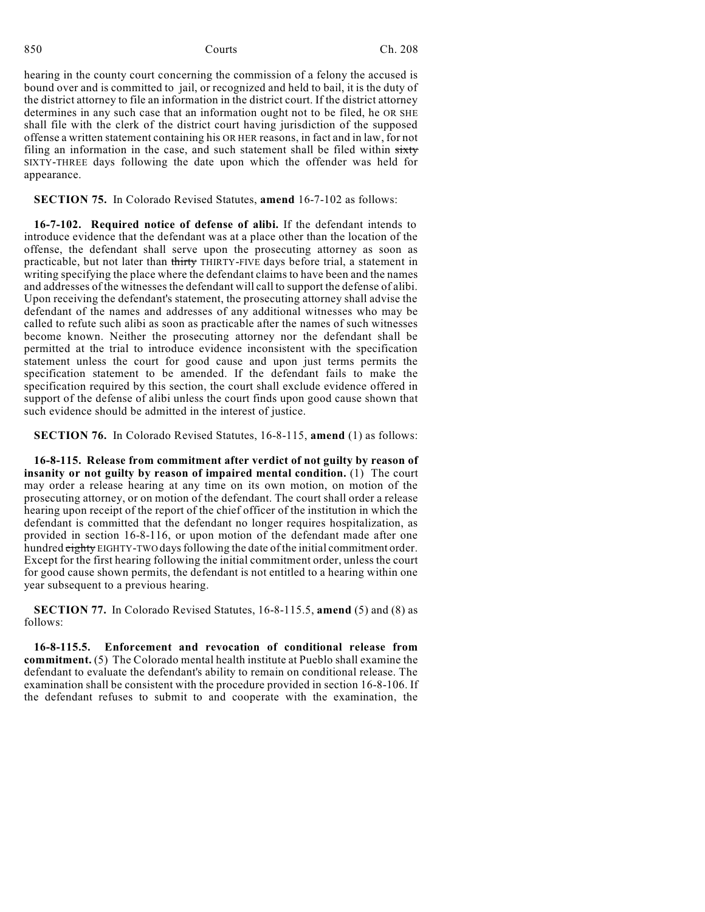hearing in the county court concerning the commission of a felony the accused is bound over and is committed to jail, or recognized and held to bail, it is the duty of the district attorney to file an information in the district court. If the district attorney determines in any such case that an information ought not to be filed, he OR SHE shall file with the clerk of the district court having jurisdiction of the supposed offense a written statement containing his OR HER reasons, in fact and in law, for not filing an information in the case, and such statement shall be filed within ~~sixty~~ SIXTY-THREE days following the date upon which the offender was held for appearance.

**SECTION 75.** In Colorado Revised Statutes, **amend** 16-7-102 as follows:

**16-7-102. Required notice of defense of alibi.** If the defendant intends to introduce evidence that the defendant was at a place other than the location of the offense, the defendant shall serve upon the prosecuting attorney as soon as practicable, but not later than ~~thirty~~ THIRTY-FIVE days before trial, a statement in writing specifying the place where the defendant claims to have been and the names and addresses of the witnesses the defendant will call to support the defense of alibi. Upon receiving the defendant's statement, the prosecuting attorney shall advise the defendant of the names and addresses of any additional witnesses who may be called to refute such alibi as soon as practicable after the names of such witnesses become known. Neither the prosecuting attorney nor the defendant shall be permitted at the trial to introduce evidence inconsistent with the specification statement unless the court for good cause and upon just terms permits the specification statement to be amended. If the defendant fails to make the specification required by this section, the court shall exclude evidence offered in support of the defense of alibi unless the court finds upon good cause shown that such evidence should be admitted in the interest of justice.

**SECTION 76.** In Colorado Revised Statutes, 16-8-115, **amend** (1) as follows:

**16-8-115. Release from commitment after verdict of not guilty by reason of insanity or not guilty by reason of impaired mental condition.** (1) The court may order a release hearing at any time on its own motion, on motion of the prosecuting attorney, or on motion of the defendant. The court shall order a release hearing upon receipt of the report of the chief officer of the institution in which the defendant is committed that the defendant no longer requires hospitalization, as provided in section 16-8-116, or upon motion of the defendant made after one hundred ~~eighty~~ EIGHTY-TWO days following the date of the initial commitment order. Except for the first hearing following the initial commitment order, unless the court for good cause shown permits, the defendant is not entitled to a hearing within one year subsequent to a previous hearing.

**SECTION 77.** In Colorado Revised Statutes, 16-8-115.5, **amend** (5) and (8) as follows:

**16-8-115.5. Enforcement and revocation of conditional release from commitment.** (5) The Colorado mental health institute at Pueblo shall examine the defendant to evaluate the defendant's ability to remain on conditional release. The examination shall be consistent with the procedure provided in section 16-8-106. If the defendant refuses to submit to and cooperate with the examination, the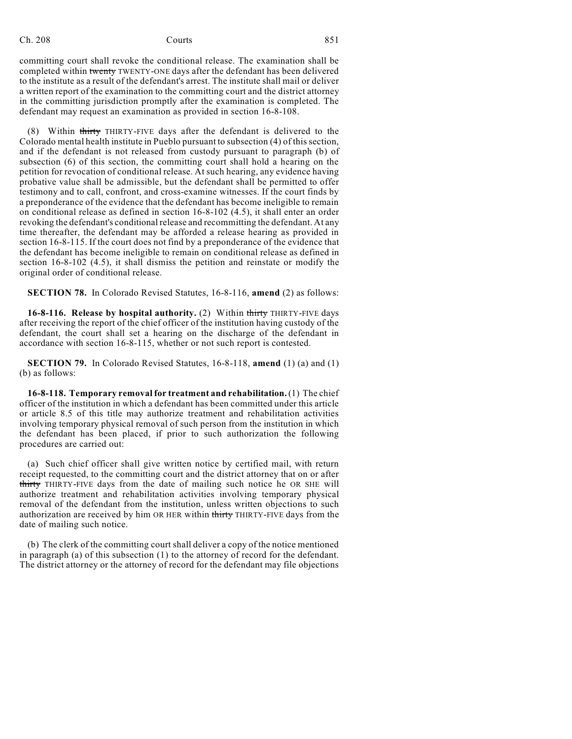committing court shall revoke the conditional release. The examination shall be completed within ~~twenty~~ TWENTY-ONE days after the defendant has been delivered to the institute as a result of the defendant's arrest. The institute shall mail or deliver a written report of the examination to the committing court and the district attorney in the committing jurisdiction promptly after the examination is completed. The defendant may request an examination as provided in section 16-8-108.

(8) Within ~~thirty~~ THIRTY-FIVE days after the defendant is delivered to the Colorado mental health institute in Pueblo pursuant to subsection (4) of this section, and if the defendant is not released from custody pursuant to paragraph (b) of subsection (6) of this section, the committing court shall hold a hearing on the petition for revocation of conditional release. At such hearing, any evidence having probative value shall be admissible, but the defendant shall be permitted to offer testimony and to call, confront, and cross-examine witnesses. If the court finds by a preponderance of the evidence that the defendant has become ineligible to remain on conditional release as defined in section 16-8-102 (4.5), it shall enter an order revoking the defendant's conditional release and recommitting the defendant. At any time thereafter, the defendant may be afforded a release hearing as provided in section 16-8-115. If the court does not find by a preponderance of the evidence that the defendant has become ineligible to remain on conditional release as defined in section 16-8-102 (4.5), it shall dismiss the petition and reinstate or modify the original order of conditional release.

**SECTION 78.** In Colorado Revised Statutes, 16-8-116, **amend** (2) as follows:

**16-8-116. Release by hospital authority.** (2) Within ~~thirty~~ THIRTY-FIVE days after receiving the report of the chief officer of the institution having custody of the defendant, the court shall set a hearing on the discharge of the defendant in accordance with section 16-8-115, whether or not such report is contested.

**SECTION 79.** In Colorado Revised Statutes, 16-8-118, **amend** (1) (a) and (1) (b) as follows:

**16-8-118. Temporary removal for treatment and rehabilitation.** (1) The chief officer of the institution in which a defendant has been committed under this article or article 8.5 of this title may authorize treatment and rehabilitation activities involving temporary physical removal of such person from the institution in which the defendant has been placed, if prior to such authorization the following procedures are carried out:

(a) Such chief officer shall give written notice by certified mail, with return receipt requested, to the committing court and the district attorney that on or after ~~thirty~~ THIRTY-FIVE days from the date of mailing such notice he OR SHE will authorize treatment and rehabilitation activities involving temporary physical removal of the defendant from the institution, unless written objections to such authorization are received by him OR HER within ~~thirty~~ THIRTY-FIVE days from the date of mailing such notice.

(b) The clerk of the committing court shall deliver a copy of the notice mentioned in paragraph (a) of this subsection (1) to the attorney of record for the defendant. The district attorney or the attorney of record for the defendant may file objections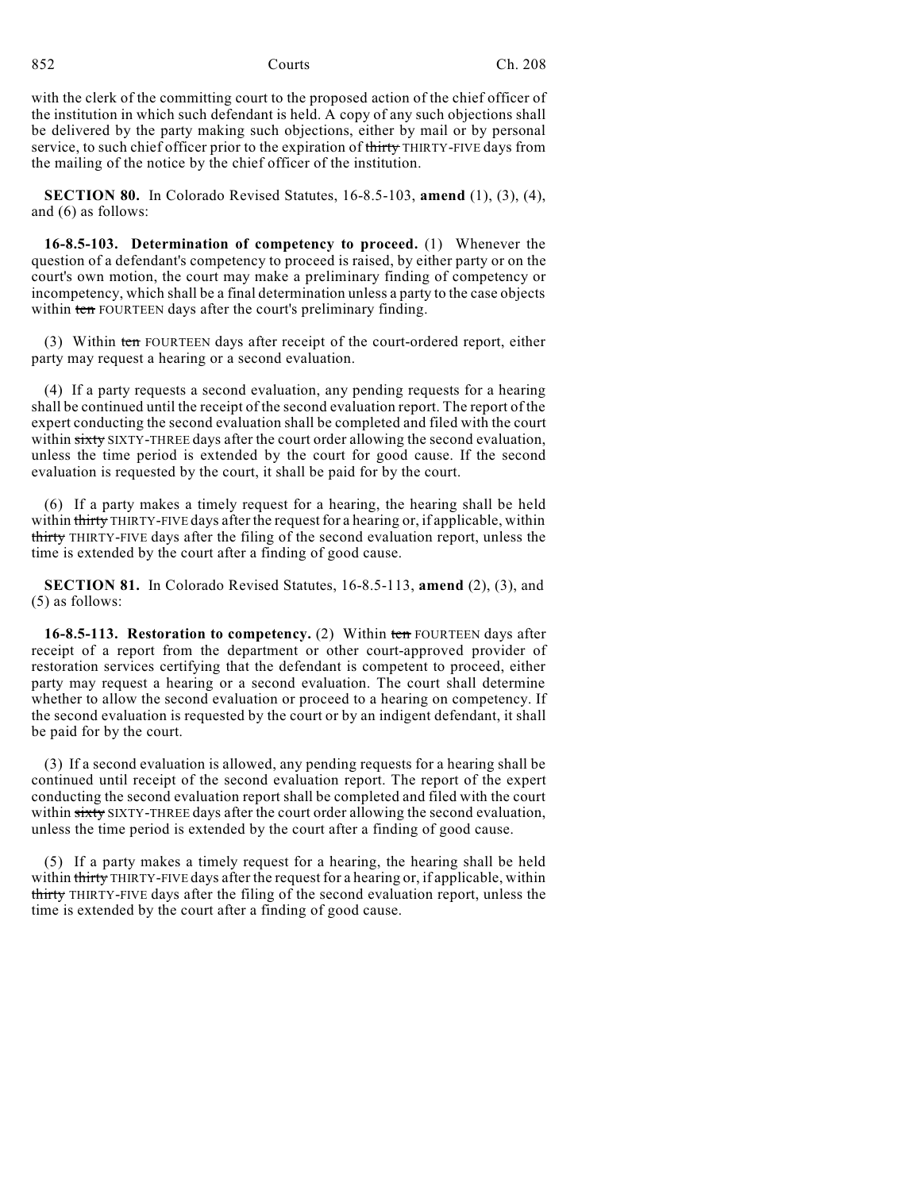with the clerk of the committing court to the proposed action of the chief officer of the institution in which such defendant is held. A copy of any such objections shall be delivered by the party making such objections, either by mail or by personal service, to such chief officer prior to the expiration of ~~thirty~~ THIRTY-FIVE days from the mailing of the notice by the chief officer of the institution.

**SECTION 80.** In Colorado Revised Statutes, 16-8.5-103, **amend** (1), (3), (4), and (6) as follows:

**16-8.5-103. Determination of competency to proceed.** (1) Whenever the question of a defendant's competency to proceed is raised, by either party or on the court's own motion, the court may make a preliminary finding of competency or incompetency, which shall be a final determination unless a party to the case objects within ~~ten~~ FOURTEEN days after the court's preliminary finding.

(3) Within ~~ten~~ FOURTEEN days after receipt of the court-ordered report, either party may request a hearing or a second evaluation.

(4) If a party requests a second evaluation, any pending requests for a hearing shall be continued until the receipt of the second evaluation report. The report of the expert conducting the second evaluation shall be completed and filed with the court within ~~sixty~~ SIXTY-THREE days after the court order allowing the second evaluation, unless the time period is extended by the court for good cause. If the second evaluation is requested by the court, it shall be paid for by the court.

(6) If a party makes a timely request for a hearing, the hearing shall be held within ~~thirty~~ THIRTY-FIVE days after the request for a hearing or, if applicable, within ~~thirty~~ THIRTY-FIVE days after the filing of the second evaluation report, unless the time is extended by the court after a finding of good cause.

**SECTION 81.** In Colorado Revised Statutes, 16-8.5-113, **amend** (2), (3), and (5) as follows:

**16-8.5-113. Restoration to competency.** (2) Within ~~ten~~ FOURTEEN days after receipt of a report from the department or other court-approved provider of restoration services certifying that the defendant is competent to proceed, either party may request a hearing or a second evaluation. The court shall determine whether to allow the second evaluation or proceed to a hearing on competency. If the second evaluation is requested by the court or by an indigent defendant, it shall be paid for by the court.

(3) If a second evaluation is allowed, any pending requests for a hearing shall be continued until receipt of the second evaluation report. The report of the expert conducting the second evaluation report shall be completed and filed with the court within ~~sixty~~ SIXTY-THREE days after the court order allowing the second evaluation, unless the time period is extended by the court after a finding of good cause.

(5) If a party makes a timely request for a hearing, the hearing shall be held within ~~thirty~~ THIRTY-FIVE days after the request for a hearing or, if applicable, within ~~thirty~~ THIRTY-FIVE days after the filing of the second evaluation report, unless the time is extended by the court after a finding of good cause.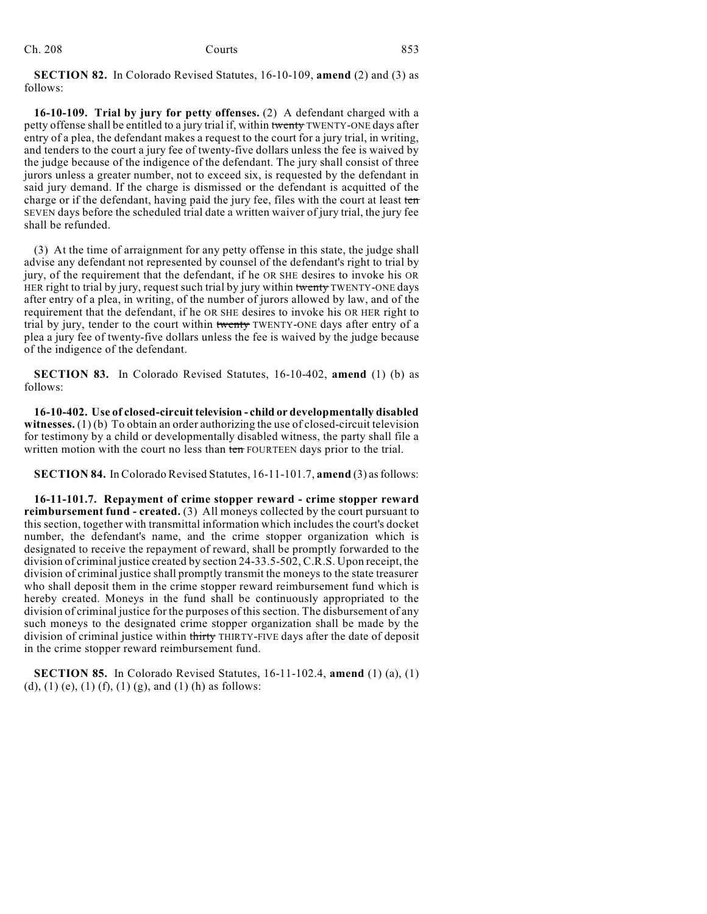**SECTION 82.** In Colorado Revised Statutes, 16-10-109, **amend** (2) and (3) as follows:

**16-10-109. Trial by jury for petty offenses.** (2) A defendant charged with a petty offense shall be entitled to a jury trial if, within ~~twenty~~ TWENTY-ONE days after entry of a plea, the defendant makes a request to the court for a jury trial, in writing, and tenders to the court a jury fee of twenty-five dollars unless the fee is waived by the judge because of the indigence of the defendant. The jury shall consist of three jurors unless a greater number, not to exceed six, is requested by the defendant in said jury demand. If the charge is dismissed or the defendant is acquitted of the charge or if the defendant, having paid the jury fee, files with the court at least ~~ten~~ SEVEN days before the scheduled trial date a written waiver of jury trial, the jury fee shall be refunded.

(3) At the time of arraignment for any petty offense in this state, the judge shall advise any defendant not represented by counsel of the defendant's right to trial by jury, of the requirement that the defendant, if he OR SHE desires to invoke his OR HER right to trial by jury, request such trial by jury within ~~twenty~~ TWENTY-ONE days after entry of a plea, in writing, of the number of jurors allowed by law, and of the requirement that the defendant, if he OR SHE desires to invoke his OR HER right to trial by jury, tender to the court within ~~twenty~~ TWENTY-ONE days after entry of a plea a jury fee of twenty-five dollars unless the fee is waived by the judge because of the indigence of the defendant.

**SECTION 83.** In Colorado Revised Statutes, 16-10-402, **amend** (1) (b) as follows:

**16-10-402. Use of closed-circuit television - child or developmentally disabled witnesses.** (1) (b) To obtain an order authorizing the use of closed-circuit television for testimony by a child or developmentally disabled witness, the party shall file a written motion with the court no less than ~~ten~~ FOURTEEN days prior to the trial.

**SECTION 84.** In Colorado Revised Statutes, 16-11-101.7, **amend** (3) as follows:

**16-11-101.7. Repayment of crime stopper reward - crime stopper reward reimbursement fund - created.** (3) All moneys collected by the court pursuant to this section, together with transmittal information which includes the court's docket number, the defendant's name, and the crime stopper organization which is designated to receive the repayment of reward, shall be promptly forwarded to the division of criminal justice created by section 24-33.5-502, C.R.S. Upon receipt, the division of criminal justice shall promptly transmit the moneys to the state treasurer who shall deposit them in the crime stopper reward reimbursement fund which is hereby created. Moneys in the fund shall be continuously appropriated to the division of criminal justice for the purposes of this section. The disbursement of any such moneys to the designated crime stopper organization shall be made by the division of criminal justice within ~~thirty~~ THIRTY-FIVE days after the date of deposit in the crime stopper reward reimbursement fund.

**SECTION 85.** In Colorado Revised Statutes, 16-11-102.4, **amend** (1) (a), (1) (d), (1) (e), (1) (f), (1) (g), and (1) (h) as follows: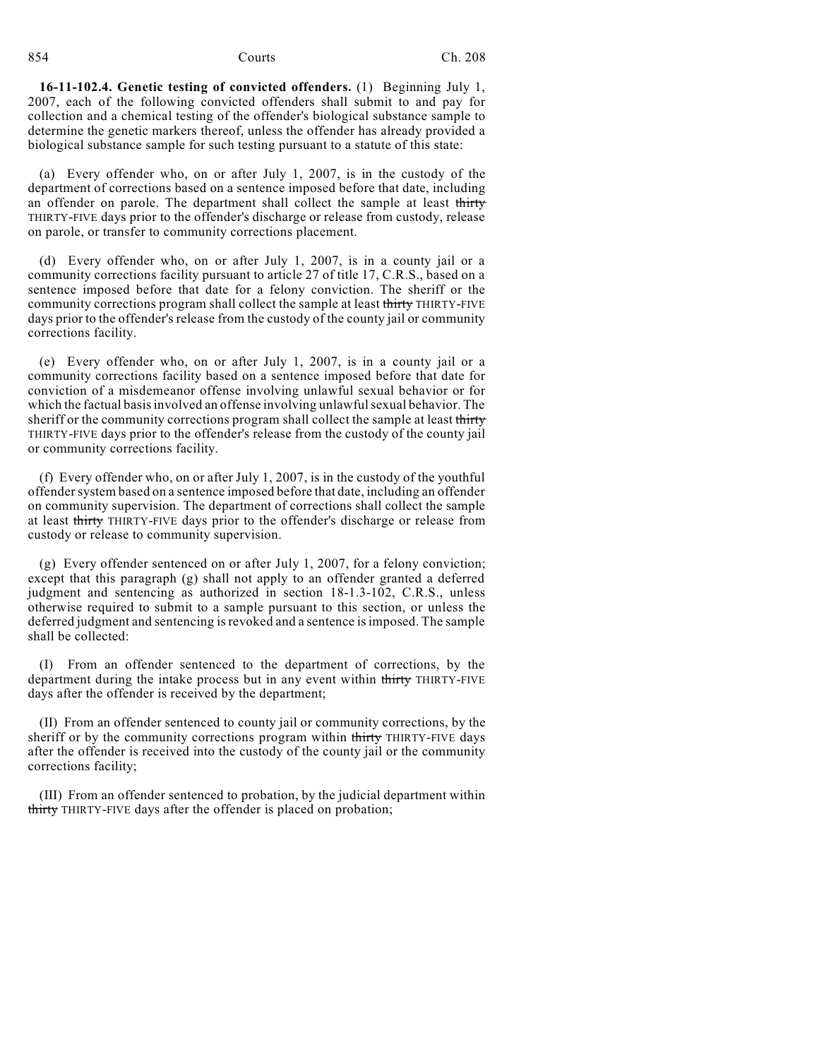**16-11-102.4. Genetic testing of convicted offenders.** (1) Beginning July 1, 2007, each of the following convicted offenders shall submit to and pay for collection and a chemical testing of the offender's biological substance sample to determine the genetic markers thereof, unless the offender has already provided a biological substance sample for such testing pursuant to a statute of this state:

(a) Every offender who, on or after July 1, 2007, is in the custody of the department of corrections based on a sentence imposed before that date, including an offender on parole. The department shall collect the sample at least ~~thirty~~ THIRTY-FIVE days prior to the offender's discharge or release from custody, release on parole, or transfer to community corrections placement.

(d) Every offender who, on or after July 1, 2007, is in a county jail or a community corrections facility pursuant to article 27 of title 17, C.R.S., based on a sentence imposed before that date for a felony conviction. The sheriff or the community corrections program shall collect the sample at least ~~thirty~~ THIRTY-FIVE days prior to the offender's release from the custody of the county jail or community corrections facility.

(e) Every offender who, on or after July 1, 2007, is in a county jail or a community corrections facility based on a sentence imposed before that date for conviction of a misdemeanor offense involving unlawful sexual behavior or for which the factual basis involved an offense involving unlawful sexual behavior. The sheriff or the community corrections program shall collect the sample at least ~~thirty~~ THIRTY-FIVE days prior to the offender's release from the custody of the county jail or community corrections facility.

(f) Every offender who, on or after July 1, 2007, is in the custody of the youthful offender system based on a sentence imposed before that date, including an offender on community supervision. The department of corrections shall collect the sample at least ~~thirty~~ THIRTY-FIVE days prior to the offender's discharge or release from custody or release to community supervision.

(g) Every offender sentenced on or after July 1, 2007, for a felony conviction; except that this paragraph (g) shall not apply to an offender granted a deferred judgment and sentencing as authorized in section 18-1.3-102, C.R.S., unless otherwise required to submit to a sample pursuant to this section, or unless the deferred judgment and sentencing is revoked and a sentence is imposed. The sample shall be collected:

(I) From an offender sentenced to the department of corrections, by the department during the intake process but in any event within ~~thirty~~ THIRTY-FIVE days after the offender is received by the department;

(II) From an offender sentenced to county jail or community corrections, by the sheriff or by the community corrections program within ~~thirty~~ THIRTY-FIVE days after the offender is received into the custody of the county jail or the community corrections facility;

(III) From an offender sentenced to probation, by the judicial department within ~~thirty~~ THIRTY-FIVE days after the offender is placed on probation;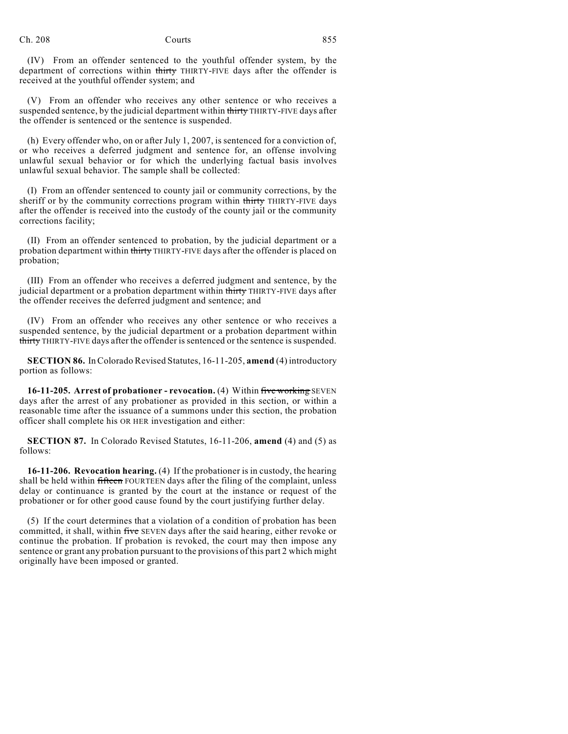(IV) From an offender sentenced to the youthful offender system, by the department of corrections within ~~thirty~~ THIRTY-FIVE days after the offender is received at the youthful offender system; and

(V) From an offender who receives any other sentence or who receives a suspended sentence, by the judicial department within ~~thirty~~ THIRTY-FIVE days after the offender is sentenced or the sentence is suspended.

(h) Every offender who, on or after July 1, 2007, is sentenced for a conviction of, or who receives a deferred judgment and sentence for, an offense involving unlawful sexual behavior or for which the underlying factual basis involves unlawful sexual behavior. The sample shall be collected:

(I) From an offender sentenced to county jail or community corrections, by the sheriff or by the community corrections program within ~~thirty~~ THIRTY-FIVE days after the offender is received into the custody of the county jail or the community corrections facility;

(II) From an offender sentenced to probation, by the judicial department or a probation department within ~~thirty~~ THIRTY-FIVE days after the offender is placed on probation;

(III) From an offender who receives a deferred judgment and sentence, by the judicial department or a probation department within ~~thirty~~ THIRTY-FIVE days after the offender receives the deferred judgment and sentence; and

(IV) From an offender who receives any other sentence or who receives a suspended sentence, by the judicial department or a probation department within ~~thirty~~ THIRTY-FIVE days after the offender is sentenced or the sentence is suspended.

**SECTION 86.** In Colorado Revised Statutes, 16-11-205, **amend** (4) introductory portion as follows:

**16-11-205. Arrest of probationer - revocation.** (4) Within ~~five working~~ SEVEN days after the arrest of any probationer as provided in this section, or within a reasonable time after the issuance of a summons under this section, the probation officer shall complete his OR HER investigation and either:

**SECTION 87.** In Colorado Revised Statutes, 16-11-206, **amend** (4) and (5) as follows:

**16-11-206. Revocation hearing.** (4) If the probationer is in custody, the hearing shall be held within ~~fifteen~~ FOURTEEN days after the filing of the complaint, unless delay or continuance is granted by the court at the instance or request of the probationer or for other good cause found by the court justifying further delay.

(5) If the court determines that a violation of a condition of probation has been committed, it shall, within ~~five~~ SEVEN days after the said hearing, either revoke or continue the probation. If probation is revoked, the court may then impose any sentence or grant any probation pursuant to the provisions of this part 2 which might originally have been imposed or granted.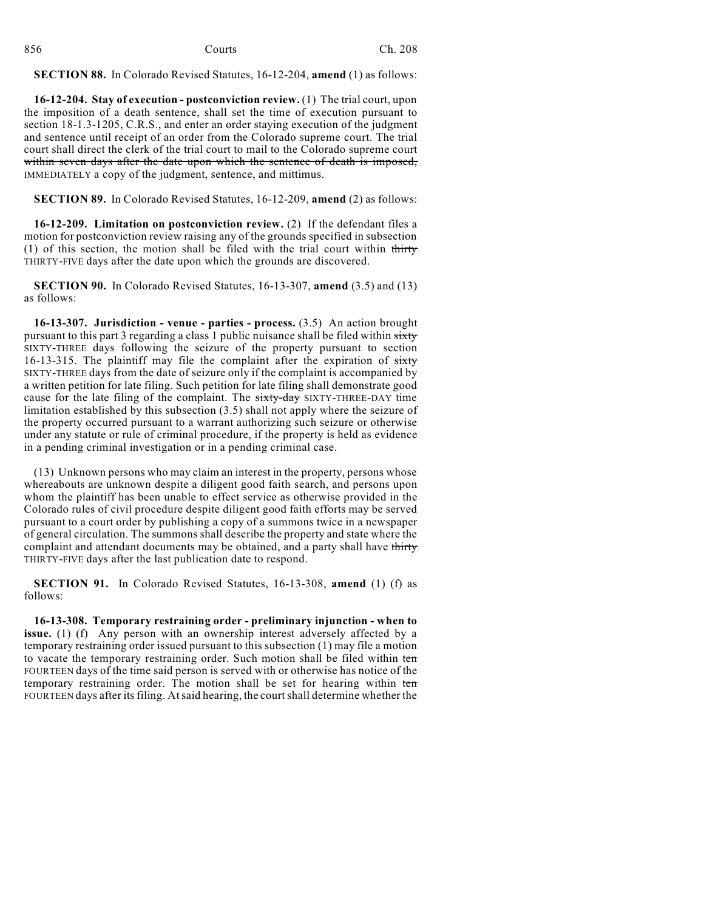**SECTION 88.** In Colorado Revised Statutes, 16-12-204, **amend** (1) as follows:

**16-12-204. Stay of execution - postconviction review.** (1) The trial court, upon the imposition of a death sentence, shall set the time of execution pursuant to section 18-1.3-1205, C.R.S., and enter an order staying execution of the judgment and sentence until receipt of an order from the Colorado supreme court. The trial court shall direct the clerk of the trial court to mail to the Colorado supreme court ~~within seven days after the date upon which the sentence of death is imposed,~~ IMMEDIATELY a copy of the judgment, sentence, and mittimus.

**SECTION 89.** In Colorado Revised Statutes, 16-12-209, **amend** (2) as follows:

**16-12-209. Limitation on postconviction review.** (2) If the defendant files a motion for postconviction review raising any of the grounds specified in subsection (1) of this section, the motion shall be filed with the trial court within ~~thirty~~ THIRTY-FIVE days after the date upon which the grounds are discovered.

**SECTION 90.** In Colorado Revised Statutes, 16-13-307, **amend** (3.5) and (13) as follows:

**16-13-307. Jurisdiction - venue - parties - process.** (3.5) An action brought pursuant to this part 3 regarding a class 1 public nuisance shall be filed within ~~sixty~~ SIXTY-THREE days following the seizure of the property pursuant to section 16-13-315. The plaintiff may file the complaint after the expiration of ~~sixty~~ SIXTY-THREE days from the date of seizure only if the complaint is accompanied by a written petition for late filing. Such petition for late filing shall demonstrate good cause for the late filing of the complaint. The ~~sixty-day~~ SIXTY-THREE-DAY time limitation established by this subsection (3.5) shall not apply where the seizure of the property occurred pursuant to a warrant authorizing such seizure or otherwise under any statute or rule of criminal procedure, if the property is held as evidence in a pending criminal investigation or in a pending criminal case.

(13) Unknown persons who may claim an interest in the property, persons whose whereabouts are unknown despite a diligent good faith search, and persons upon whom the plaintiff has been unable to effect service as otherwise provided in the Colorado rules of civil procedure despite diligent good faith efforts may be served pursuant to a court order by publishing a copy of a summons twice in a newspaper of general circulation. The summons shall describe the property and state where the complaint and attendant documents may be obtained, and a party shall have ~~thirty~~ THIRTY-FIVE days after the last publication date to respond.

**SECTION 91.** In Colorado Revised Statutes, 16-13-308, **amend** (1) (f) as follows:

**16-13-308. Temporary restraining order - preliminary injunction - when to issue.** (1) (f) Any person with an ownership interest adversely affected by a temporary restraining order issued pursuant to this subsection (1) may file a motion to vacate the temporary restraining order. Such motion shall be filed within ~~ten~~ FOURTEEN days of the time said person is served with or otherwise has notice of the temporary restraining order. The motion shall be set for hearing within ~~ten~~ FOURTEEN days after its filing. At said hearing, the court shall determine whether the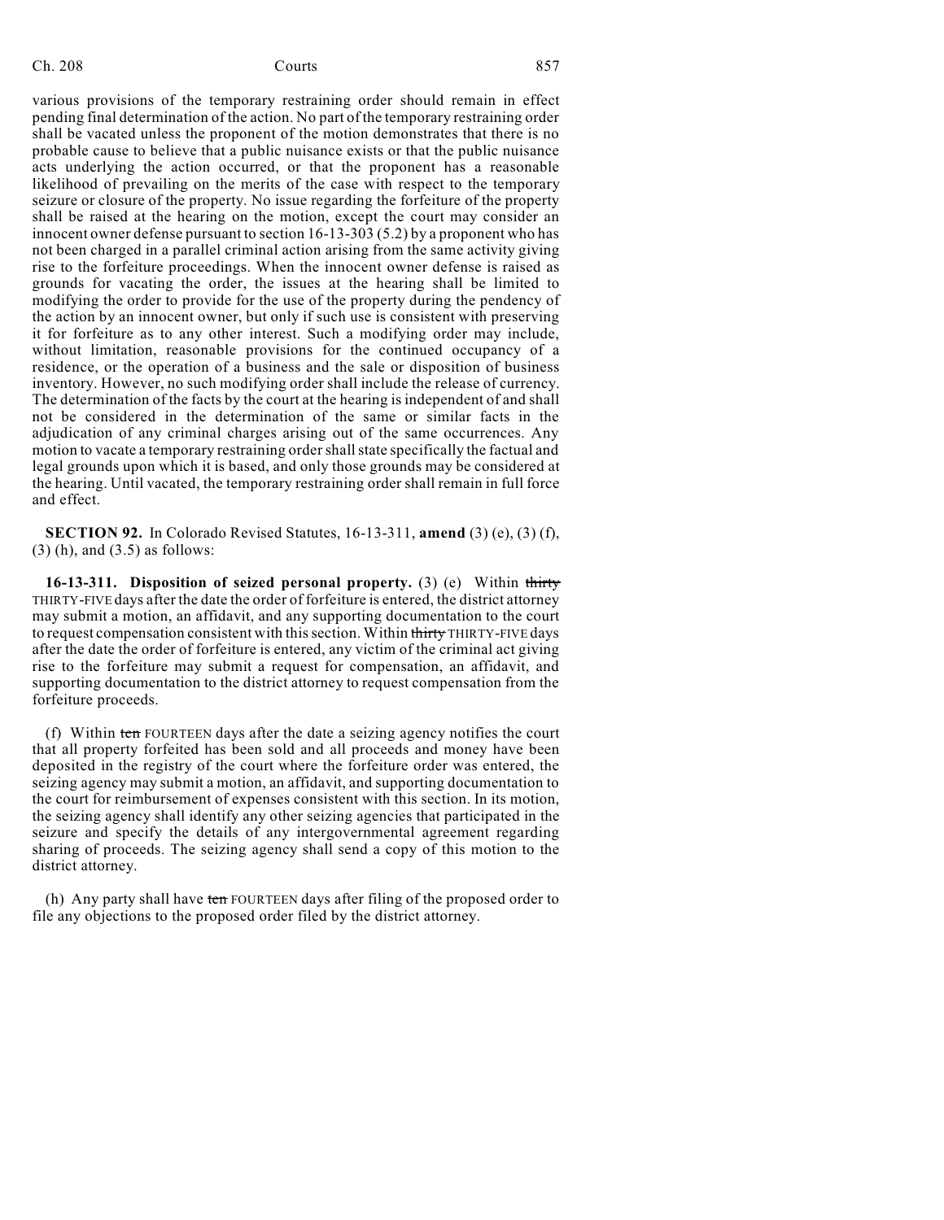various provisions of the temporary restraining order should remain in effect pending final determination of the action. No part of the temporary restraining order shall be vacated unless the proponent of the motion demonstrates that there is no probable cause to believe that a public nuisance exists or that the public nuisance acts underlying the action occurred, or that the proponent has a reasonable likelihood of prevailing on the merits of the case with respect to the temporary seizure or closure of the property. No issue regarding the forfeiture of the property shall be raised at the hearing on the motion, except the court may consider an innocent owner defense pursuant to section 16-13-303 (5.2) by a proponent who has not been charged in a parallel criminal action arising from the same activity giving rise to the forfeiture proceedings. When the innocent owner defense is raised as grounds for vacating the order, the issues at the hearing shall be limited to modifying the order to provide for the use of the property during the pendency of the action by an innocent owner, but only if such use is consistent with preserving it for forfeiture as to any other interest. Such a modifying order may include, without limitation, reasonable provisions for the continued occupancy of a residence, or the operation of a business and the sale or disposition of business inventory. However, no such modifying order shall include the release of currency. The determination of the facts by the court at the hearing is independent of and shall not be considered in the determination of the same or similar facts in the adjudication of any criminal charges arising out of the same occurrences. Any motion to vacate a temporary restraining order shall state specifically the factual and legal grounds upon which it is based, and only those grounds may be considered at the hearing. Until vacated, the temporary restraining order shall remain in full force and effect.

**SECTION 92.** In Colorado Revised Statutes, 16-13-311, **amend** (3) (e), (3) (f), (3) (h), and (3.5) as follows:

**16-13-311. Disposition of seized personal property.** (3) (e) Within ~~thirty~~ THIRTY-FIVE days after the date the order of forfeiture is entered, the district attorney may submit a motion, an affidavit, and any supporting documentation to the court to request compensation consistent with this section. Within ~~thirty~~ THIRTY-FIVE days after the date the order of forfeiture is entered, any victim of the criminal act giving rise to the forfeiture may submit a request for compensation, an affidavit, and supporting documentation to the district attorney to request compensation from the forfeiture proceeds.

(f) Within ~~ten~~ FOURTEEN days after the date a seizing agency notifies the court that all property forfeited has been sold and all proceeds and money have been deposited in the registry of the court where the forfeiture order was entered, the seizing agency may submit a motion, an affidavit, and supporting documentation to the court for reimbursement of expenses consistent with this section. In its motion, the seizing agency shall identify any other seizing agencies that participated in the seizure and specify the details of any intergovernmental agreement regarding sharing of proceeds. The seizing agency shall send a copy of this motion to the district attorney.

(h) Any party shall have ~~ten~~ FOURTEEN days after filing of the proposed order to file any objections to the proposed order filed by the district attorney.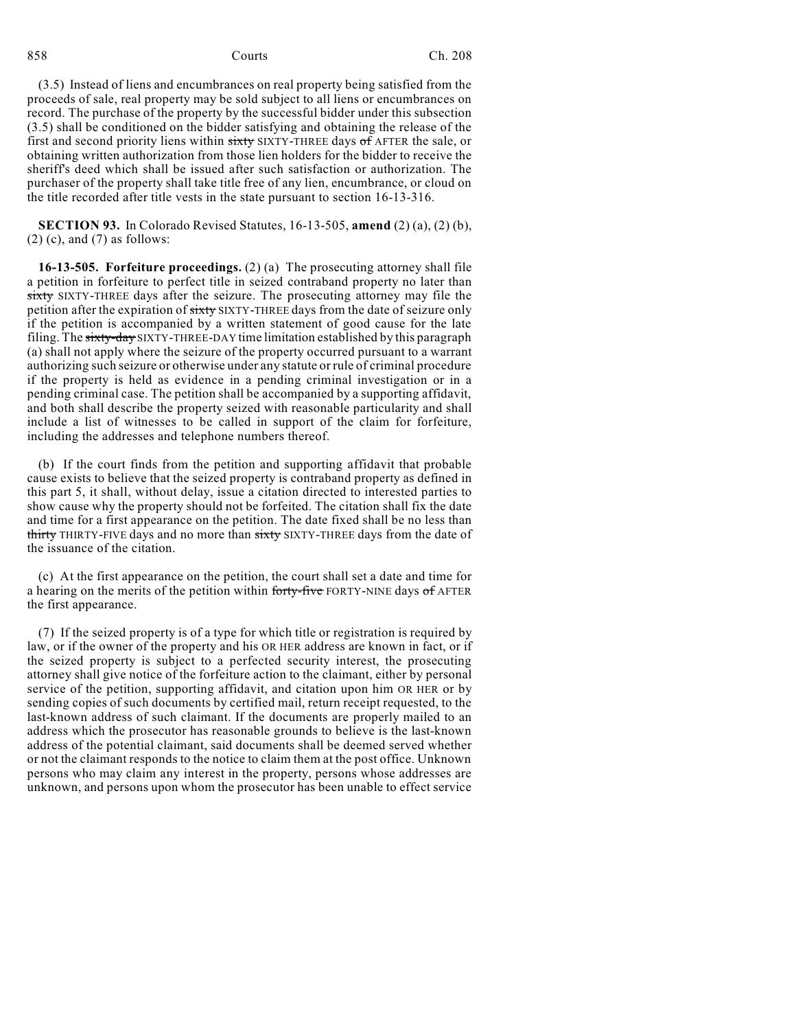(3.5) Instead of liens and encumbrances on real property being satisfied from the proceeds of sale, real property may be sold subject to all liens or encumbrances on record. The purchase of the property by the successful bidder under this subsection (3.5) shall be conditioned on the bidder satisfying and obtaining the release of the first and second priority liens within ~~sixty~~ SIXTY-THREE days ~~of~~ AFTER the sale, or obtaining written authorization from those lien holders for the bidder to receive the sheriff's deed which shall be issued after such satisfaction or authorization. The purchaser of the property shall take title free of any lien, encumbrance, or cloud on the title recorded after title vests in the state pursuant to section 16-13-316.

**SECTION 93.** In Colorado Revised Statutes, 16-13-505, **amend** (2) (a), (2) (b), (2) (c), and (7) as follows:

**16-13-505. Forfeiture proceedings.** (2) (a) The prosecuting attorney shall file a petition in forfeiture to perfect title in seized contraband property no later than ~~sixty~~ SIXTY-THREE days after the seizure. The prosecuting attorney may file the petition after the expiration of ~~sixty~~ SIXTY-THREE days from the date of seizure only if the petition is accompanied by a written statement of good cause for the late filing. The ~~sixty-day~~ SIXTY-THREE-DAY time limitation established by this paragraph (a) shall not apply where the seizure of the property occurred pursuant to a warrant authorizing such seizure or otherwise under any statute or rule of criminal procedure if the property is held as evidence in a pending criminal investigation or in a pending criminal case. The petition shall be accompanied by a supporting affidavit, and both shall describe the property seized with reasonable particularity and shall include a list of witnesses to be called in support of the claim for forfeiture, including the addresses and telephone numbers thereof.

(b) If the court finds from the petition and supporting affidavit that probable cause exists to believe that the seized property is contraband property as defined in this part 5, it shall, without delay, issue a citation directed to interested parties to show cause why the property should not be forfeited. The citation shall fix the date and time for a first appearance on the petition. The date fixed shall be no less than ~~thirty~~ THIRTY-FIVE days and no more than ~~sixty~~ SIXTY-THREE days from the date of the issuance of the citation.

(c) At the first appearance on the petition, the court shall set a date and time for a hearing on the merits of the petition within ~~forty-five~~ FORTY-NINE days ~~of~~ AFTER the first appearance.

(7) If the seized property is of a type for which title or registration is required by law, or if the owner of the property and his OR HER address are known in fact, or if the seized property is subject to a perfected security interest, the prosecuting attorney shall give notice of the forfeiture action to the claimant, either by personal service of the petition, supporting affidavit, and citation upon him OR HER or by sending copies of such documents by certified mail, return receipt requested, to the last-known address of such claimant. If the documents are properly mailed to an address which the prosecutor has reasonable grounds to believe is the last-known address of the potential claimant, said documents shall be deemed served whether or not the claimant responds to the notice to claim them at the post office. Unknown persons who may claim any interest in the property, persons whose addresses are unknown, and persons upon whom the prosecutor has been unable to effect service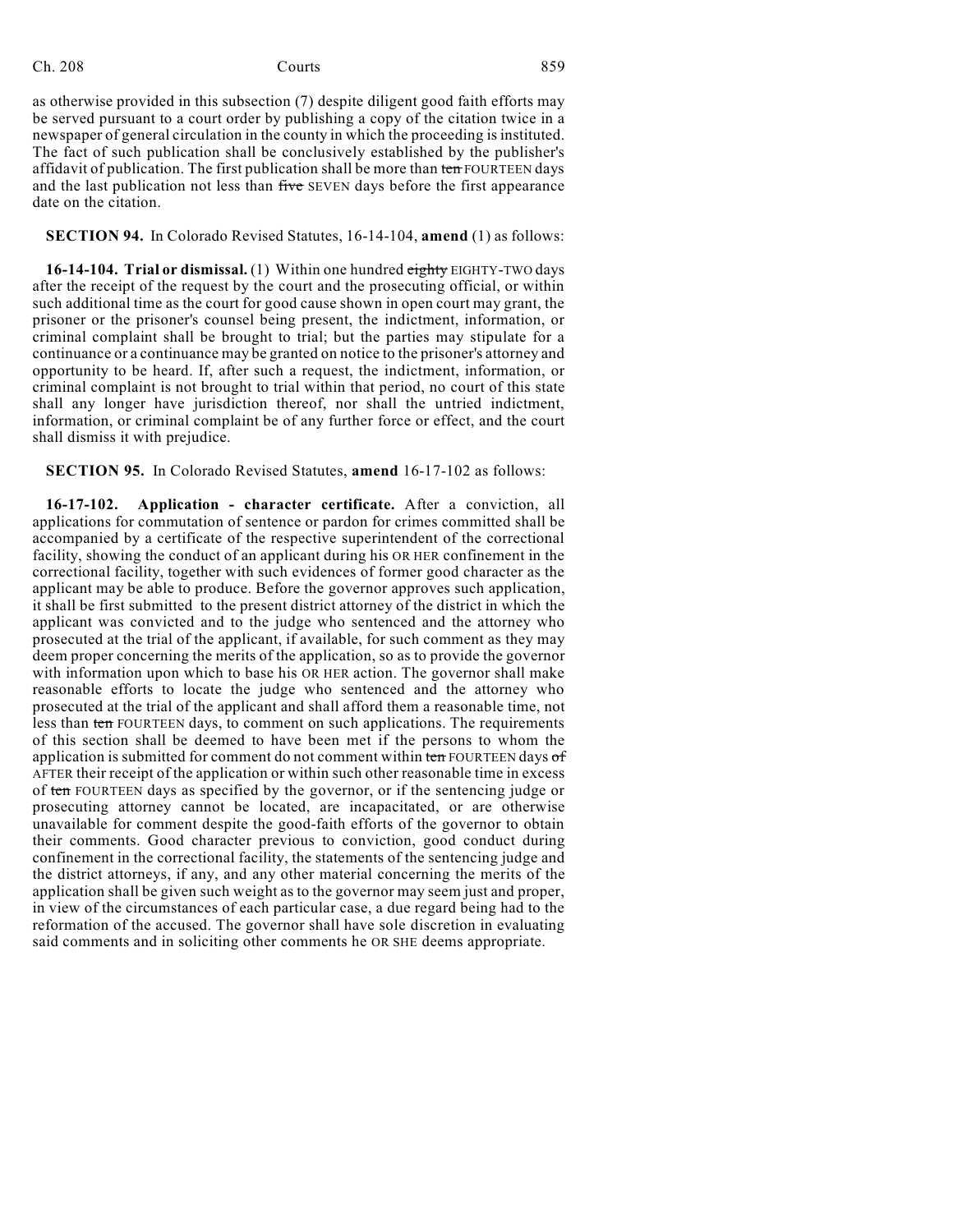as otherwise provided in this subsection (7) despite diligent good faith efforts may be served pursuant to a court order by publishing a copy of the citation twice in a newspaper of general circulation in the county in which the proceeding is instituted. The fact of such publication shall be conclusively established by the publisher's affidavit of publication. The first publication shall be more than ~~ten~~ FOURTEEN days and the last publication not less than ~~five~~ SEVEN days before the first appearance date on the citation.

**SECTION 94.** In Colorado Revised Statutes, 16-14-104, **amend** (1) as follows:

**16-14-104. Trial or dismissal.** (1) Within one hundred ~~eighty~~ EIGHTY-TWO days after the receipt of the request by the court and the prosecuting official, or within such additional time as the court for good cause shown in open court may grant, the prisoner or the prisoner's counsel being present, the indictment, information, or criminal complaint shall be brought to trial; but the parties may stipulate for a continuance or a continuance may be granted on notice to the prisoner's attorney and opportunity to be heard. If, after such a request, the indictment, information, or criminal complaint is not brought to trial within that period, no court of this state shall any longer have jurisdiction thereof, nor shall the untried indictment, information, or criminal complaint be of any further force or effect, and the court shall dismiss it with prejudice.

**SECTION 95.** In Colorado Revised Statutes, **amend** 16-17-102 as follows:

**16-17-102. Application - character certificate.** After a conviction, all applications for commutation of sentence or pardon for crimes committed shall be accompanied by a certificate of the respective superintendent of the correctional facility, showing the conduct of an applicant during his OR HER confinement in the correctional facility, together with such evidences of former good character as the applicant may be able to produce. Before the governor approves such application, it shall be first submitted to the present district attorney of the district in which the applicant was convicted and to the judge who sentenced and the attorney who prosecuted at the trial of the applicant, if available, for such comment as they may deem proper concerning the merits of the application, so as to provide the governor with information upon which to base his OR HER action. The governor shall make reasonable efforts to locate the judge who sentenced and the attorney who prosecuted at the trial of the applicant and shall afford them a reasonable time, not less than ~~ten~~ FOURTEEN days, to comment on such applications. The requirements of this section shall be deemed to have been met if the persons to whom the application is submitted for comment do not comment within ~~ten~~ FOURTEEN days ~~of~~ AFTER their receipt of the application or within such other reasonable time in excess of ~~ten~~ FOURTEEN days as specified by the governor, or if the sentencing judge or prosecuting attorney cannot be located, are incapacitated, or are otherwise unavailable for comment despite the good-faith efforts of the governor to obtain their comments. Good character previous to conviction, good conduct during confinement in the correctional facility, the statements of the sentencing judge and the district attorneys, if any, and any other material concerning the merits of the application shall be given such weight as to the governor may seem just and proper, in view of the circumstances of each particular case, a due regard being had to the reformation of the accused. The governor shall have sole discretion in evaluating said comments and in soliciting other comments he OR SHE deems appropriate.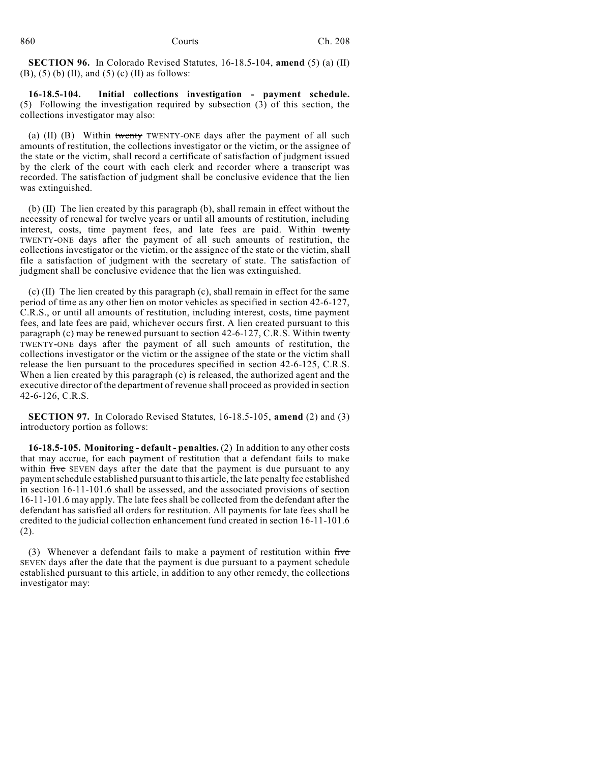**SECTION 96.** In Colorado Revised Statutes, 16-18.5-104, **amend** (5) (a) (II) (B), (5) (b) (II), and (5) (c) (II) as follows:

**16-18.5-104. Initial collections investigation - payment schedule.** (5) Following the investigation required by subsection (3) of this section, the collections investigator may also:

(a) (II) (B) Within ~~twenty~~ TWENTY-ONE days after the payment of all such amounts of restitution, the collections investigator or the victim, or the assignee of the state or the victim, shall record a certificate of satisfaction of judgment issued by the clerk of the court with each clerk and recorder where a transcript was recorded. The satisfaction of judgment shall be conclusive evidence that the lien was extinguished.

(b) (II) The lien created by this paragraph (b), shall remain in effect without the necessity of renewal for twelve years or until all amounts of restitution, including interest, costs, time payment fees, and late fees are paid. Within ~~twenty~~ TWENTY-ONE days after the payment of all such amounts of restitution, the collections investigator or the victim, or the assignee of the state or the victim, shall file a satisfaction of judgment with the secretary of state. The satisfaction of judgment shall be conclusive evidence that the lien was extinguished.

(c) (II) The lien created by this paragraph (c), shall remain in effect for the same period of time as any other lien on motor vehicles as specified in section 42-6-127, C.R.S., or until all amounts of restitution, including interest, costs, time payment fees, and late fees are paid, whichever occurs first. A lien created pursuant to this paragraph (c) may be renewed pursuant to section 42-6-127, C.R.S. Within ~~twenty~~ TWENTY-ONE days after the payment of all such amounts of restitution, the collections investigator or the victim or the assignee of the state or the victim shall release the lien pursuant to the procedures specified in section 42-6-125, C.R.S. When a lien created by this paragraph (c) is released, the authorized agent and the executive director of the department of revenue shall proceed as provided in section 42-6-126, C.R.S.

**SECTION 97.** In Colorado Revised Statutes, 16-18.5-105, **amend** (2) and (3) introductory portion as follows:

**16-18.5-105. Monitoring - default - penalties.** (2) In addition to any other costs that may accrue, for each payment of restitution that a defendant fails to make within ~~five~~ SEVEN days after the date that the payment is due pursuant to any payment schedule established pursuant to this article, the late penalty fee established in section 16-11-101.6 shall be assessed, and the associated provisions of section 16-11-101.6 may apply. The late fees shall be collected from the defendant after the defendant has satisfied all orders for restitution. All payments for late fees shall be credited to the judicial collection enhancement fund created in section 16-11-101.6 (2).

(3) Whenever a defendant fails to make a payment of restitution within ~~five~~ SEVEN days after the date that the payment is due pursuant to a payment schedule established pursuant to this article, in addition to any other remedy, the collections investigator may: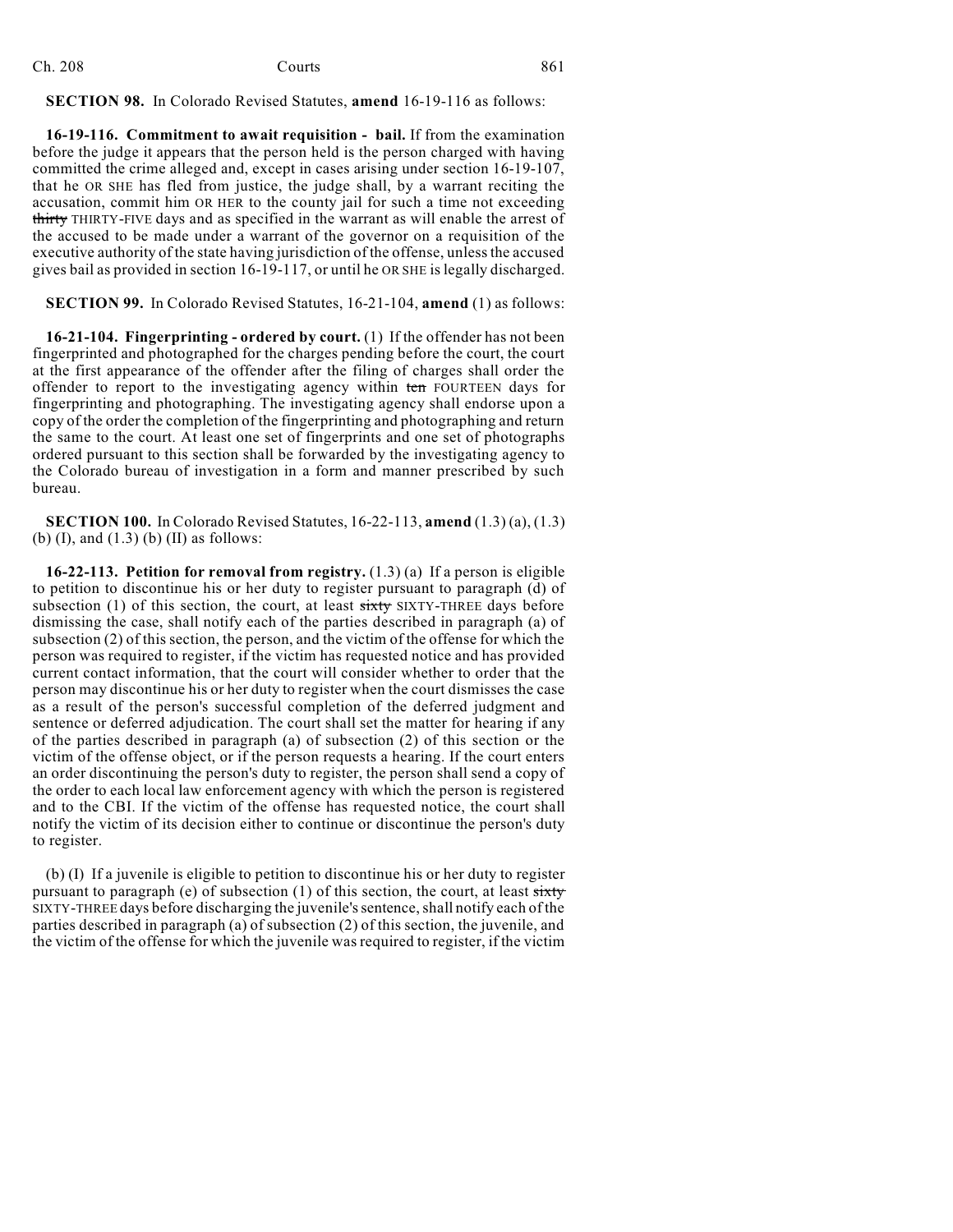**SECTION 98.** In Colorado Revised Statutes, **amend** 16-19-116 as follows:

**16-19-116. Commitment to await requisition - bail.** If from the examination before the judge it appears that the person held is the person charged with having committed the crime alleged and, except in cases arising under section 16-19-107, that he OR SHE has fled from justice, the judge shall, by a warrant reciting the accusation, commit him OR HER to the county jail for such a time not exceeding ~~thirty~~ THIRTY-FIVE days and as specified in the warrant as will enable the arrest of the accused to be made under a warrant of the governor on a requisition of the executive authority of the state having jurisdiction of the offense, unless the accused gives bail as provided in section 16-19-117, or until he OR SHE is legally discharged.

**SECTION 99.** In Colorado Revised Statutes, 16-21-104, **amend** (1) as follows:

**16-21-104. Fingerprinting - ordered by court.** (1) If the offender has not been fingerprinted and photographed for the charges pending before the court, the court at the first appearance of the offender after the filing of charges shall order the offender to report to the investigating agency within ~~ten~~ FOURTEEN days for fingerprinting and photographing. The investigating agency shall endorse upon a copy of the order the completion of the fingerprinting and photographing and return the same to the court. At least one set of fingerprints and one set of photographs ordered pursuant to this section shall be forwarded by the investigating agency to the Colorado bureau of investigation in a form and manner prescribed by such bureau.

**SECTION 100.** In Colorado Revised Statutes, 16-22-113, **amend** (1.3) (a), (1.3) (b) (I), and (1.3) (b) (II) as follows:

**16-22-113. Petition for removal from registry.** (1.3) (a) If a person is eligible to petition to discontinue his or her duty to register pursuant to paragraph (d) of subsection (1) of this section, the court, at least ~~sixty~~ SIXTY-THREE days before dismissing the case, shall notify each of the parties described in paragraph (a) of subsection (2) of this section, the person, and the victim of the offense for which the person was required to register, if the victim has requested notice and has provided current contact information, that the court will consider whether to order that the person may discontinue his or her duty to register when the court dismisses the case as a result of the person's successful completion of the deferred judgment and sentence or deferred adjudication. The court shall set the matter for hearing if any of the parties described in paragraph (a) of subsection (2) of this section or the victim of the offense object, or if the person requests a hearing. If the court enters an order discontinuing the person's duty to register, the person shall send a copy of the order to each local law enforcement agency with which the person is registered and to the CBI. If the victim of the offense has requested notice, the court shall notify the victim of its decision either to continue or discontinue the person's duty to register.

(b) (I) If a juvenile is eligible to petition to discontinue his or her duty to register pursuant to paragraph (e) of subsection (1) of this section, the court, at least ~~sixty~~ SIXTY-THREE days before discharging the juvenile's sentence, shall notify each of the parties described in paragraph (a) of subsection (2) of this section, the juvenile, and the victim of the offense for which the juvenile was required to register, if the victim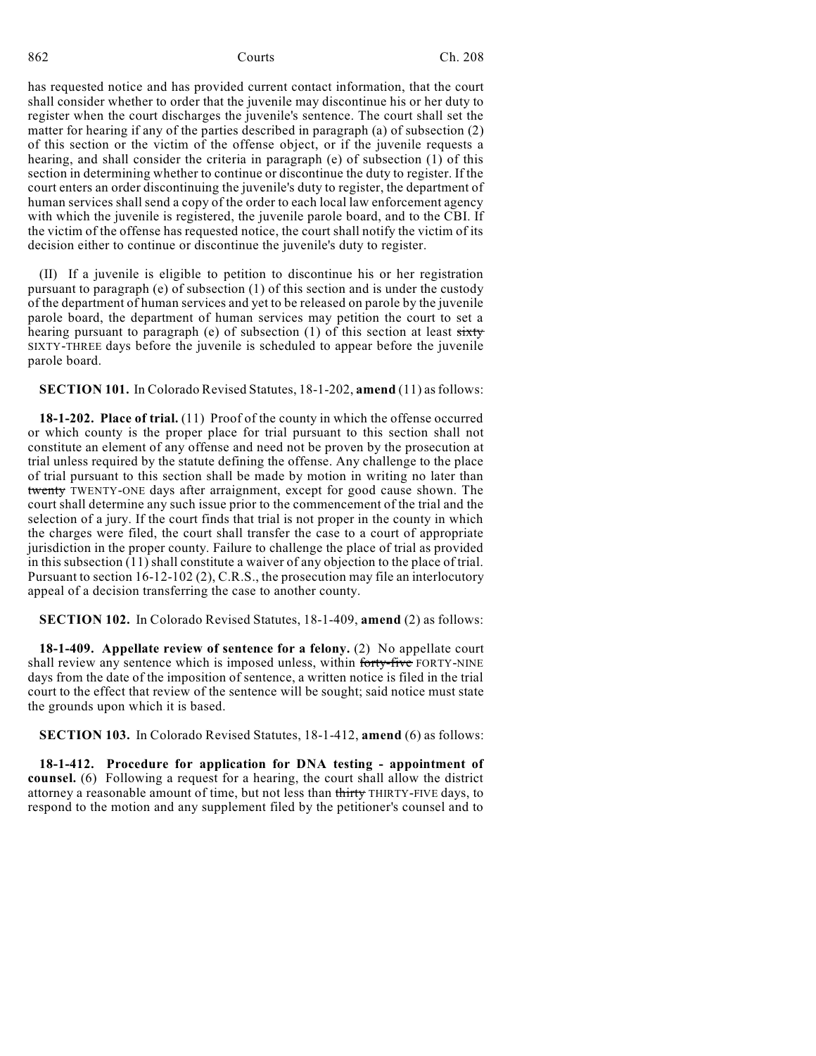has requested notice and has provided current contact information, that the court shall consider whether to order that the juvenile may discontinue his or her duty to register when the court discharges the juvenile's sentence. The court shall set the matter for hearing if any of the parties described in paragraph (a) of subsection (2) of this section or the victim of the offense object, or if the juvenile requests a hearing, and shall consider the criteria in paragraph (e) of subsection (1) of this section in determining whether to continue or discontinue the duty to register. If the court enters an order discontinuing the juvenile's duty to register, the department of human services shall send a copy of the order to each local law enforcement agency with which the juvenile is registered, the juvenile parole board, and to the CBI. If the victim of the offense has requested notice, the court shall notify the victim of its decision either to continue or discontinue the juvenile's duty to register.

(II) If a juvenile is eligible to petition to discontinue his or her registration pursuant to paragraph (e) of subsection (1) of this section and is under the custody of the department of human services and yet to be released on parole by the juvenile parole board, the department of human services may petition the court to set a hearing pursuant to paragraph (e) of subsection (1) of this section at least ~~sixty~~ SIXTY-THREE days before the juvenile is scheduled to appear before the juvenile parole board.

**SECTION 101.** In Colorado Revised Statutes, 18-1-202, **amend** (11) as follows:

**18-1-202. Place of trial.** (11) Proof of the county in which the offense occurred or which county is the proper place for trial pursuant to this section shall not constitute an element of any offense and need not be proven by the prosecution at trial unless required by the statute defining the offense. Any challenge to the place of trial pursuant to this section shall be made by motion in writing no later than ~~twenty~~ TWENTY-ONE days after arraignment, except for good cause shown. The court shall determine any such issue prior to the commencement of the trial and the selection of a jury. If the court finds that trial is not proper in the county in which the charges were filed, the court shall transfer the case to a court of appropriate jurisdiction in the proper county. Failure to challenge the place of trial as provided in this subsection (11) shall constitute a waiver of any objection to the place of trial. Pursuant to section 16-12-102 (2), C.R.S., the prosecution may file an interlocutory appeal of a decision transferring the case to another county.

**SECTION 102.** In Colorado Revised Statutes, 18-1-409, **amend** (2) as follows:

**18-1-409. Appellate review of sentence for a felony.** (2) No appellate court shall review any sentence which is imposed unless, within ~~forty-five~~ FORTY-NINE days from the date of the imposition of sentence, a written notice is filed in the trial court to the effect that review of the sentence will be sought; said notice must state the grounds upon which it is based.

**SECTION 103.** In Colorado Revised Statutes, 18-1-412, **amend** (6) as follows:

**18-1-412. Procedure for application for DNA testing - appointment of counsel.** (6) Following a request for a hearing, the court shall allow the district attorney a reasonable amount of time, but not less than ~~thirty~~ THIRTY-FIVE days, to respond to the motion and any supplement filed by the petitioner's counsel and to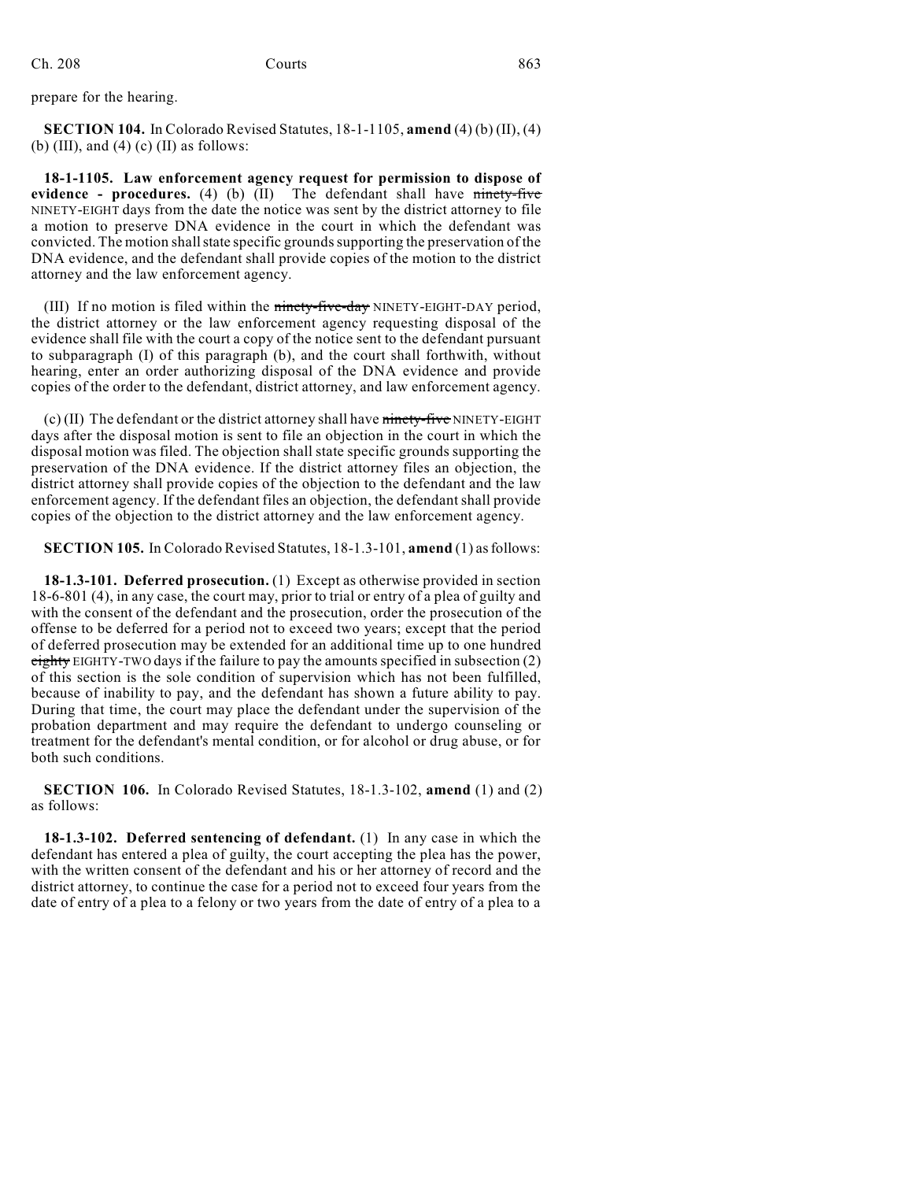prepare for the hearing.

**SECTION 104.** In Colorado Revised Statutes, 18-1-1105, **amend** (4) (b) (II), (4) (b) (III), and (4) (c) (II) as follows:

**18-1-1105. Law enforcement agency request for permission to dispose of evidence - procedures.** (4) (b) (II) The defendant shall have ~~ninety-five~~ NINETY-EIGHT days from the date the notice was sent by the district attorney to file a motion to preserve DNA evidence in the court in which the defendant was convicted. The motion shall state specific grounds supporting the preservation of the DNA evidence, and the defendant shall provide copies of the motion to the district attorney and the law enforcement agency.

(III) If no motion is filed within the ~~ninety-five-day~~ NINETY-EIGHT-DAY period, the district attorney or the law enforcement agency requesting disposal of the evidence shall file with the court a copy of the notice sent to the defendant pursuant to subparagraph (I) of this paragraph (b), and the court shall forthwith, without hearing, enter an order authorizing disposal of the DNA evidence and provide copies of the order to the defendant, district attorney, and law enforcement agency.

(c) (II) The defendant or the district attorney shall have ~~ninety-five~~ NINETY-EIGHT days after the disposal motion is sent to file an objection in the court in which the disposal motion was filed. The objection shall state specific grounds supporting the preservation of the DNA evidence. If the district attorney files an objection, the district attorney shall provide copies of the objection to the defendant and the law enforcement agency. If the defendant files an objection, the defendant shall provide copies of the objection to the district attorney and the law enforcement agency.

**SECTION 105.** In Colorado Revised Statutes, 18-1.3-101, **amend** (1) as follows:

**18-1.3-101. Deferred prosecution.** (1) Except as otherwise provided in section 18-6-801 (4), in any case, the court may, prior to trial or entry of a plea of guilty and with the consent of the defendant and the prosecution, order the prosecution of the offense to be deferred for a period not to exceed two years; except that the period of deferred prosecution may be extended for an additional time up to one hundred ~~eighty~~ EIGHTY-TWO days if the failure to pay the amounts specified in subsection (2) of this section is the sole condition of supervision which has not been fulfilled, because of inability to pay, and the defendant has shown a future ability to pay. During that time, the court may place the defendant under the supervision of the probation department and may require the defendant to undergo counseling or treatment for the defendant's mental condition, or for alcohol or drug abuse, or for both such conditions.

**SECTION 106.** In Colorado Revised Statutes, 18-1.3-102, **amend** (1) and (2) as follows:

**18-1.3-102. Deferred sentencing of defendant.** (1) In any case in which the defendant has entered a plea of guilty, the court accepting the plea has the power, with the written consent of the defendant and his or her attorney of record and the district attorney, to continue the case for a period not to exceed four years from the date of entry of a plea to a felony or two years from the date of entry of a plea to a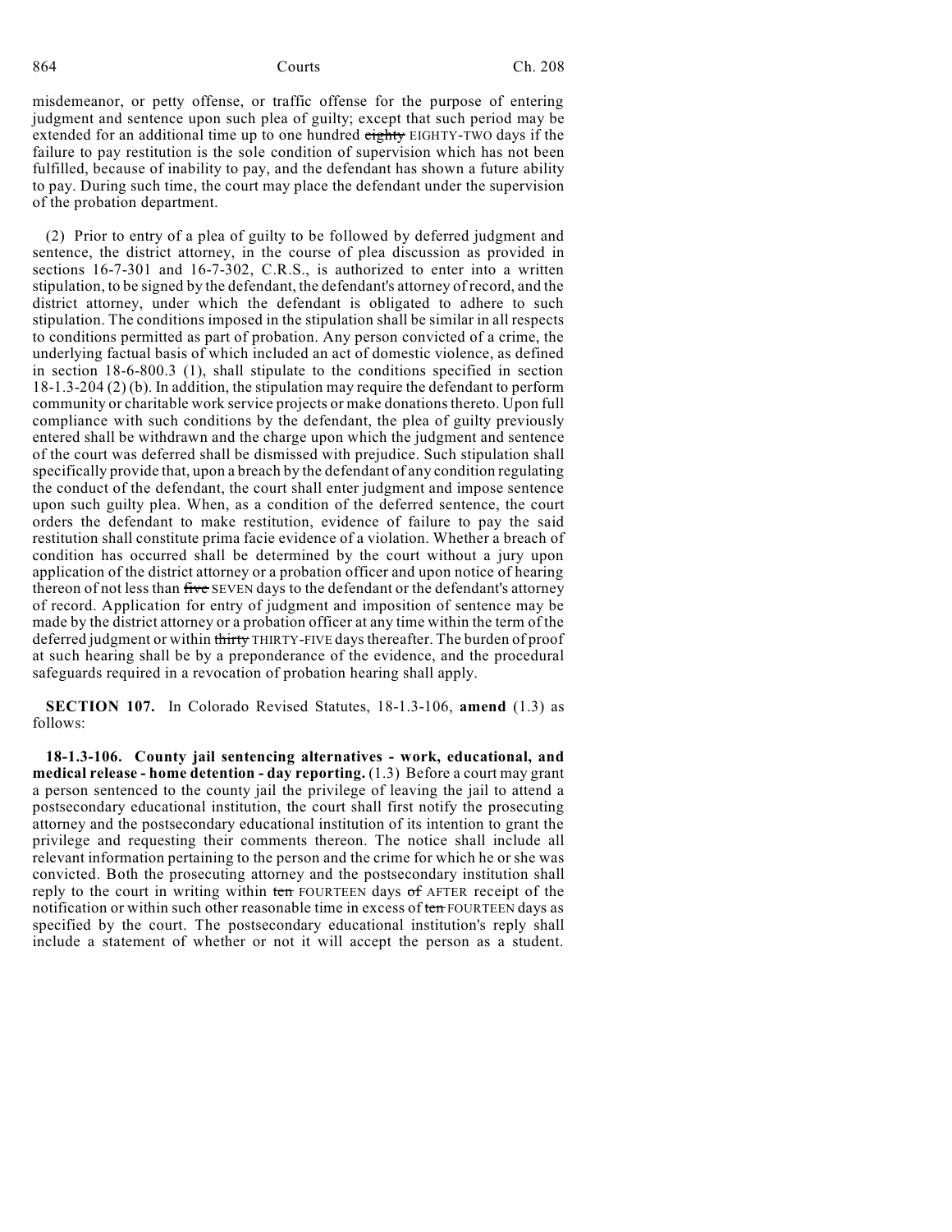misdemeanor, or petty offense, or traffic offense for the purpose of entering judgment and sentence upon such plea of guilty; except that such period may be extended for an additional time up to one hundred ~~eighty~~ EIGHTY-TWO days if the failure to pay restitution is the sole condition of supervision which has not been fulfilled, because of inability to pay, and the defendant has shown a future ability to pay. During such time, the court may place the defendant under the supervision of the probation department.

(2) Prior to entry of a plea of guilty to be followed by deferred judgment and sentence, the district attorney, in the course of plea discussion as provided in sections 16-7-301 and 16-7-302, C.R.S., is authorized to enter into a written stipulation, to be signed by the defendant, the defendant's attorney of record, and the district attorney, under which the defendant is obligated to adhere to such stipulation. The conditions imposed in the stipulation shall be similar in all respects to conditions permitted as part of probation. Any person convicted of a crime, the underlying factual basis of which included an act of domestic violence, as defined in section 18-6-800.3 (1), shall stipulate to the conditions specified in section 18-1.3-204 (2) (b). In addition, the stipulation may require the defendant to perform community or charitable work service projects or make donations thereto. Upon full compliance with such conditions by the defendant, the plea of guilty previously entered shall be withdrawn and the charge upon which the judgment and sentence of the court was deferred shall be dismissed with prejudice. Such stipulation shall specifically provide that, upon a breach by the defendant of any condition regulating the conduct of the defendant, the court shall enter judgment and impose sentence upon such guilty plea. When, as a condition of the deferred sentence, the court orders the defendant to make restitution, evidence of failure to pay the said restitution shall constitute prima facie evidence of a violation. Whether a breach of condition has occurred shall be determined by the court without a jury upon application of the district attorney or a probation officer and upon notice of hearing thereon of not less than ~~five~~ SEVEN days to the defendant or the defendant's attorney of record. Application for entry of judgment and imposition of sentence may be made by the district attorney or a probation officer at any time within the term of the deferred judgment or within ~~thirty~~ THIRTY-FIVE days thereafter. The burden of proof at such hearing shall be by a preponderance of the evidence, and the procedural safeguards required in a revocation of probation hearing shall apply.

**SECTION 107.** In Colorado Revised Statutes, 18-1.3-106, **amend** (1.3) as follows:

**18-1.3-106. County jail sentencing alternatives - work, educational, and medical release - home detention - day reporting.** (1.3) Before a court may grant a person sentenced to the county jail the privilege of leaving the jail to attend a postsecondary educational institution, the court shall first notify the prosecuting attorney and the postsecondary educational institution of its intention to grant the privilege and requesting their comments thereon. The notice shall include all relevant information pertaining to the person and the crime for which he or she was convicted. Both the prosecuting attorney and the postsecondary institution shall reply to the court in writing within ~~ten~~ FOURTEEN days ~~of~~ AFTER receipt of the notification or within such other reasonable time in excess of ~~ten~~ FOURTEEN days as specified by the court. The postsecondary educational institution's reply shall include a statement of whether or not it will accept the person as a student.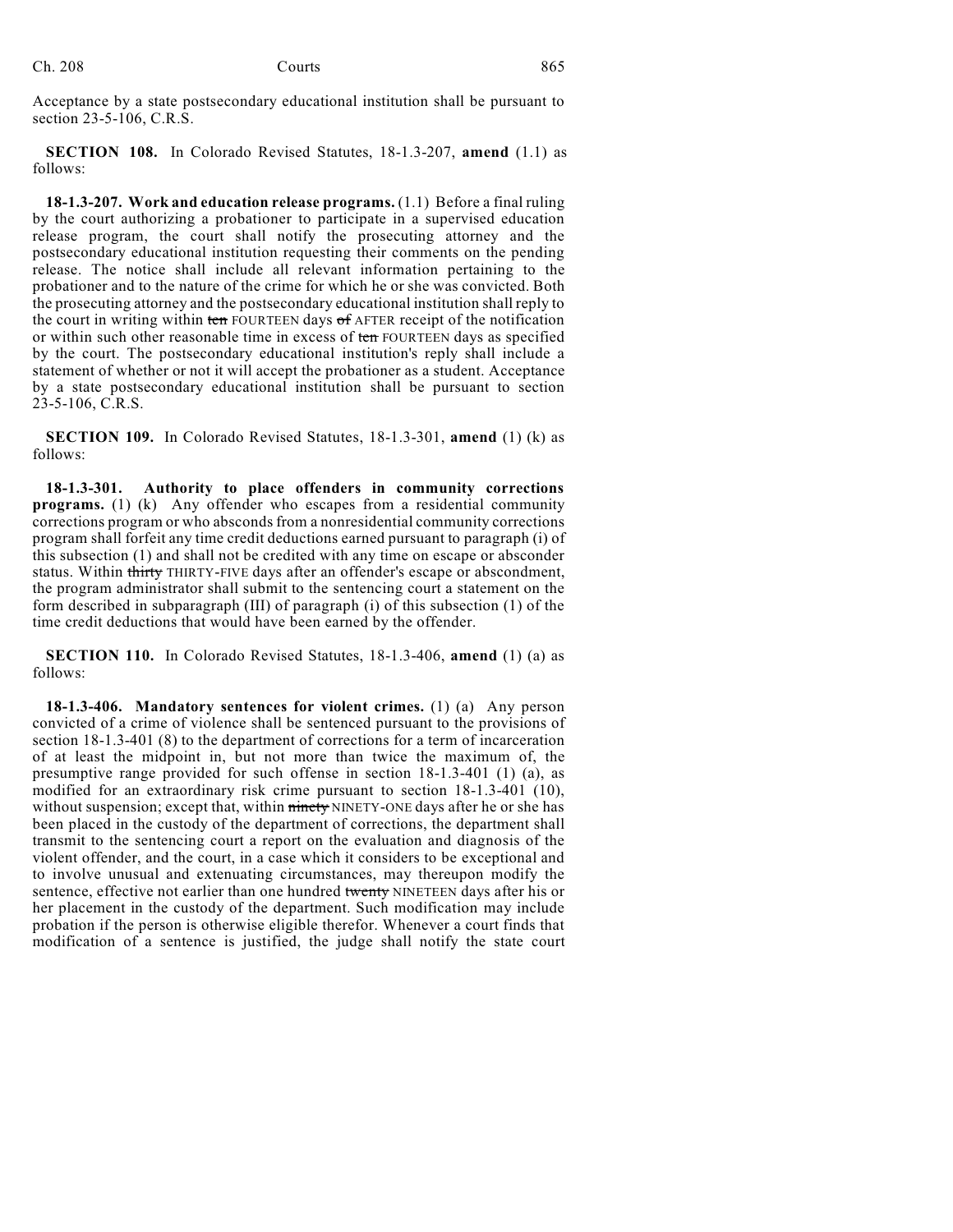Acceptance by a state postsecondary educational institution shall be pursuant to section 23-5-106, C.R.S.

**SECTION 108.** In Colorado Revised Statutes, 18-1.3-207, **amend** (1.1) as follows:

**18-1.3-207. Work and education release programs.** (1.1) Before a final ruling by the court authorizing a probationer to participate in a supervised education release program, the court shall notify the prosecuting attorney and the postsecondary educational institution requesting their comments on the pending release. The notice shall include all relevant information pertaining to the probationer and to the nature of the crime for which he or she was convicted. Both the prosecuting attorney and the postsecondary educational institution shall reply to the court in writing within ~~ten~~ FOURTEEN days ~~of~~ AFTER receipt of the notification or within such other reasonable time in excess of ~~ten~~ FOURTEEN days as specified by the court. The postsecondary educational institution's reply shall include a statement of whether or not it will accept the probationer as a student. Acceptance by a state postsecondary educational institution shall be pursuant to section 23-5-106, C.R.S.

**SECTION 109.** In Colorado Revised Statutes, 18-1.3-301, **amend** (1) (k) as follows:

**18-1.3-301. Authority to place offenders in community corrections programs.** (1) (k) Any offender who escapes from a residential community corrections program or who absconds from a nonresidential community corrections program shall forfeit any time credit deductions earned pursuant to paragraph (i) of this subsection (1) and shall not be credited with any time on escape or absconder status. Within ~~thirty~~ THIRTY-FIVE days after an offender's escape or abscondment, the program administrator shall submit to the sentencing court a statement on the form described in subparagraph (III) of paragraph (i) of this subsection (1) of the time credit deductions that would have been earned by the offender.

**SECTION 110.** In Colorado Revised Statutes, 18-1.3-406, **amend** (1) (a) as follows:

**18-1.3-406. Mandatory sentences for violent crimes.** (1) (a) Any person convicted of a crime of violence shall be sentenced pursuant to the provisions of section 18-1.3-401 (8) to the department of corrections for a term of incarceration of at least the midpoint in, but not more than twice the maximum of, the presumptive range provided for such offense in section 18-1.3-401 (1) (a), as modified for an extraordinary risk crime pursuant to section 18-1.3-401 (10), without suspension; except that, within ~~ninety~~ NINETY-ONE days after he or she has been placed in the custody of the department of corrections, the department shall transmit to the sentencing court a report on the evaluation and diagnosis of the violent offender, and the court, in a case which it considers to be exceptional and to involve unusual and extenuating circumstances, may thereupon modify the sentence, effective not earlier than one hundred ~~twenty~~ NINETEEN days after his or her placement in the custody of the department. Such modification may include probation if the person is otherwise eligible therefor. Whenever a court finds that modification of a sentence is justified, the judge shall notify the state court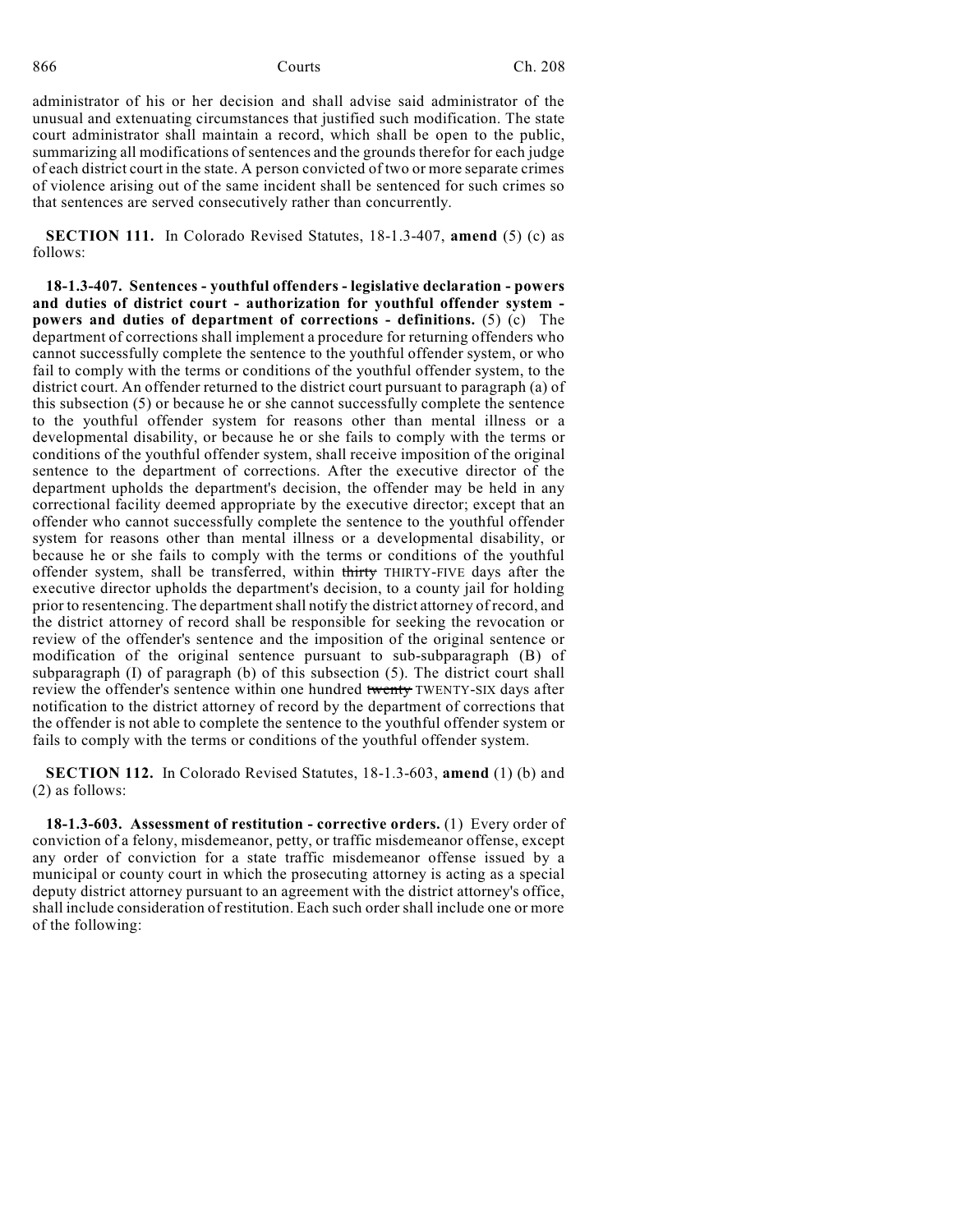administrator of his or her decision and shall advise said administrator of the unusual and extenuating circumstances that justified such modification. The state court administrator shall maintain a record, which shall be open to the public, summarizing all modifications of sentences and the grounds therefor for each judge of each district court in the state. A person convicted of two or more separate crimes of violence arising out of the same incident shall be sentenced for such crimes so that sentences are served consecutively rather than concurrently.

**SECTION 111.** In Colorado Revised Statutes, 18-1.3-407, **amend** (5) (c) as follows:

**18-1.3-407. Sentences - youthful offenders - legislative declaration - powers and duties of district court - authorization for youthful offender system - powers and duties of department of corrections - definitions.** (5) (c) The department of corrections shall implement a procedure for returning offenders who cannot successfully complete the sentence to the youthful offender system, or who fail to comply with the terms or conditions of the youthful offender system, to the district court. An offender returned to the district court pursuant to paragraph (a) of this subsection (5) or because he or she cannot successfully complete the sentence to the youthful offender system for reasons other than mental illness or a developmental disability, or because he or she fails to comply with the terms or conditions of the youthful offender system, shall receive imposition of the original sentence to the department of corrections. After the executive director of the department upholds the department's decision, the offender may be held in any correctional facility deemed appropriate by the executive director; except that an offender who cannot successfully complete the sentence to the youthful offender system for reasons other than mental illness or a developmental disability, or because he or she fails to comply with the terms or conditions of the youthful offender system, shall be transferred, within ~~thirty~~ THIRTY-FIVE days after the executive director upholds the department's decision, to a county jail for holding prior to resentencing. The department shall notify the district attorney of record, and the district attorney of record shall be responsible for seeking the revocation or review of the offender's sentence and the imposition of the original sentence or modification of the original sentence pursuant to sub-subparagraph (B) of subparagraph (I) of paragraph (b) of this subsection (5). The district court shall review the offender's sentence within one hundred ~~twenty~~ TWENTY-SIX days after notification to the district attorney of record by the department of corrections that the offender is not able to complete the sentence to the youthful offender system or fails to comply with the terms or conditions of the youthful offender system.

**SECTION 112.** In Colorado Revised Statutes, 18-1.3-603, **amend** (1) (b) and (2) as follows:

**18-1.3-603. Assessment of restitution - corrective orders.** (1) Every order of conviction of a felony, misdemeanor, petty, or traffic misdemeanor offense, except any order of conviction for a state traffic misdemeanor offense issued by a municipal or county court in which the prosecuting attorney is acting as a special deputy district attorney pursuant to an agreement with the district attorney's office, shall include consideration of restitution. Each such order shall include one or more of the following: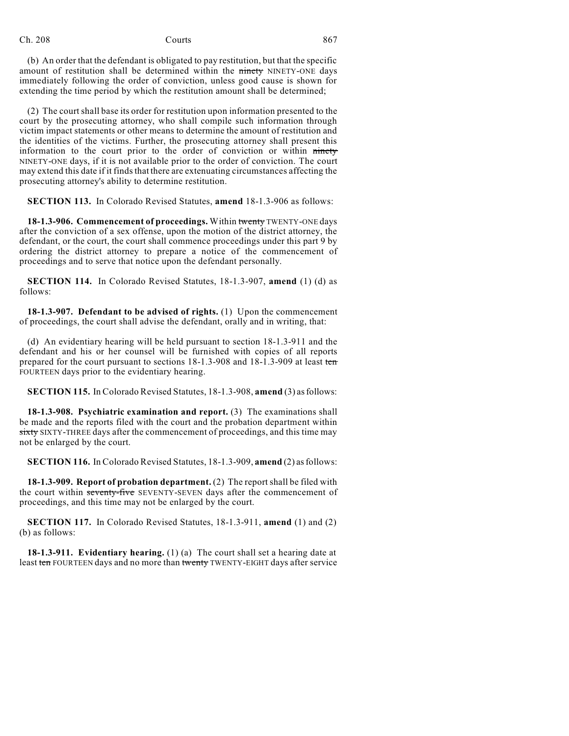(b) An order that the defendant is obligated to pay restitution, but that the specific amount of restitution shall be determined within the ~~ninety~~ NINETY-ONE days immediately following the order of conviction, unless good cause is shown for extending the time period by which the restitution amount shall be determined;

(2) The court shall base its order for restitution upon information presented to the court by the prosecuting attorney, who shall compile such information through victim impact statements or other means to determine the amount of restitution and the identities of the victims. Further, the prosecuting attorney shall present this information to the court prior to the order of conviction or within ~~ninety~~ NINETY-ONE days, if it is not available prior to the order of conviction. The court may extend this date if it finds that there are extenuating circumstances affecting the prosecuting attorney's ability to determine restitution.

**SECTION 113.** In Colorado Revised Statutes, **amend** 18-1.3-906 as follows:

**18-1.3-906. Commencement of proceedings.** Within ~~twenty~~ TWENTY-ONE days after the conviction of a sex offense, upon the motion of the district attorney, the defendant, or the court, the court shall commence proceedings under this part 9 by ordering the district attorney to prepare a notice of the commencement of proceedings and to serve that notice upon the defendant personally.

**SECTION 114.** In Colorado Revised Statutes, 18-1.3-907, **amend** (1) (d) as follows:

**18-1.3-907. Defendant to be advised of rights.** (1) Upon the commencement of proceedings, the court shall advise the defendant, orally and in writing, that:

(d) An evidentiary hearing will be held pursuant to section 18-1.3-911 and the defendant and his or her counsel will be furnished with copies of all reports prepared for the court pursuant to sections 18-1.3-908 and 18-1.3-909 at least ~~ten~~ FOURTEEN days prior to the evidentiary hearing.

**SECTION 115.** In Colorado Revised Statutes, 18-1.3-908, **amend** (3) as follows:

**18-1.3-908. Psychiatric examination and report.** (3) The examinations shall be made and the reports filed with the court and the probation department within ~~sixty~~ SIXTY-THREE days after the commencement of proceedings, and this time may not be enlarged by the court.

**SECTION 116.** In Colorado Revised Statutes, 18-1.3-909, **amend** (2) as follows:

**18-1.3-909. Report of probation department.** (2) The report shall be filed with the court within ~~seventy-five~~ SEVENTY-SEVEN days after the commencement of proceedings, and this time may not be enlarged by the court.

**SECTION 117.** In Colorado Revised Statutes, 18-1.3-911, **amend** (1) and (2) (b) as follows:

**18-1.3-911. Evidentiary hearing.** (1) (a) The court shall set a hearing date at least ~~ten~~ FOURTEEN days and no more than ~~twenty~~ TWENTY-EIGHT days after service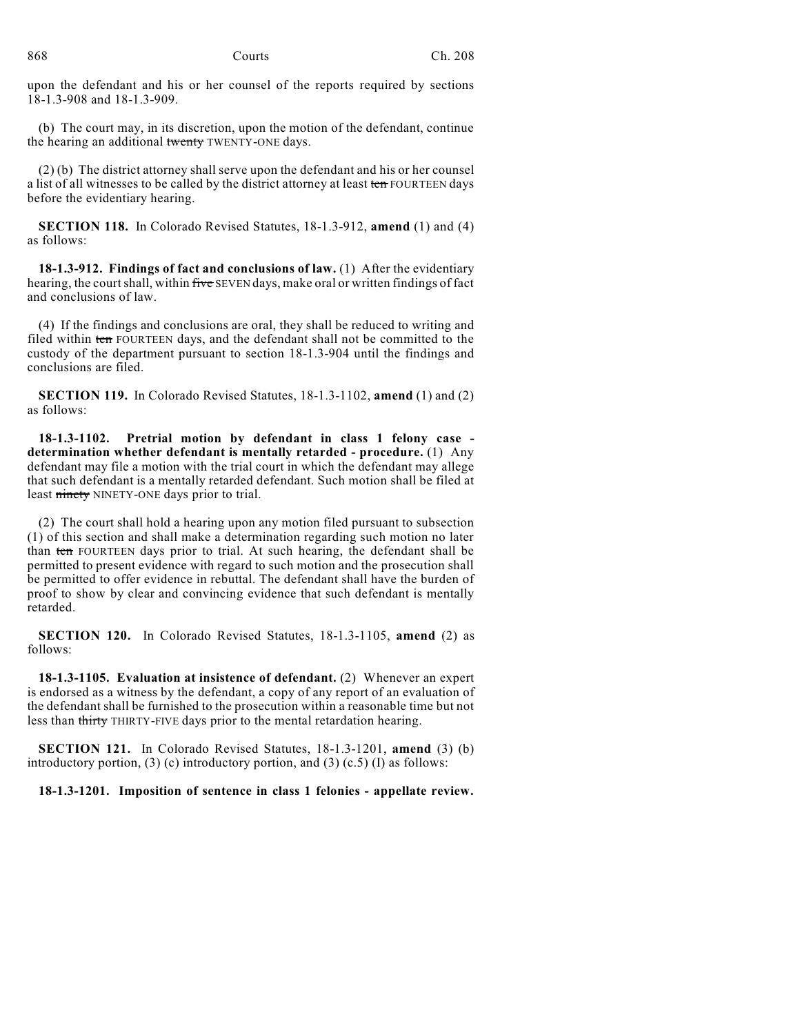upon the defendant and his or her counsel of the reports required by sections 18-1.3-908 and 18-1.3-909.

(b) The court may, in its discretion, upon the motion of the defendant, continue the hearing an additional ~~twenty~~ TWENTY-ONE days.

(2) (b) The district attorney shall serve upon the defendant and his or her counsel a list of all witnesses to be called by the district attorney at least ~~ten~~ FOURTEEN days before the evidentiary hearing.

**SECTION 118.** In Colorado Revised Statutes, 18-1.3-912, **amend** (1) and (4) as follows:

**18-1.3-912. Findings of fact and conclusions of law.** (1) After the evidentiary hearing, the court shall, within ~~five~~ SEVEN days, make oral or written findings of fact and conclusions of law.

(4) If the findings and conclusions are oral, they shall be reduced to writing and filed within ~~ten~~ FOURTEEN days, and the defendant shall not be committed to the custody of the department pursuant to section 18-1.3-904 until the findings and conclusions are filed.

**SECTION 119.** In Colorado Revised Statutes, 18-1.3-1102, **amend** (1) and (2) as follows:

**18-1.3-1102. Pretrial motion by defendant in class 1 felony case - determination whether defendant is mentally retarded - procedure.** (1) Any defendant may file a motion with the trial court in which the defendant may allege that such defendant is a mentally retarded defendant. Such motion shall be filed at least ~~ninety~~ NINETY-ONE days prior to trial.

(2) The court shall hold a hearing upon any motion filed pursuant to subsection (1) of this section and shall make a determination regarding such motion no later than ~~ten~~ FOURTEEN days prior to trial. At such hearing, the defendant shall be permitted to present evidence with regard to such motion and the prosecution shall be permitted to offer evidence in rebuttal. The defendant shall have the burden of proof to show by clear and convincing evidence that such defendant is mentally retarded.

**SECTION 120.** In Colorado Revised Statutes, 18-1.3-1105, **amend** (2) as follows:

**18-1.3-1105. Evaluation at insistence of defendant.** (2) Whenever an expert is endorsed as a witness by the defendant, a copy of any report of an evaluation of the defendant shall be furnished to the prosecution within a reasonable time but not less than ~~thirty~~ THIRTY-FIVE days prior to the mental retardation hearing.

**SECTION 121.** In Colorado Revised Statutes, 18-1.3-1201, **amend** (3) (b) introductory portion, (3) (c) introductory portion, and (3) (c.5) (I) as follows:

**18-1.3-1201. Imposition of sentence in class 1 felonies - appellate review.**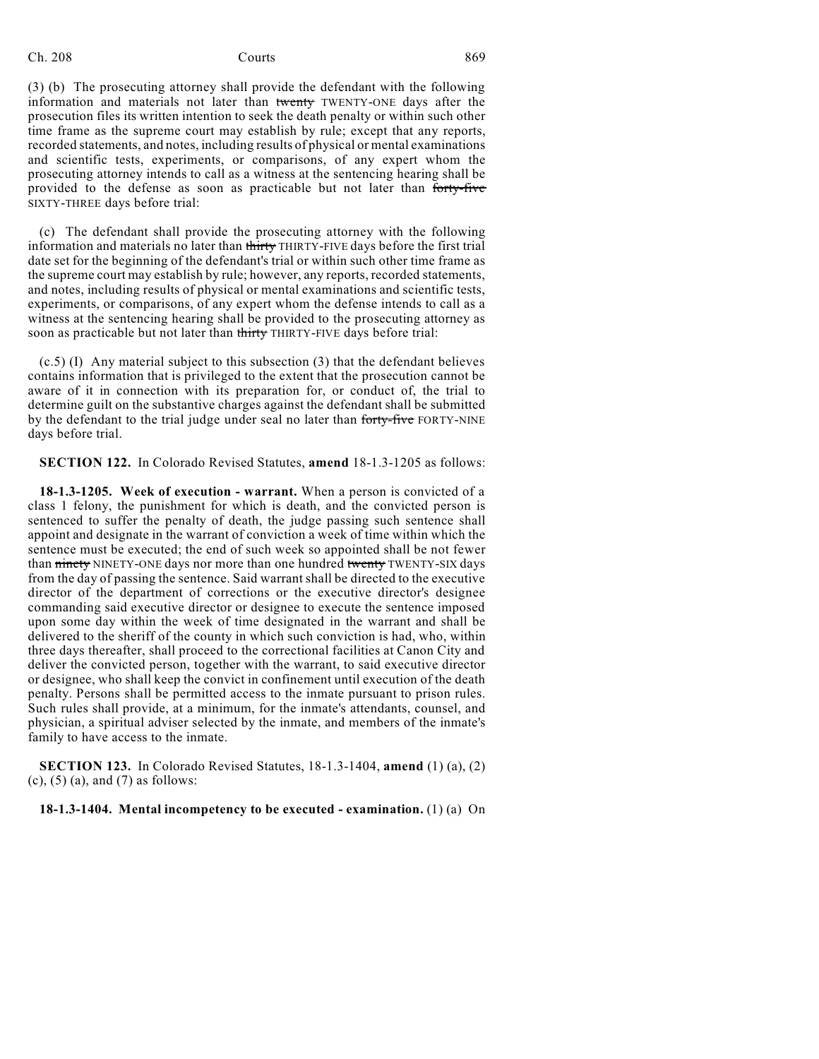(3) (b) The prosecuting attorney shall provide the defendant with the following information and materials not later than ~~twenty~~ TWENTY-ONE days after the prosecution files its written intention to seek the death penalty or within such other time frame as the supreme court may establish by rule; except that any reports, recorded statements, and notes, including results of physical or mental examinations and scientific tests, experiments, or comparisons, of any expert whom the prosecuting attorney intends to call as a witness at the sentencing hearing shall be provided to the defense as soon as practicable but not later than ~~forty-five~~ SIXTY-THREE days before trial:

(c) The defendant shall provide the prosecuting attorney with the following information and materials no later than ~~thirty~~ THIRTY-FIVE days before the first trial date set for the beginning of the defendant's trial or within such other time frame as the supreme court may establish by rule; however, any reports, recorded statements, and notes, including results of physical or mental examinations and scientific tests, experiments, or comparisons, of any expert whom the defense intends to call as a witness at the sentencing hearing shall be provided to the prosecuting attorney as soon as practicable but not later than ~~thirty~~ THIRTY-FIVE days before trial:

(c.5) (I) Any material subject to this subsection (3) that the defendant believes contains information that is privileged to the extent that the prosecution cannot be aware of it in connection with its preparation for, or conduct of, the trial to determine guilt on the substantive charges against the defendant shall be submitted by the defendant to the trial judge under seal no later than ~~forty-five~~ FORTY-NINE days before trial.

**SECTION 122.** In Colorado Revised Statutes, **amend** 18-1.3-1205 as follows:

**18-1.3-1205. Week of execution - warrant.** When a person is convicted of a class 1 felony, the punishment for which is death, and the convicted person is sentenced to suffer the penalty of death, the judge passing such sentence shall appoint and designate in the warrant of conviction a week of time within which the sentence must be executed; the end of such week so appointed shall be not fewer than ~~ninety~~ NINETY-ONE days nor more than one hundred ~~twenty~~ TWENTY-SIX days from the day of passing the sentence. Said warrant shall be directed to the executive director of the department of corrections or the executive director's designee commanding said executive director or designee to execute the sentence imposed upon some day within the week of time designated in the warrant and shall be delivered to the sheriff of the county in which such conviction is had, who, within three days thereafter, shall proceed to the correctional facilities at Canon City and deliver the convicted person, together with the warrant, to said executive director or designee, who shall keep the convict in confinement until execution of the death penalty. Persons shall be permitted access to the inmate pursuant to prison rules. Such rules shall provide, at a minimum, for the inmate's attendants, counsel, and physician, a spiritual adviser selected by the inmate, and members of the inmate's family to have access to the inmate.

**SECTION 123.** In Colorado Revised Statutes, 18-1.3-1404, **amend** (1) (a), (2) (c), (5) (a), and (7) as follows:

**18-1.3-1404. Mental incompetency to be executed - examination.** (1) (a) On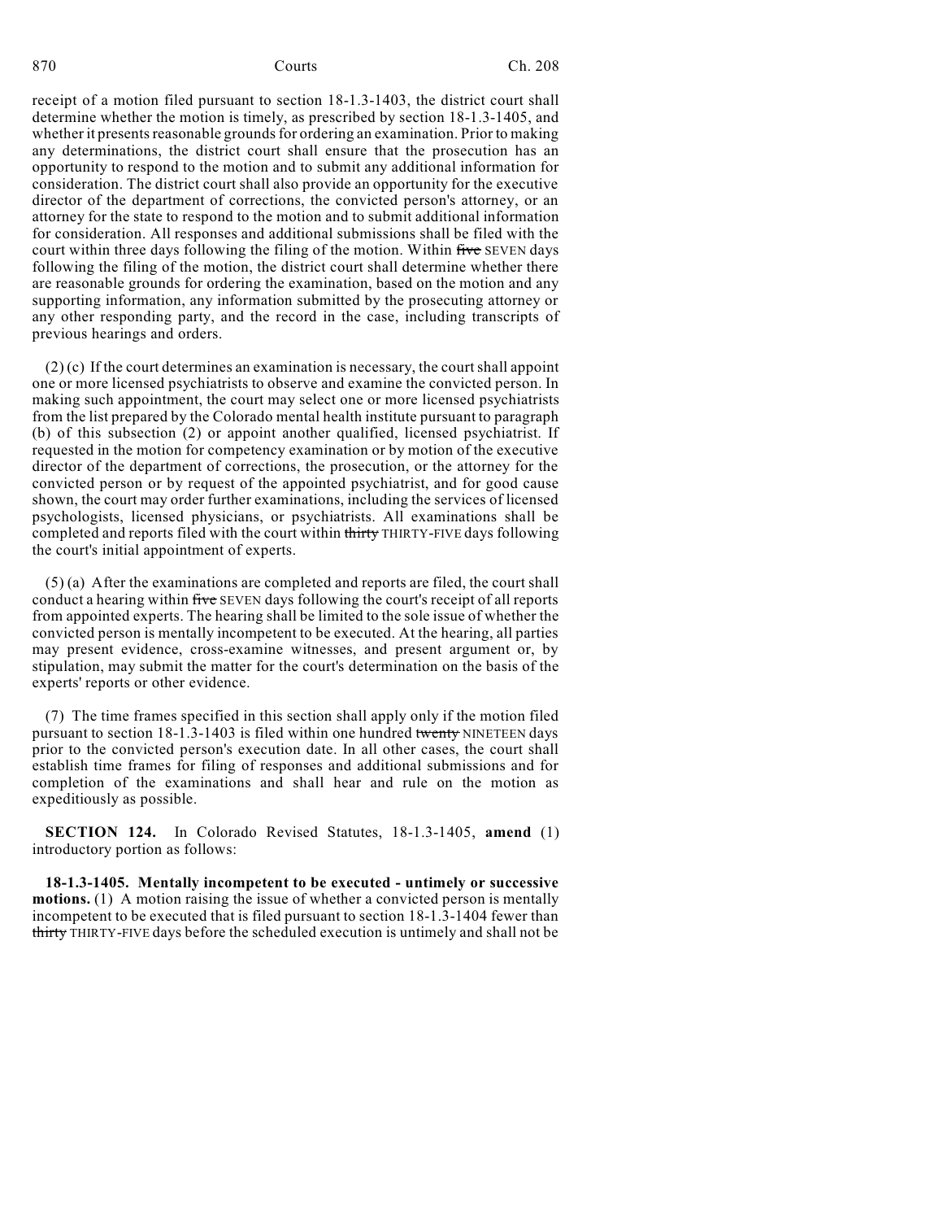receipt of a motion filed pursuant to section 18-1.3-1403, the district court shall determine whether the motion is timely, as prescribed by section 18-1.3-1405, and whether it presents reasonable grounds for ordering an examination. Prior to making any determinations, the district court shall ensure that the prosecution has an opportunity to respond to the motion and to submit any additional information for consideration. The district court shall also provide an opportunity for the executive director of the department of corrections, the convicted person's attorney, or an attorney for the state to respond to the motion and to submit additional information for consideration. All responses and additional submissions shall be filed with the court within three days following the filing of the motion. Within ~~five~~ SEVEN days following the filing of the motion, the district court shall determine whether there are reasonable grounds for ordering the examination, based on the motion and any supporting information, any information submitted by the prosecuting attorney or any other responding party, and the record in the case, including transcripts of previous hearings and orders.

(2) (c) If the court determines an examination is necessary, the court shall appoint one or more licensed psychiatrists to observe and examine the convicted person. In making such appointment, the court may select one or more licensed psychiatrists from the list prepared by the Colorado mental health institute pursuant to paragraph (b) of this subsection (2) or appoint another qualified, licensed psychiatrist. If requested in the motion for competency examination or by motion of the executive director of the department of corrections, the prosecution, or the attorney for the convicted person or by request of the appointed psychiatrist, and for good cause shown, the court may order further examinations, including the services of licensed psychologists, licensed physicians, or psychiatrists. All examinations shall be completed and reports filed with the court within ~~thirty~~ THIRTY-FIVE days following the court's initial appointment of experts.

(5) (a) After the examinations are completed and reports are filed, the court shall conduct a hearing within ~~five~~ SEVEN days following the court's receipt of all reports from appointed experts. The hearing shall be limited to the sole issue of whether the convicted person is mentally incompetent to be executed. At the hearing, all parties may present evidence, cross-examine witnesses, and present argument or, by stipulation, may submit the matter for the court's determination on the basis of the experts' reports or other evidence.

(7) The time frames specified in this section shall apply only if the motion filed pursuant to section 18-1.3-1403 is filed within one hundred ~~twenty~~ NINETEEN days prior to the convicted person's execution date. In all other cases, the court shall establish time frames for filing of responses and additional submissions and for completion of the examinations and shall hear and rule on the motion as expeditiously as possible.

**SECTION 124.** In Colorado Revised Statutes, 18-1.3-1405, **amend** (1) introductory portion as follows:

**18-1.3-1405. Mentally incompetent to be executed - untimely or successive motions.** (1) A motion raising the issue of whether a convicted person is mentally incompetent to be executed that is filed pursuant to section 18-1.3-1404 fewer than ~~thirty~~ THIRTY-FIVE days before the scheduled execution is untimely and shall not be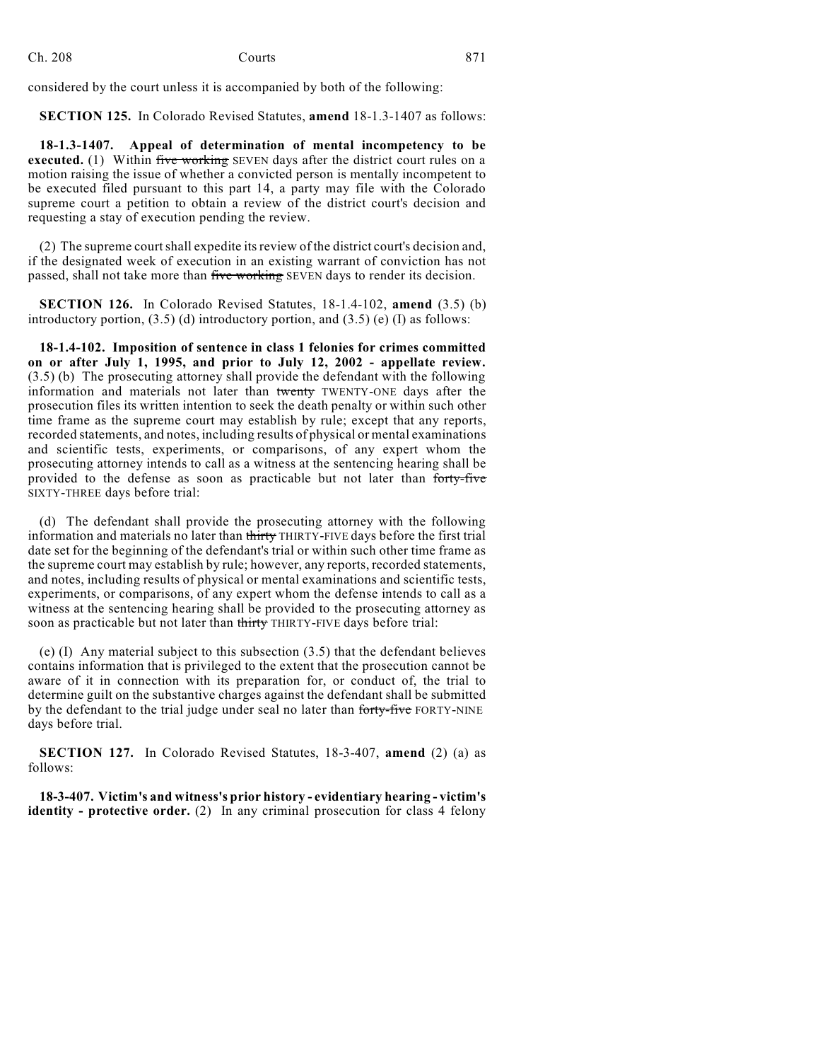considered by the court unless it is accompanied by both of the following:

**SECTION 125.** In Colorado Revised Statutes, **amend** 18-1.3-1407 as follows:

**18-1.3-1407. Appeal of determination of mental incompetency to be executed.** (1) Within ~~five working~~ SEVEN days after the district court rules on a motion raising the issue of whether a convicted person is mentally incompetent to be executed filed pursuant to this part 14, a party may file with the Colorado supreme court a petition to obtain a review of the district court's decision and requesting a stay of execution pending the review.

(2) The supreme court shall expedite its review of the district court's decision and, if the designated week of execution in an existing warrant of conviction has not passed, shall not take more than ~~five working~~ SEVEN days to render its decision.

**SECTION 126.** In Colorado Revised Statutes, 18-1.4-102, **amend** (3.5) (b) introductory portion, (3.5) (d) introductory portion, and (3.5) (e) (I) as follows:

**18-1.4-102. Imposition of sentence in class 1 felonies for crimes committed on or after July 1, 1995, and prior to July 12, 2002 - appellate review.** (3.5) (b) The prosecuting attorney shall provide the defendant with the following information and materials not later than ~~twenty~~ TWENTY-ONE days after the prosecution files its written intention to seek the death penalty or within such other time frame as the supreme court may establish by rule; except that any reports, recorded statements, and notes, including results of physical or mental examinations and scientific tests, experiments, or comparisons, of any expert whom the prosecuting attorney intends to call as a witness at the sentencing hearing shall be provided to the defense as soon as practicable but not later than ~~forty-five~~ SIXTY-THREE days before trial:

(d) The defendant shall provide the prosecuting attorney with the following information and materials no later than ~~thirty~~ THIRTY-FIVE days before the first trial date set for the beginning of the defendant's trial or within such other time frame as the supreme court may establish by rule; however, any reports, recorded statements, and notes, including results of physical or mental examinations and scientific tests, experiments, or comparisons, of any expert whom the defense intends to call as a witness at the sentencing hearing shall be provided to the prosecuting attorney as soon as practicable but not later than ~~thirty~~ THIRTY-FIVE days before trial:

(e) (I) Any material subject to this subsection (3.5) that the defendant believes contains information that is privileged to the extent that the prosecution cannot be aware of it in connection with its preparation for, or conduct of, the trial to determine guilt on the substantive charges against the defendant shall be submitted by the defendant to the trial judge under seal no later than ~~forty-five~~ FORTY-NINE days before trial.

**SECTION 127.** In Colorado Revised Statutes, 18-3-407, **amend** (2) (a) as follows:

**18-3-407. Victim's and witness's prior history - evidentiary hearing - victim's identity - protective order.** (2) In any criminal prosecution for class 4 felony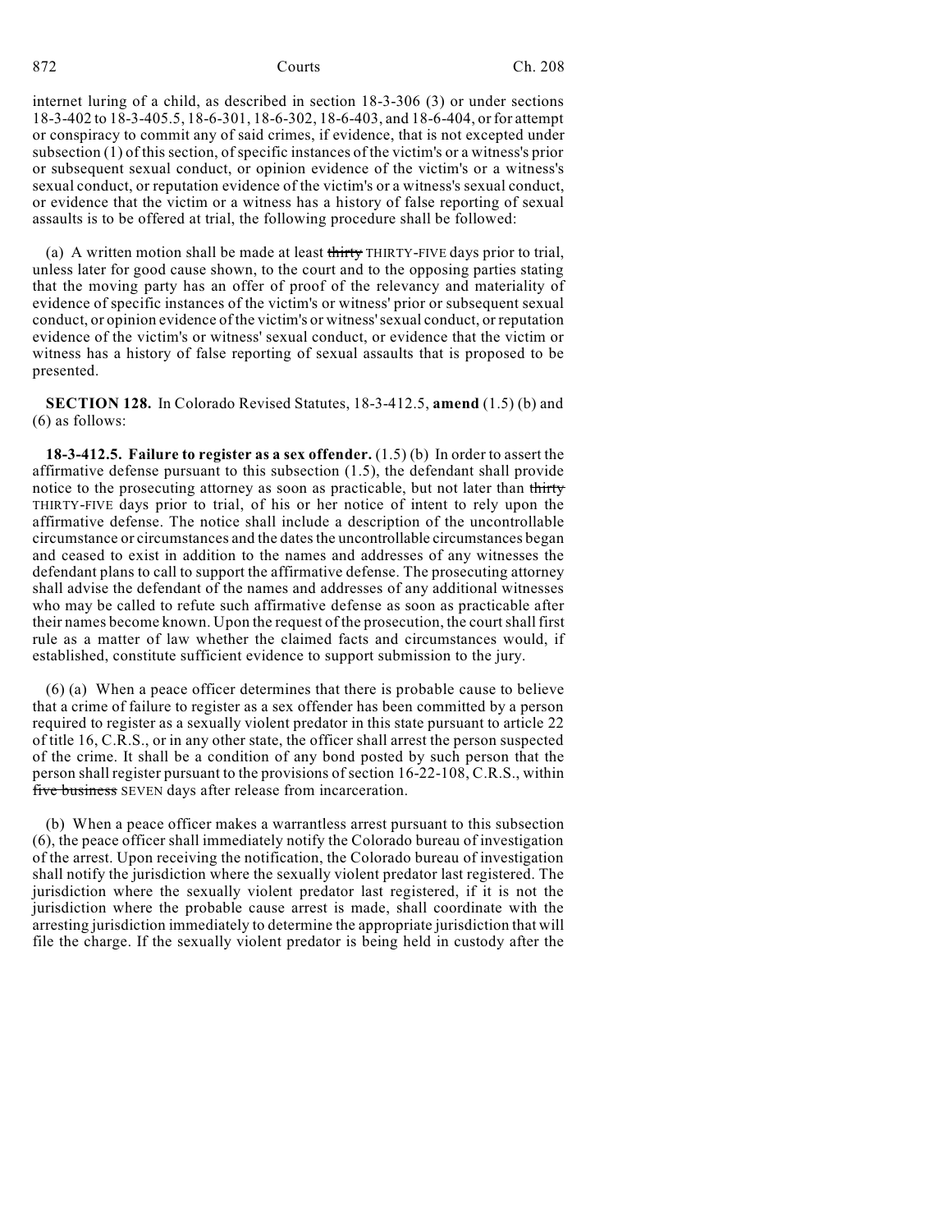internet luring of a child, as described in section 18-3-306 (3) or under sections 18-3-402 to 18-3-405.5, 18-6-301, 18-6-302, 18-6-403, and 18-6-404, or for attempt or conspiracy to commit any of said crimes, if evidence, that is not excepted under subsection (1) of this section, of specific instances of the victim's or a witness's prior or subsequent sexual conduct, or opinion evidence of the victim's or a witness's sexual conduct, or reputation evidence of the victim's or a witness's sexual conduct, or evidence that the victim or a witness has a history of false reporting of sexual assaults is to be offered at trial, the following procedure shall be followed:

(a) A written motion shall be made at least ~~thirty~~ THIRTY-FIVE days prior to trial, unless later for good cause shown, to the court and to the opposing parties stating that the moving party has an offer of proof of the relevancy and materiality of evidence of specific instances of the victim's or witness' prior or subsequent sexual conduct, or opinion evidence of the victim's or witness' sexual conduct, or reputation evidence of the victim's or witness' sexual conduct, or evidence that the victim or witness has a history of false reporting of sexual assaults that is proposed to be presented.

**SECTION 128.** In Colorado Revised Statutes, 18-3-412.5, **amend** (1.5) (b) and (6) as follows:

**18-3-412.5. Failure to register as a sex offender.** (1.5) (b) In order to assert the affirmative defense pursuant to this subsection (1.5), the defendant shall provide notice to the prosecuting attorney as soon as practicable, but not later than ~~thirty~~ THIRTY-FIVE days prior to trial, of his or her notice of intent to rely upon the affirmative defense. The notice shall include a description of the uncontrollable circumstance or circumstances and the dates the uncontrollable circumstances began and ceased to exist in addition to the names and addresses of any witnesses the defendant plans to call to support the affirmative defense. The prosecuting attorney shall advise the defendant of the names and addresses of any additional witnesses who may be called to refute such affirmative defense as soon as practicable after their names become known. Upon the request of the prosecution, the court shall first rule as a matter of law whether the claimed facts and circumstances would, if established, constitute sufficient evidence to support submission to the jury.

(6) (a) When a peace officer determines that there is probable cause to believe that a crime of failure to register as a sex offender has been committed by a person required to register as a sexually violent predator in this state pursuant to article 22 of title 16, C.R.S., or in any other state, the officer shall arrest the person suspected of the crime. It shall be a condition of any bond posted by such person that the person shall register pursuant to the provisions of section 16-22-108, C.R.S., within ~~five business~~ SEVEN days after release from incarceration.

(b) When a peace officer makes a warrantless arrest pursuant to this subsection (6), the peace officer shall immediately notify the Colorado bureau of investigation of the arrest. Upon receiving the notification, the Colorado bureau of investigation shall notify the jurisdiction where the sexually violent predator last registered. The jurisdiction where the sexually violent predator last registered, if it is not the jurisdiction where the probable cause arrest is made, shall coordinate with the arresting jurisdiction immediately to determine the appropriate jurisdiction that will file the charge. If the sexually violent predator is being held in custody after the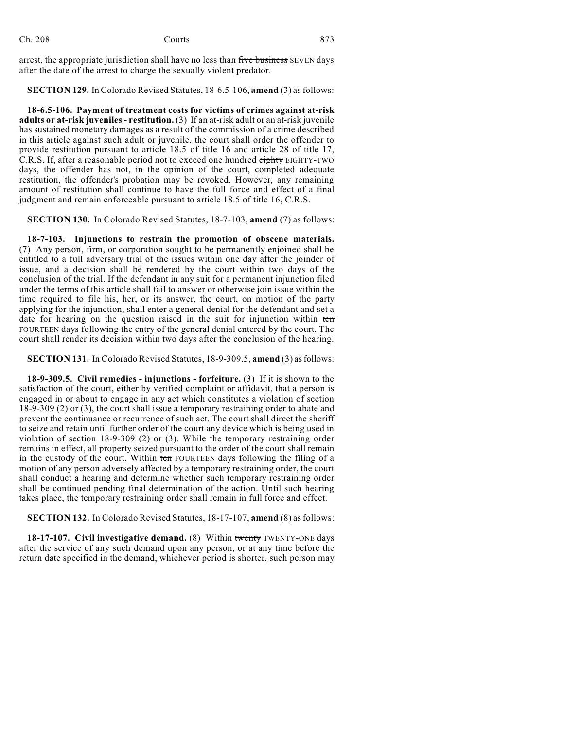arrest, the appropriate jurisdiction shall have no less than ~~five business~~ SEVEN days after the date of the arrest to charge the sexually violent predator.

**SECTION 129.** In Colorado Revised Statutes, 18-6.5-106, **amend** (3) as follows:

**18-6.5-106. Payment of treatment costs for victims of crimes against at-risk adults or at-risk juveniles - restitution.** (3) If an at-risk adult or an at-risk juvenile has sustained monetary damages as a result of the commission of a crime described in this article against such adult or juvenile, the court shall order the offender to provide restitution pursuant to article 18.5 of title 16 and article 28 of title 17, C.R.S. If, after a reasonable period not to exceed one hundred ~~eighty~~ EIGHTY-TWO days, the offender has not, in the opinion of the court, completed adequate restitution, the offender's probation may be revoked. However, any remaining amount of restitution shall continue to have the full force and effect of a final judgment and remain enforceable pursuant to article 18.5 of title 16, C.R.S.

**SECTION 130.** In Colorado Revised Statutes, 18-7-103, **amend** (7) as follows:

**18-7-103. Injunctions to restrain the promotion of obscene materials.** (7) Any person, firm, or corporation sought to be permanently enjoined shall be entitled to a full adversary trial of the issues within one day after the joinder of issue, and a decision shall be rendered by the court within two days of the conclusion of the trial. If the defendant in any suit for a permanent injunction filed under the terms of this article shall fail to answer or otherwise join issue within the time required to file his, her, or its answer, the court, on motion of the party applying for the injunction, shall enter a general denial for the defendant and set a date for hearing on the question raised in the suit for injunction within ~~ten~~ FOURTEEN days following the entry of the general denial entered by the court. The court shall render its decision within two days after the conclusion of the hearing.

**SECTION 131.** In Colorado Revised Statutes, 18-9-309.5, **amend** (3) as follows:

**18-9-309.5. Civil remedies - injunctions - forfeiture.** (3) If it is shown to the satisfaction of the court, either by verified complaint or affidavit, that a person is engaged in or about to engage in any act which constitutes a violation of section 18-9-309 (2) or (3), the court shall issue a temporary restraining order to abate and prevent the continuance or recurrence of such act. The court shall direct the sheriff to seize and retain until further order of the court any device which is being used in violation of section 18-9-309 (2) or (3). While the temporary restraining order remains in effect, all property seized pursuant to the order of the court shall remain in the custody of the court. Within ~~ten~~ FOURTEEN days following the filing of a motion of any person adversely affected by a temporary restraining order, the court shall conduct a hearing and determine whether such temporary restraining order shall be continued pending final determination of the action. Until such hearing takes place, the temporary restraining order shall remain in full force and effect.

**SECTION 132.** In Colorado Revised Statutes, 18-17-107, **amend** (8) as follows:

**18-17-107. Civil investigative demand.** (8) Within ~~twenty~~ TWENTY-ONE days after the service of any such demand upon any person, or at any time before the return date specified in the demand, whichever period is shorter, such person may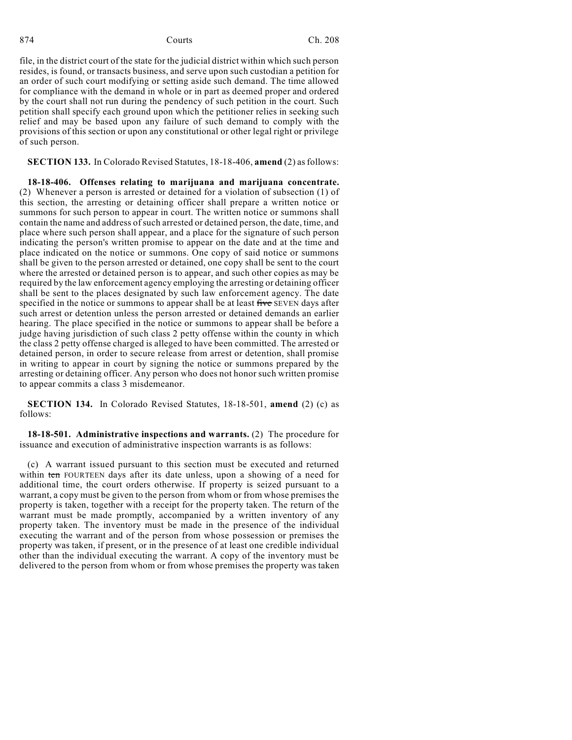file, in the district court of the state for the judicial district within which such person resides, is found, or transacts business, and serve upon such custodian a petition for an order of such court modifying or setting aside such demand. The time allowed for compliance with the demand in whole or in part as deemed proper and ordered by the court shall not run during the pendency of such petition in the court. Such petition shall specify each ground upon which the petitioner relies in seeking such relief and may be based upon any failure of such demand to comply with the provisions of this section or upon any constitutional or other legal right or privilege of such person.

**SECTION 133.** In Colorado Revised Statutes, 18-18-406, **amend** (2) as follows:

**18-18-406. Offenses relating to marijuana and marijuana concentrate.** (2) Whenever a person is arrested or detained for a violation of subsection (1) of this section, the arresting or detaining officer shall prepare a written notice or summons for such person to appear in court. The written notice or summons shall contain the name and address of such arrested or detained person, the date, time, and place where such person shall appear, and a place for the signature of such person indicating the person's written promise to appear on the date and at the time and place indicated on the notice or summons. One copy of said notice or summons shall be given to the person arrested or detained, one copy shall be sent to the court where the arrested or detained person is to appear, and such other copies as may be required by the law enforcement agency employing the arresting or detaining officer shall be sent to the places designated by such law enforcement agency. The date specified in the notice or summons to appear shall be at least ~~five~~ SEVEN days after such arrest or detention unless the person arrested or detained demands an earlier hearing. The place specified in the notice or summons to appear shall be before a judge having jurisdiction of such class 2 petty offense within the county in which the class 2 petty offense charged is alleged to have been committed. The arrested or detained person, in order to secure release from arrest or detention, shall promise in writing to appear in court by signing the notice or summons prepared by the arresting or detaining officer. Any person who does not honor such written promise to appear commits a class 3 misdemeanor.

**SECTION 134.** In Colorado Revised Statutes, 18-18-501, **amend** (2) (c) as follows:

**18-18-501. Administrative inspections and warrants.** (2) The procedure for issuance and execution of administrative inspection warrants is as follows:

(c) A warrant issued pursuant to this section must be executed and returned within ~~ten~~ FOURTEEN days after its date unless, upon a showing of a need for additional time, the court orders otherwise. If property is seized pursuant to a warrant, a copy must be given to the person from whom or from whose premises the property is taken, together with a receipt for the property taken. The return of the warrant must be made promptly, accompanied by a written inventory of any property taken. The inventory must be made in the presence of the individual executing the warrant and of the person from whose possession or premises the property was taken, if present, or in the presence of at least one credible individual other than the individual executing the warrant. A copy of the inventory must be delivered to the person from whom or from whose premises the property was taken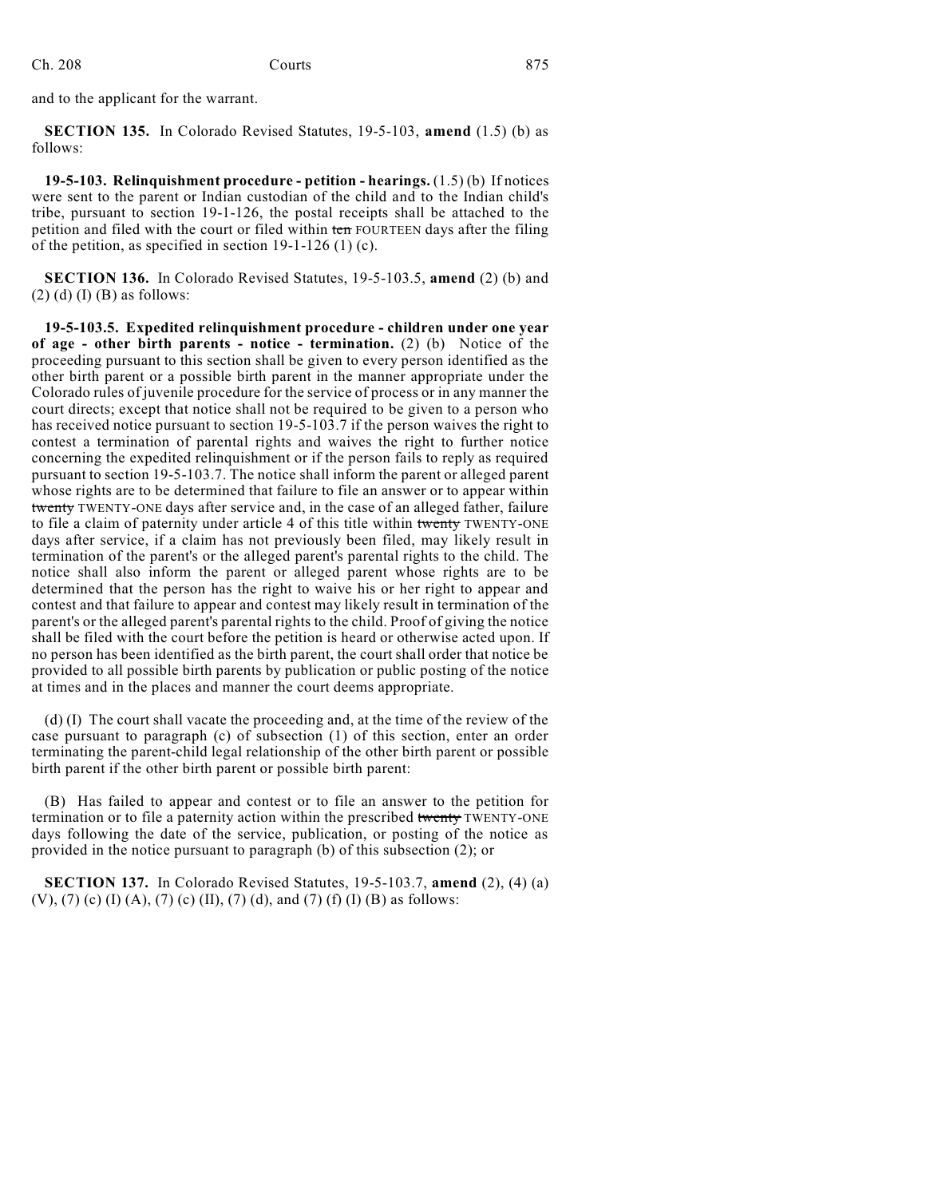and to the applicant for the warrant.

**SECTION 135.** In Colorado Revised Statutes, 19-5-103, **amend** (1.5) (b) as follows:

**19-5-103. Relinquishment procedure - petition - hearings.** (1.5) (b) If notices were sent to the parent or Indian custodian of the child and to the Indian child's tribe, pursuant to section 19-1-126, the postal receipts shall be attached to the petition and filed with the court or filed within ~~ten~~ FOURTEEN days after the filing of the petition, as specified in section 19-1-126 (1) (c).

**SECTION 136.** In Colorado Revised Statutes, 19-5-103.5, **amend** (2) (b) and (2) (d) (I) (B) as follows:

**19-5-103.5. Expedited relinquishment procedure - children under one year of age - other birth parents - notice - termination.** (2) (b) Notice of the proceeding pursuant to this section shall be given to every person identified as the other birth parent or a possible birth parent in the manner appropriate under the Colorado rules of juvenile procedure for the service of process or in any manner the court directs; except that notice shall not be required to be given to a person who has received notice pursuant to section 19-5-103.7 if the person waives the right to contest a termination of parental rights and waives the right to further notice concerning the expedited relinquishment or if the person fails to reply as required pursuant to section 19-5-103.7. The notice shall inform the parent or alleged parent whose rights are to be determined that failure to file an answer or to appear within ~~twenty~~ TWENTY-ONE days after service and, in the case of an alleged father, failure to file a claim of paternity under article 4 of this title within ~~twenty~~ TWENTY-ONE days after service, if a claim has not previously been filed, may likely result in termination of the parent's or the alleged parent's parental rights to the child. The notice shall also inform the parent or alleged parent whose rights are to be determined that the person has the right to waive his or her right to appear and contest and that failure to appear and contest may likely result in termination of the parent's or the alleged parent's parental rights to the child. Proof of giving the notice shall be filed with the court before the petition is heard or otherwise acted upon. If no person has been identified as the birth parent, the court shall order that notice be provided to all possible birth parents by publication or public posting of the notice at times and in the places and manner the court deems appropriate.

(d) (I) The court shall vacate the proceeding and, at the time of the review of the case pursuant to paragraph (c) of subsection (1) of this section, enter an order terminating the parent-child legal relationship of the other birth parent or possible birth parent if the other birth parent or possible birth parent:

(B) Has failed to appear and contest or to file an answer to the petition for termination or to file a paternity action within the prescribed ~~twenty~~ TWENTY-ONE days following the date of the service, publication, or posting of the notice as provided in the notice pursuant to paragraph (b) of this subsection (2); or

**SECTION 137.** In Colorado Revised Statutes, 19-5-103.7, **amend** (2), (4) (a) (V), (7) (c) (I) (A), (7) (c) (II), (7) (d), and (7) (f) (I) (B) as follows: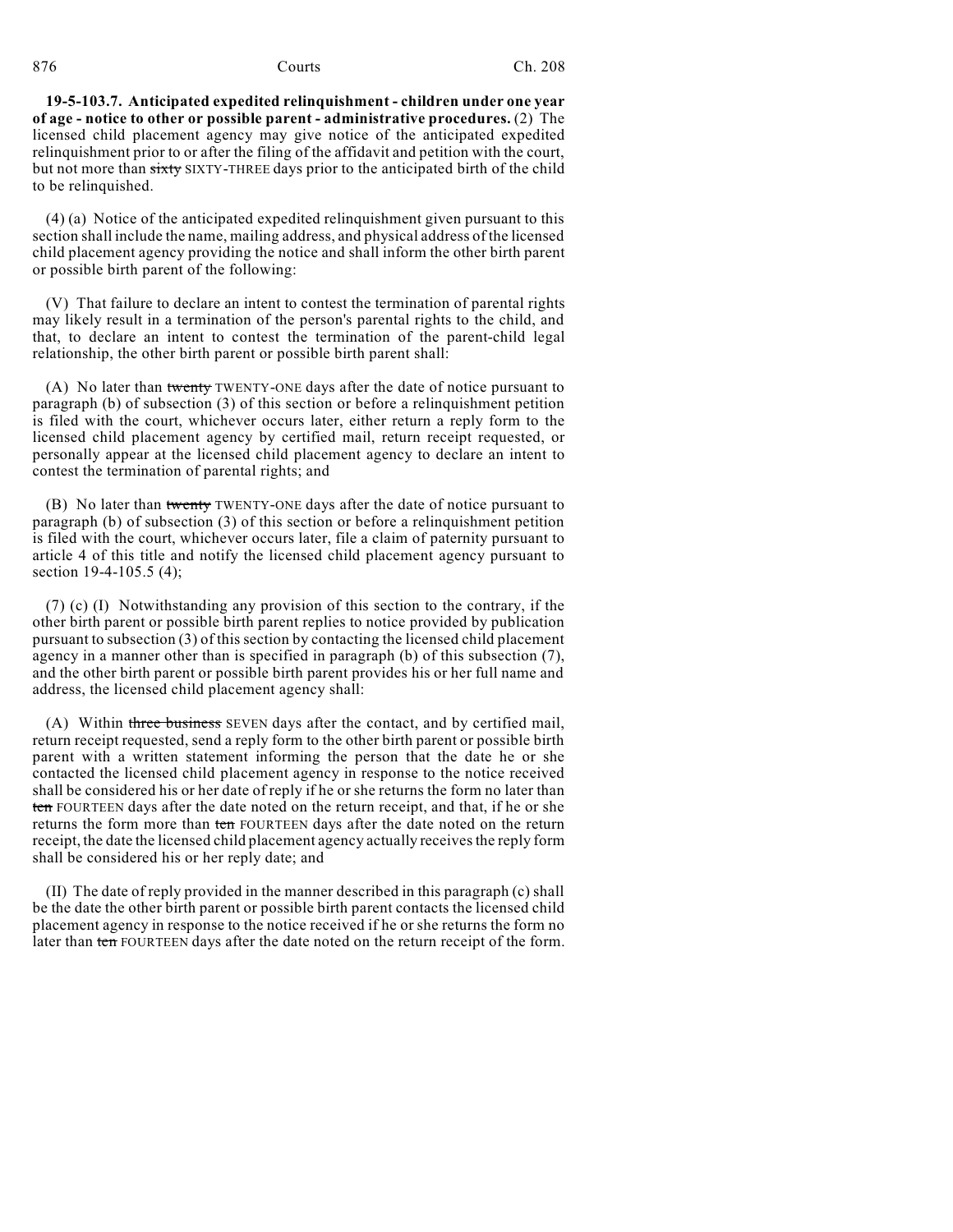**19-5-103.7. Anticipated expedited relinquishment - children under one year of age - notice to other or possible parent - administrative procedures.** (2) The licensed child placement agency may give notice of the anticipated expedited relinquishment prior to or after the filing of the affidavit and petition with the court, but not more than ~~sixty~~ SIXTY-THREE days prior to the anticipated birth of the child to be relinquished.

(4) (a) Notice of the anticipated expedited relinquishment given pursuant to this section shall include the name, mailing address, and physical address of the licensed child placement agency providing the notice and shall inform the other birth parent or possible birth parent of the following:

(V) That failure to declare an intent to contest the termination of parental rights may likely result in a termination of the person's parental rights to the child, and that, to declare an intent to contest the termination of the parent-child legal relationship, the other birth parent or possible birth parent shall:

(A) No later than ~~twenty~~ TWENTY-ONE days after the date of notice pursuant to paragraph (b) of subsection (3) of this section or before a relinquishment petition is filed with the court, whichever occurs later, either return a reply form to the licensed child placement agency by certified mail, return receipt requested, or personally appear at the licensed child placement agency to declare an intent to contest the termination of parental rights; and

(B) No later than ~~twenty~~ TWENTY-ONE days after the date of notice pursuant to paragraph (b) of subsection (3) of this section or before a relinquishment petition is filed with the court, whichever occurs later, file a claim of paternity pursuant to article 4 of this title and notify the licensed child placement agency pursuant to section 19-4-105.5 (4);

(7) (c) (I) Notwithstanding any provision of this section to the contrary, if the other birth parent or possible birth parent replies to notice provided by publication pursuant to subsection (3) of this section by contacting the licensed child placement agency in a manner other than is specified in paragraph (b) of this subsection (7), and the other birth parent or possible birth parent provides his or her full name and address, the licensed child placement agency shall:

(A) Within ~~three business~~ SEVEN days after the contact, and by certified mail, return receipt requested, send a reply form to the other birth parent or possible birth parent with a written statement informing the person that the date he or she contacted the licensed child placement agency in response to the notice received shall be considered his or her date of reply if he or she returns the form no later than ~~ten~~ FOURTEEN days after the date noted on the return receipt, and that, if he or she returns the form more than ~~ten~~ FOURTEEN days after the date noted on the return receipt, the date the licensed child placement agency actually receives the reply form shall be considered his or her reply date; and

(II) The date of reply provided in the manner described in this paragraph (c) shall be the date the other birth parent or possible birth parent contacts the licensed child placement agency in response to the notice received if he or she returns the form no later than ~~ten~~ FOURTEEN days after the date noted on the return receipt of the form.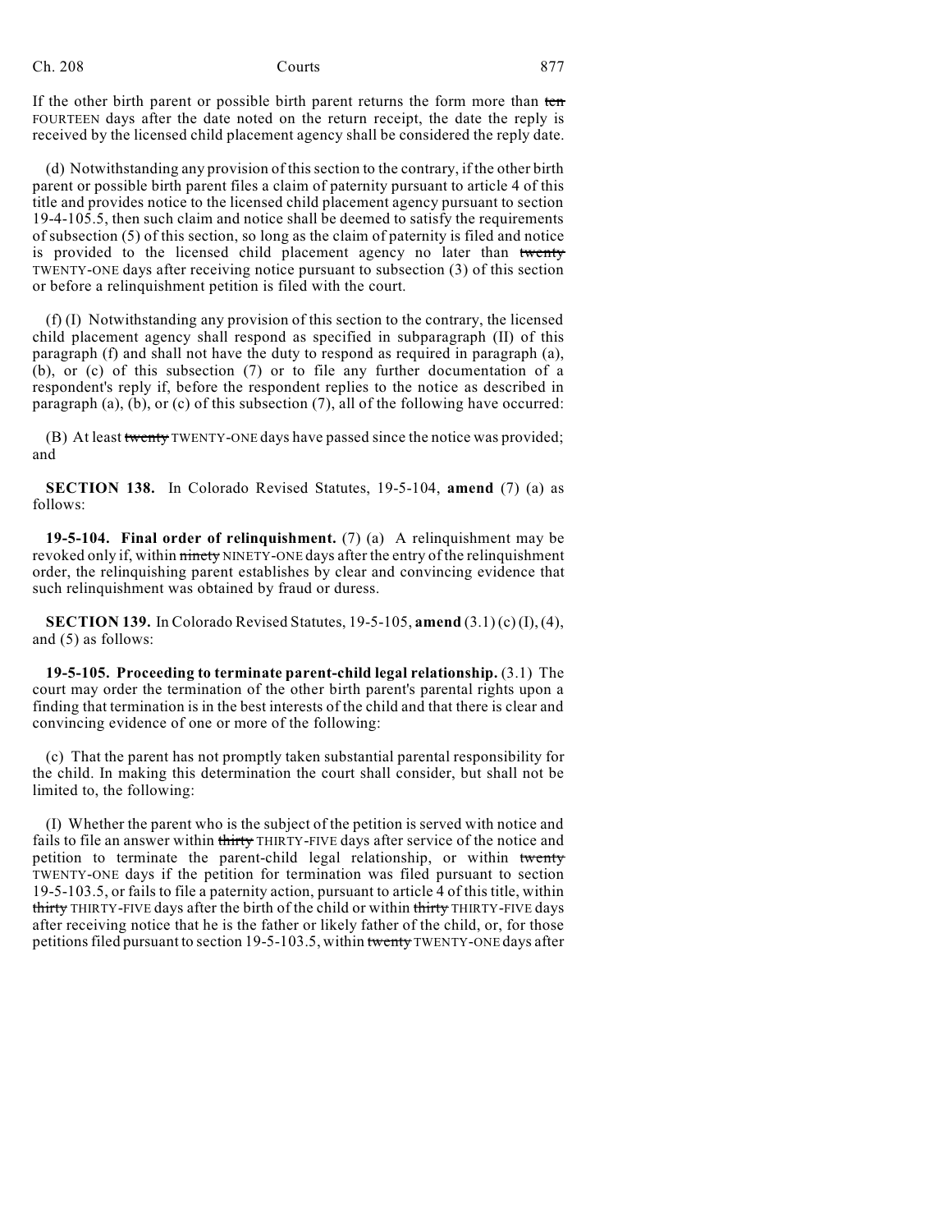If the other birth parent or possible birth parent returns the form more than ~~ten~~ FOURTEEN days after the date noted on the return receipt, the date the reply is received by the licensed child placement agency shall be considered the reply date.

(d) Notwithstanding any provision of this section to the contrary, if the other birth parent or possible birth parent files a claim of paternity pursuant to article 4 of this title and provides notice to the licensed child placement agency pursuant to section 19-4-105.5, then such claim and notice shall be deemed to satisfy the requirements of subsection (5) of this section, so long as the claim of paternity is filed and notice is provided to the licensed child placement agency no later than ~~twenty~~ TWENTY-ONE days after receiving notice pursuant to subsection (3) of this section or before a relinquishment petition is filed with the court.

(f) (I) Notwithstanding any provision of this section to the contrary, the licensed child placement agency shall respond as specified in subparagraph (II) of this paragraph (f) and shall not have the duty to respond as required in paragraph (a), (b), or (c) of this subsection (7) or to file any further documentation of a respondent's reply if, before the respondent replies to the notice as described in paragraph (a), (b), or (c) of this subsection (7), all of the following have occurred:

(B) At least ~~twenty~~ TWENTY-ONE days have passed since the notice was provided; and

**SECTION 138.** In Colorado Revised Statutes, 19-5-104, **amend** (7) (a) as follows:

**19-5-104. Final order of relinquishment.** (7) (a) A relinquishment may be revoked only if, within ~~ninety~~ NINETY-ONE days after the entry of the relinquishment order, the relinquishing parent establishes by clear and convincing evidence that such relinquishment was obtained by fraud or duress.

**SECTION 139.** In Colorado Revised Statutes, 19-5-105, **amend** (3.1) (c) (I), (4), and (5) as follows:

**19-5-105. Proceeding to terminate parent-child legal relationship.** (3.1) The court may order the termination of the other birth parent's parental rights upon a finding that termination is in the best interests of the child and that there is clear and convincing evidence of one or more of the following:

(c) That the parent has not promptly taken substantial parental responsibility for the child. In making this determination the court shall consider, but shall not be limited to, the following:

(I) Whether the parent who is the subject of the petition is served with notice and fails to file an answer within ~~thirty~~ THIRTY-FIVE days after service of the notice and petition to terminate the parent-child legal relationship, or within ~~twenty~~ TWENTY-ONE days if the petition for termination was filed pursuant to section 19-5-103.5, or fails to file a paternity action, pursuant to article 4 of this title, within ~~thirty~~ THIRTY-FIVE days after the birth of the child or within ~~thirty~~ THIRTY-FIVE days after receiving notice that he is the father or likely father of the child, or, for those petitions filed pursuant to section 19-5-103.5, within ~~twenty~~ TWENTY-ONE days after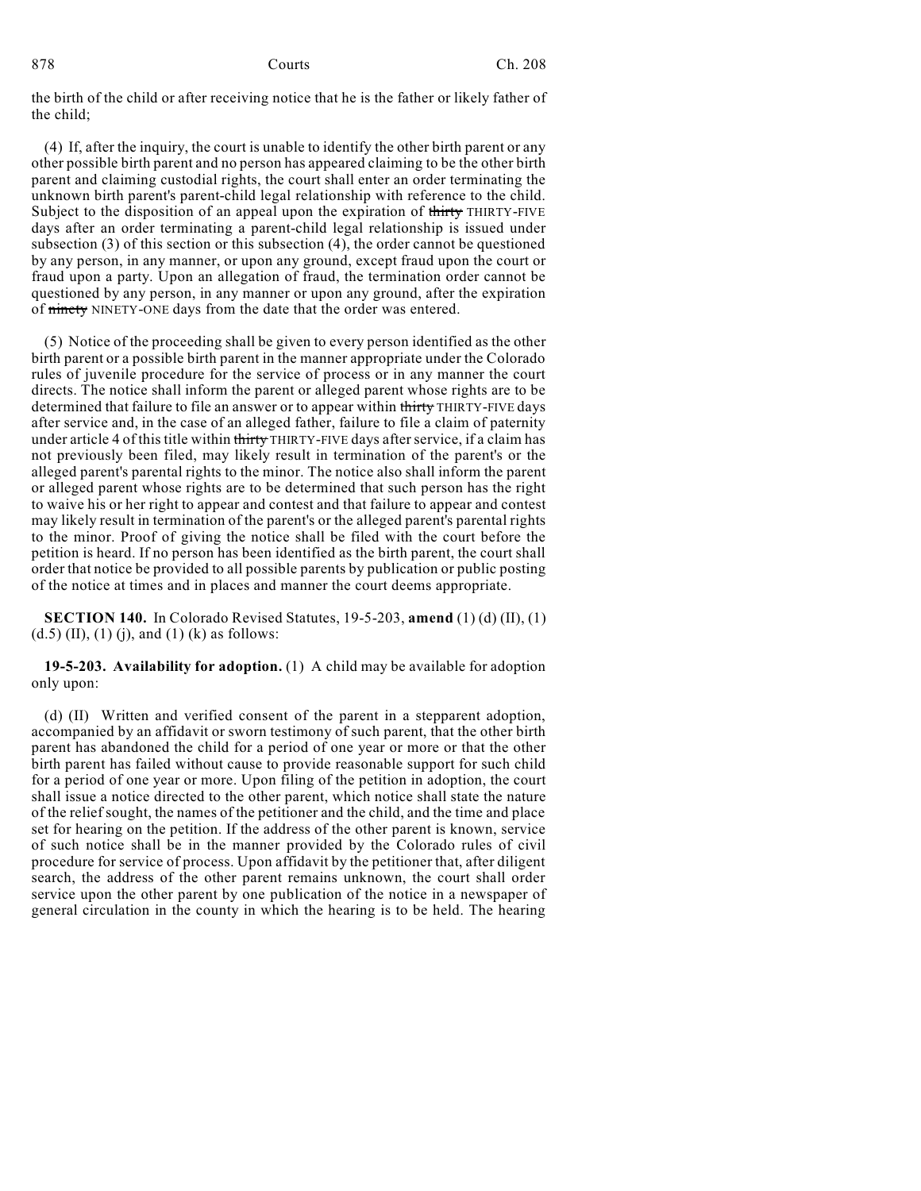the birth of the child or after receiving notice that he is the father or likely father of the child;

(4) If, after the inquiry, the court is unable to identify the other birth parent or any other possible birth parent and no person has appeared claiming to be the other birth parent and claiming custodial rights, the court shall enter an order terminating the unknown birth parent's parent-child legal relationship with reference to the child. Subject to the disposition of an appeal upon the expiration of ~~thirty~~ THIRTY-FIVE days after an order terminating a parent-child legal relationship is issued under subsection (3) of this section or this subsection (4), the order cannot be questioned by any person, in any manner, or upon any ground, except fraud upon the court or fraud upon a party. Upon an allegation of fraud, the termination order cannot be questioned by any person, in any manner or upon any ground, after the expiration of ~~ninety~~ NINETY-ONE days from the date that the order was entered.

(5) Notice of the proceeding shall be given to every person identified as the other birth parent or a possible birth parent in the manner appropriate under the Colorado rules of juvenile procedure for the service of process or in any manner the court directs. The notice shall inform the parent or alleged parent whose rights are to be determined that failure to file an answer or to appear within ~~thirty~~ THIRTY-FIVE days after service and, in the case of an alleged father, failure to file a claim of paternity under article 4 of this title within ~~thirty~~ THIRTY-FIVE days after service, if a claim has not previously been filed, may likely result in termination of the parent's or the alleged parent's parental rights to the minor. The notice also shall inform the parent or alleged parent whose rights are to be determined that such person has the right to waive his or her right to appear and contest and that failure to appear and contest may likely result in termination of the parent's or the alleged parent's parental rights to the minor. Proof of giving the notice shall be filed with the court before the petition is heard. If no person has been identified as the birth parent, the court shall order that notice be provided to all possible parents by publication or public posting of the notice at times and in places and manner the court deems appropriate.

**SECTION 140.** In Colorado Revised Statutes, 19-5-203, **amend** (1) (d) (II), (1) (d.5) (II), (1) (j), and (1) (k) as follows:

**19-5-203. Availability for adoption.** (1) A child may be available for adoption only upon:

(d) (II) Written and verified consent of the parent in a stepparent adoption, accompanied by an affidavit or sworn testimony of such parent, that the other birth parent has abandoned the child for a period of one year or more or that the other birth parent has failed without cause to provide reasonable support for such child for a period of one year or more. Upon filing of the petition in adoption, the court shall issue a notice directed to the other parent, which notice shall state the nature of the relief sought, the names of the petitioner and the child, and the time and place set for hearing on the petition. If the address of the other parent is known, service of such notice shall be in the manner provided by the Colorado rules of civil procedure for service of process. Upon affidavit by the petitioner that, after diligent search, the address of the other parent remains unknown, the court shall order service upon the other parent by one publication of the notice in a newspaper of general circulation in the county in which the hearing is to be held. The hearing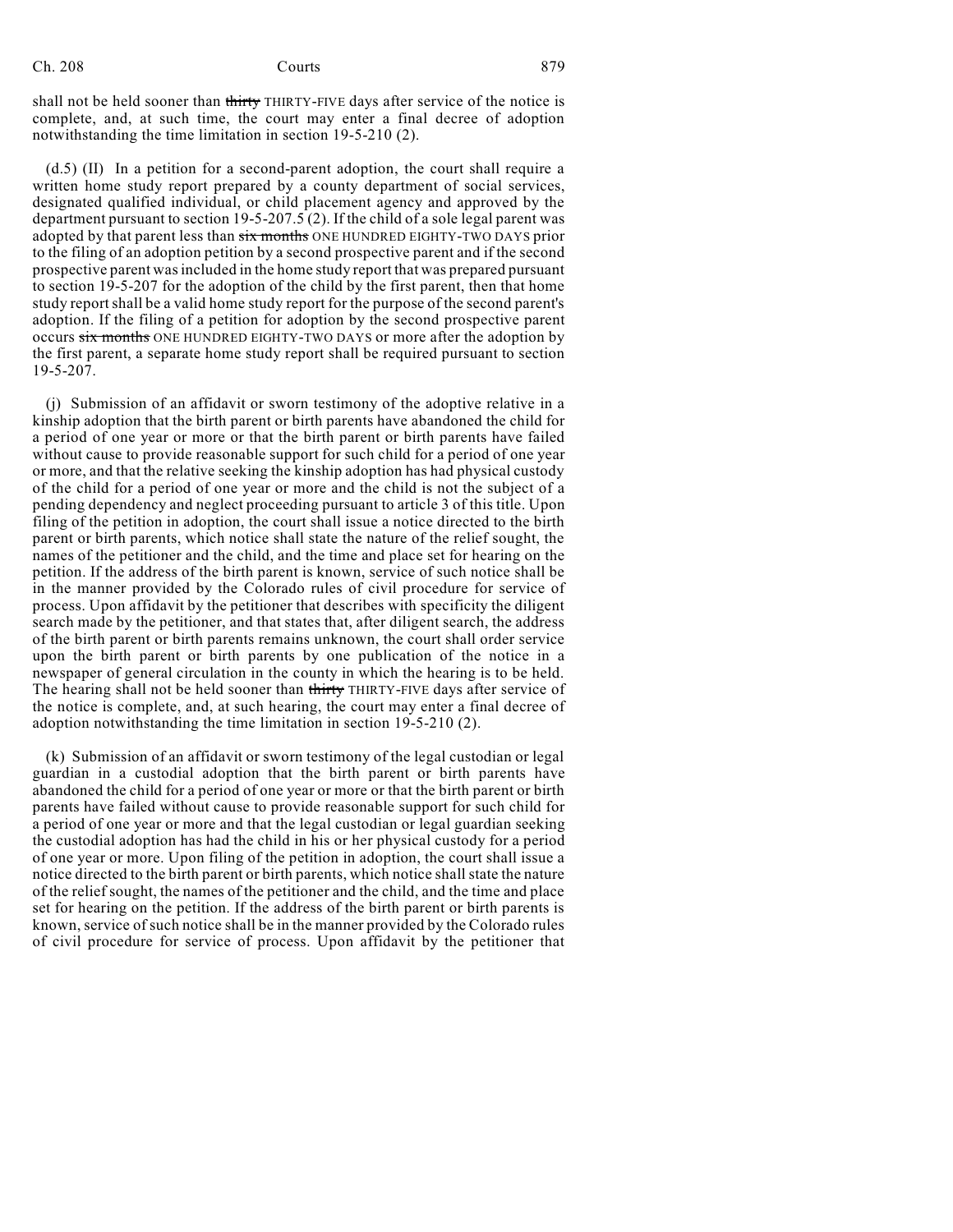shall not be held sooner than ~~thirty~~ THIRTY-FIVE days after service of the notice is complete, and, at such time, the court may enter a final decree of adoption notwithstanding the time limitation in section 19-5-210 (2).

(d.5) (II) In a petition for a second-parent adoption, the court shall require a written home study report prepared by a county department of social services, designated qualified individual, or child placement agency and approved by the department pursuant to section 19-5-207.5 (2). If the child of a sole legal parent was adopted by that parent less than ~~six months~~ ONE HUNDRED EIGHTY-TWO DAYS prior to the filing of an adoption petition by a second prospective parent and if the second prospective parent was included in the home study report that was prepared pursuant to section 19-5-207 for the adoption of the child by the first parent, then that home study report shall be a valid home study report for the purpose of the second parent's adoption. If the filing of a petition for adoption by the second prospective parent occurs ~~six months~~ ONE HUNDRED EIGHTY-TWO DAYS or more after the adoption by the first parent, a separate home study report shall be required pursuant to section 19-5-207.

(j) Submission of an affidavit or sworn testimony of the adoptive relative in a kinship adoption that the birth parent or birth parents have abandoned the child for a period of one year or more or that the birth parent or birth parents have failed without cause to provide reasonable support for such child for a period of one year or more, and that the relative seeking the kinship adoption has had physical custody of the child for a period of one year or more and the child is not the subject of a pending dependency and neglect proceeding pursuant to article 3 of this title. Upon filing of the petition in adoption, the court shall issue a notice directed to the birth parent or birth parents, which notice shall state the nature of the relief sought, the names of the petitioner and the child, and the time and place set for hearing on the petition. If the address of the birth parent is known, service of such notice shall be in the manner provided by the Colorado rules of civil procedure for service of process. Upon affidavit by the petitioner that describes with specificity the diligent search made by the petitioner, and that states that, after diligent search, the address of the birth parent or birth parents remains unknown, the court shall order service upon the birth parent or birth parents by one publication of the notice in a newspaper of general circulation in the county in which the hearing is to be held. The hearing shall not be held sooner than ~~thirty~~ THIRTY-FIVE days after service of the notice is complete, and, at such hearing, the court may enter a final decree of adoption notwithstanding the time limitation in section 19-5-210 (2).

(k) Submission of an affidavit or sworn testimony of the legal custodian or legal guardian in a custodial adoption that the birth parent or birth parents have abandoned the child for a period of one year or more or that the birth parent or birth parents have failed without cause to provide reasonable support for such child for a period of one year or more and that the legal custodian or legal guardian seeking the custodial adoption has had the child in his or her physical custody for a period of one year or more. Upon filing of the petition in adoption, the court shall issue a notice directed to the birth parent or birth parents, which notice shall state the nature of the relief sought, the names of the petitioner and the child, and the time and place set for hearing on the petition. If the address of the birth parent or birth parents is known, service of such notice shall be in the manner provided by the Colorado rules of civil procedure for service of process. Upon affidavit by the petitioner that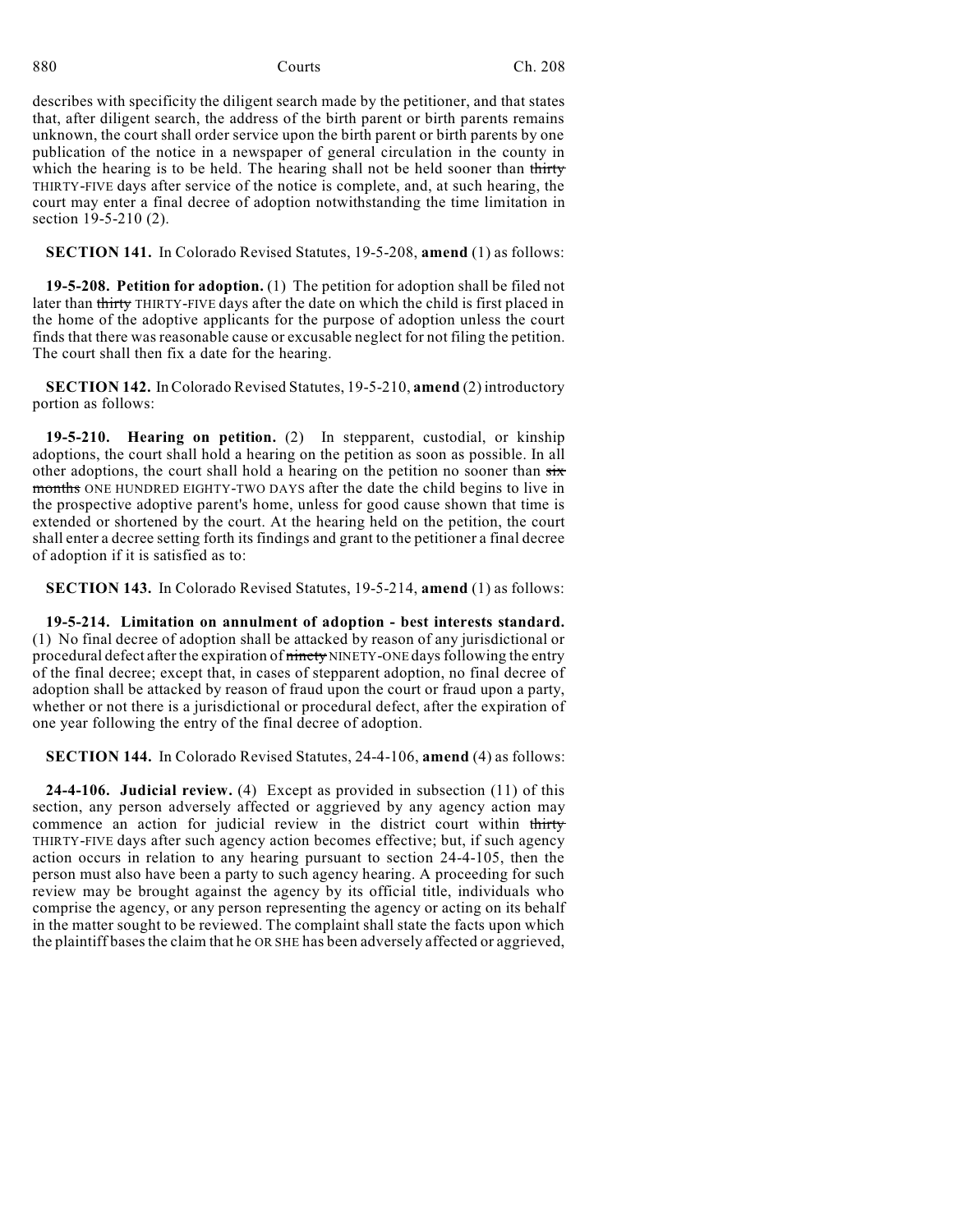describes with specificity the diligent search made by the petitioner, and that states that, after diligent search, the address of the birth parent or birth parents remains unknown, the court shall order service upon the birth parent or birth parents by one publication of the notice in a newspaper of general circulation in the county in which the hearing is to be held. The hearing shall not be held sooner than ~~thirty~~ THIRTY-FIVE days after service of the notice is complete, and, at such hearing, the court may enter a final decree of adoption notwithstanding the time limitation in section 19-5-210 (2).

**SECTION 141.** In Colorado Revised Statutes, 19-5-208, **amend** (1) as follows:

**19-5-208. Petition for adoption.** (1) The petition for adoption shall be filed not later than ~~thirty~~ THIRTY-FIVE days after the date on which the child is first placed in the home of the adoptive applicants for the purpose of adoption unless the court finds that there was reasonable cause or excusable neglect for not filing the petition. The court shall then fix a date for the hearing.

**SECTION 142.** In Colorado Revised Statutes, 19-5-210, **amend** (2) introductory portion as follows:

**19-5-210. Hearing on petition.** (2) In stepparent, custodial, or kinship adoptions, the court shall hold a hearing on the petition as soon as possible. In all other adoptions, the court shall hold a hearing on the petition no sooner than ~~six months~~ ONE HUNDRED EIGHTY-TWO DAYS after the date the child begins to live in the prospective adoptive parent's home, unless for good cause shown that time is extended or shortened by the court. At the hearing held on the petition, the court shall enter a decree setting forth its findings and grant to the petitioner a final decree of adoption if it is satisfied as to:

**SECTION 143.** In Colorado Revised Statutes, 19-5-214, **amend** (1) as follows:

**19-5-214. Limitation on annulment of adoption - best interests standard.** (1) No final decree of adoption shall be attacked by reason of any jurisdictional or procedural defect after the expiration of ~~ninety~~ NINETY-ONE days following the entry of the final decree; except that, in cases of stepparent adoption, no final decree of adoption shall be attacked by reason of fraud upon the court or fraud upon a party, whether or not there is a jurisdictional or procedural defect, after the expiration of one year following the entry of the final decree of adoption.

**SECTION 144.** In Colorado Revised Statutes, 24-4-106, **amend** (4) as follows:

**24-4-106. Judicial review.** (4) Except as provided in subsection (11) of this section, any person adversely affected or aggrieved by any agency action may commence an action for judicial review in the district court within ~~thirty~~ THIRTY-FIVE days after such agency action becomes effective; but, if such agency action occurs in relation to any hearing pursuant to section 24-4-105, then the person must also have been a party to such agency hearing. A proceeding for such review may be brought against the agency by its official title, individuals who comprise the agency, or any person representing the agency or acting on its behalf in the matter sought to be reviewed. The complaint shall state the facts upon which the plaintiff bases the claim that he OR SHE has been adversely affected or aggrieved,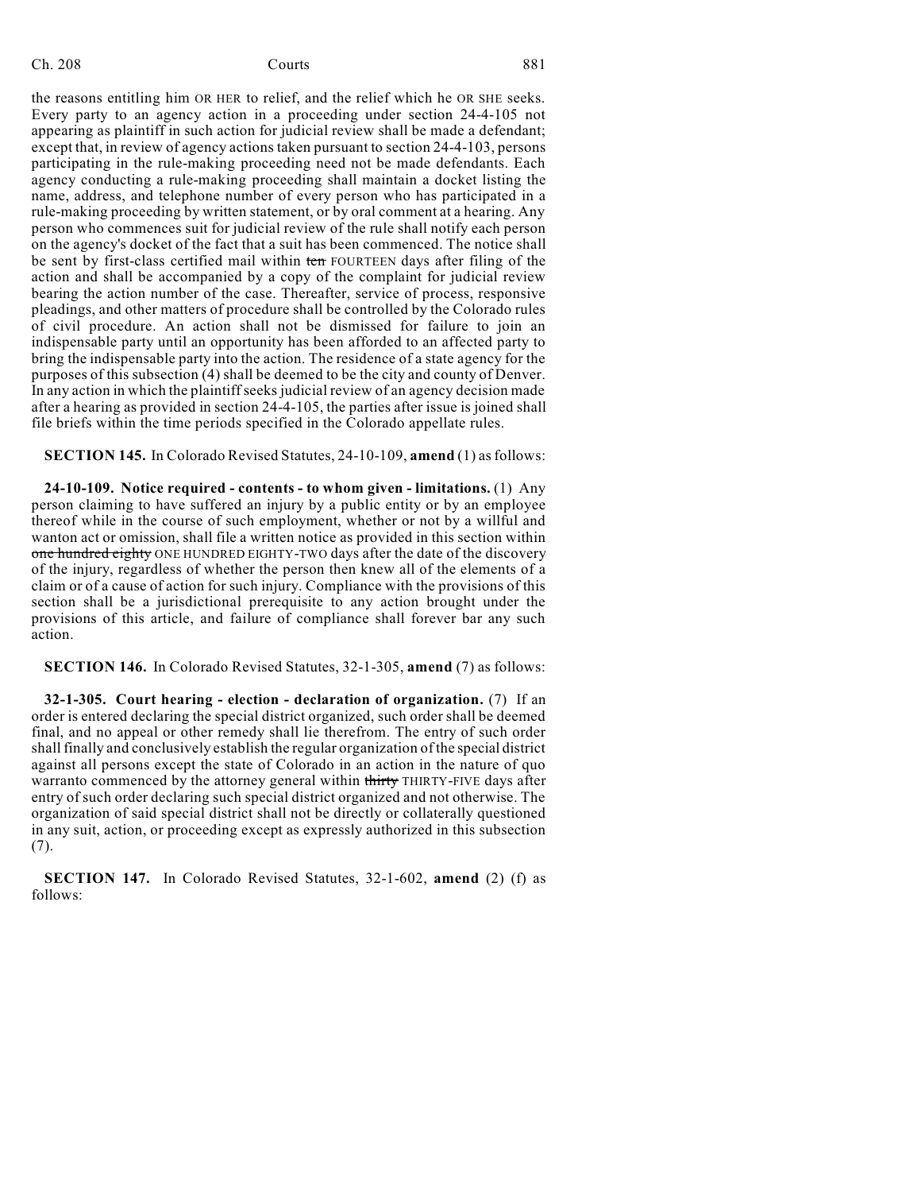the reasons entitling him OR HER to relief, and the relief which he OR SHE seeks. Every party to an agency action in a proceeding under section 24-4-105 not appearing as plaintiff in such action for judicial review shall be made a defendant; except that, in review of agency actions taken pursuant to section 24-4-103, persons participating in the rule-making proceeding need not be made defendants. Each agency conducting a rule-making proceeding shall maintain a docket listing the name, address, and telephone number of every person who has participated in a rule-making proceeding by written statement, or by oral comment at a hearing. Any person who commences suit for judicial review of the rule shall notify each person on the agency's docket of the fact that a suit has been commenced. The notice shall be sent by first-class certified mail within ~~ten~~ FOURTEEN days after filing of the action and shall be accompanied by a copy of the complaint for judicial review bearing the action number of the case. Thereafter, service of process, responsive pleadings, and other matters of procedure shall be controlled by the Colorado rules of civil procedure. An action shall not be dismissed for failure to join an indispensable party until an opportunity has been afforded to an affected party to bring the indispensable party into the action. The residence of a state agency for the purposes of this subsection (4) shall be deemed to be the city and county of Denver. In any action in which the plaintiff seeks judicial review of an agency decision made after a hearing as provided in section 24-4-105, the parties after issue is joined shall file briefs within the time periods specified in the Colorado appellate rules.

**SECTION 145.** In Colorado Revised Statutes, 24-10-109, **amend** (1) as follows:

**24-10-109. Notice required - contents - to whom given - limitations.** (1) Any person claiming to have suffered an injury by a public entity or by an employee thereof while in the course of such employment, whether or not by a willful and wanton act or omission, shall file a written notice as provided in this section within ~~one hundred eighty~~ ONE HUNDRED EIGHTY-TWO days after the date of the discovery of the injury, regardless of whether the person then knew all of the elements of a claim or of a cause of action for such injury. Compliance with the provisions of this section shall be a jurisdictional prerequisite to any action brought under the provisions of this article, and failure of compliance shall forever bar any such action.

**SECTION 146.** In Colorado Revised Statutes, 32-1-305, **amend** (7) as follows:

**32-1-305. Court hearing - election - declaration of organization.** (7) If an order is entered declaring the special district organized, such order shall be deemed final, and no appeal or other remedy shall lie therefrom. The entry of such order shall finally and conclusively establish the regular organization of the special district against all persons except the state of Colorado in an action in the nature of quo warranto commenced by the attorney general within ~~thirty~~ THIRTY-FIVE days after entry of such order declaring such special district organized and not otherwise. The organization of said special district shall not be directly or collaterally questioned in any suit, action, or proceeding except as expressly authorized in this subsection (7).

**SECTION 147.** In Colorado Revised Statutes, 32-1-602, **amend** (2) (f) as follows: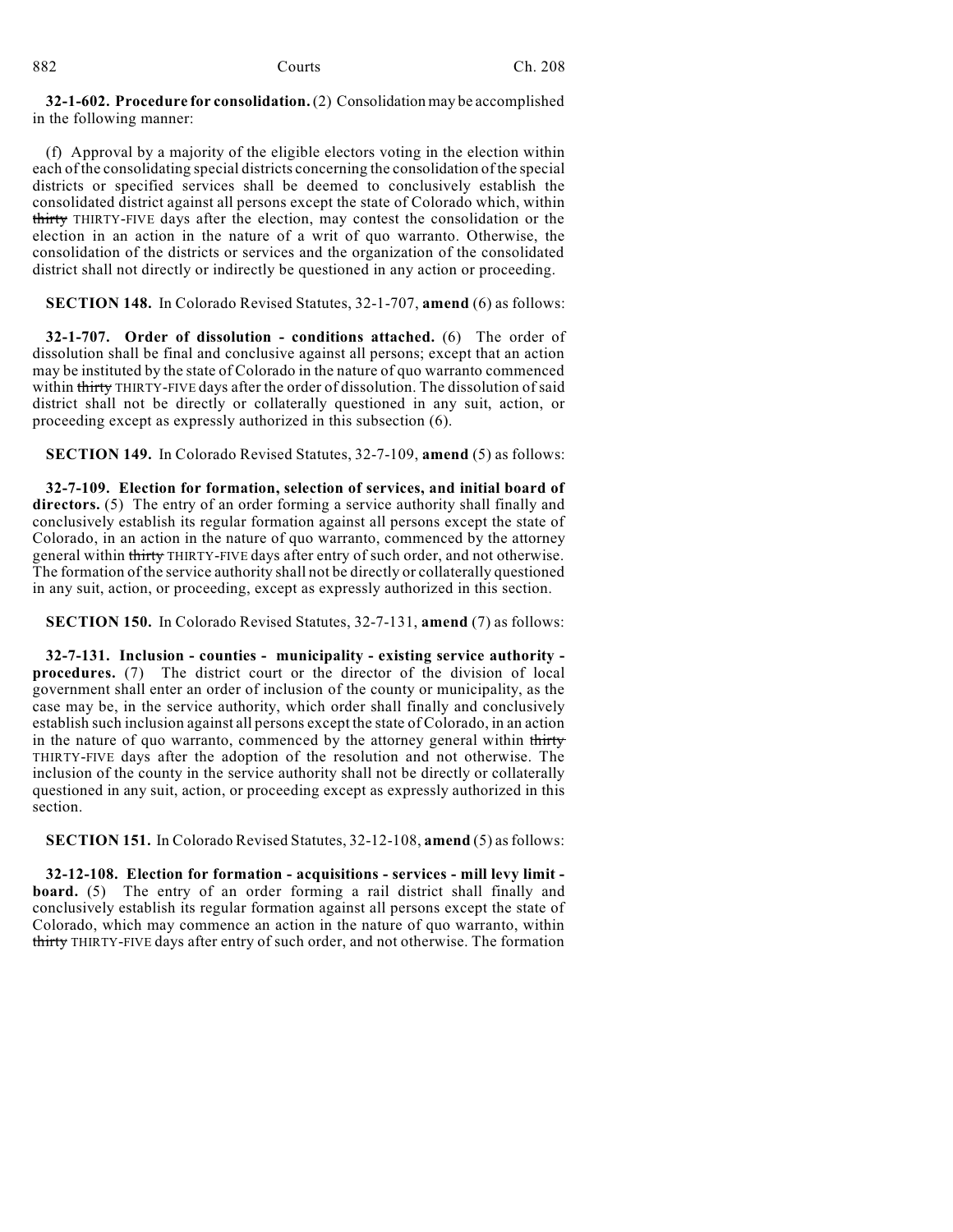**32-1-602. Procedure for consolidation.** (2) Consolidation may be accomplished in the following manner:

(f) Approval by a majority of the eligible electors voting in the election within each of the consolidating special districts concerning the consolidation of the special districts or specified services shall be deemed to conclusively establish the consolidated district against all persons except the state of Colorado which, within ~~thirty~~ THIRTY-FIVE days after the election, may contest the consolidation or the election in an action in the nature of a writ of quo warranto. Otherwise, the consolidation of the districts or services and the organization of the consolidated district shall not directly or indirectly be questioned in any action or proceeding.

**SECTION 148.** In Colorado Revised Statutes, 32-1-707, **amend** (6) as follows:

**32-1-707. Order of dissolution - conditions attached.** (6) The order of dissolution shall be final and conclusive against all persons; except that an action may be instituted by the state of Colorado in the nature of quo warranto commenced within ~~thirty~~ THIRTY-FIVE days after the order of dissolution. The dissolution of said district shall not be directly or collaterally questioned in any suit, action, or proceeding except as expressly authorized in this subsection (6).

**SECTION 149.** In Colorado Revised Statutes, 32-7-109, **amend** (5) as follows:

**32-7-109. Election for formation, selection of services, and initial board of directors.** (5) The entry of an order forming a service authority shall finally and conclusively establish its regular formation against all persons except the state of Colorado, in an action in the nature of quo warranto, commenced by the attorney general within ~~thirty~~ THIRTY-FIVE days after entry of such order, and not otherwise. The formation of the service authority shall not be directly or collaterally questioned in any suit, action, or proceeding, except as expressly authorized in this section.

**SECTION 150.** In Colorado Revised Statutes, 32-7-131, **amend** (7) as follows:

**32-7-131. Inclusion - counties - municipality - existing service authority - procedures.** (7) The district court or the director of the division of local government shall enter an order of inclusion of the county or municipality, as the case may be, in the service authority, which order shall finally and conclusively establish such inclusion against all persons except the state of Colorado, in an action in the nature of quo warranto, commenced by the attorney general within ~~thirty~~ THIRTY-FIVE days after the adoption of the resolution and not otherwise. The inclusion of the county in the service authority shall not be directly or collaterally questioned in any suit, action, or proceeding except as expressly authorized in this section.

**SECTION 151.** In Colorado Revised Statutes, 32-12-108, **amend** (5) as follows:

**32-12-108. Election for formation - acquisitions - services - mill levy limit - board.** (5) The entry of an order forming a rail district shall finally and conclusively establish its regular formation against all persons except the state of Colorado, which may commence an action in the nature of quo warranto, within ~~thirty~~ THIRTY-FIVE days after entry of such order, and not otherwise. The formation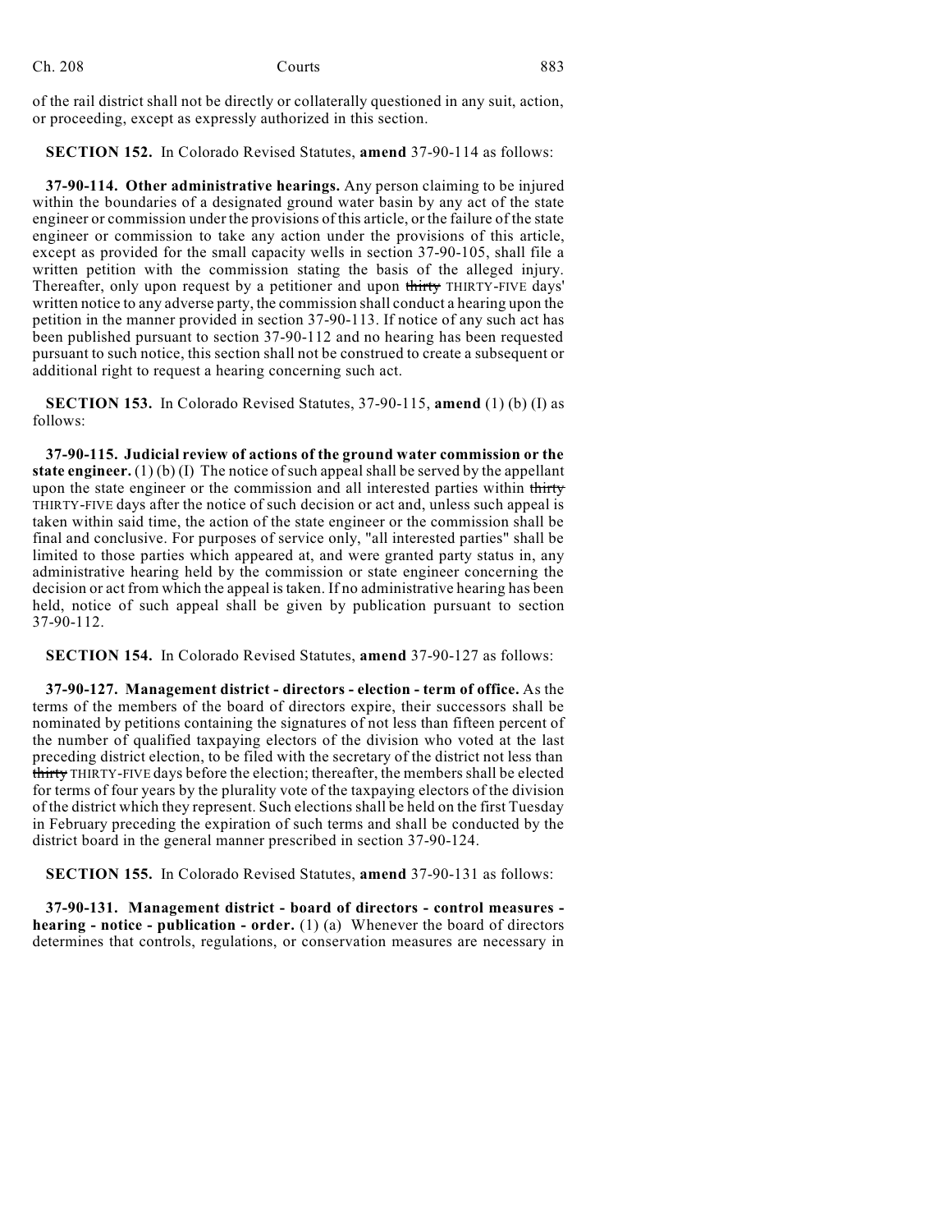of the rail district shall not be directly or collaterally questioned in any suit, action, or proceeding, except as expressly authorized in this section.

**SECTION 152.** In Colorado Revised Statutes, **amend** 37-90-114 as follows:

**37-90-114. Other administrative hearings.** Any person claiming to be injured within the boundaries of a designated ground water basin by any act of the state engineer or commission under the provisions of this article, or the failure of the state engineer or commission to take any action under the provisions of this article, except as provided for the small capacity wells in section 37-90-105, shall file a written petition with the commission stating the basis of the alleged injury. Thereafter, only upon request by a petitioner and upon ~~thirty~~ THIRTY-FIVE days' written notice to any adverse party, the commission shall conduct a hearing upon the petition in the manner provided in section 37-90-113. If notice of any such act has been published pursuant to section 37-90-112 and no hearing has been requested pursuant to such notice, this section shall not be construed to create a subsequent or additional right to request a hearing concerning such act.

**SECTION 153.** In Colorado Revised Statutes, 37-90-115, **amend** (1) (b) (I) as follows:

**37-90-115. Judicial review of actions of the ground water commission or the state engineer.** (1) (b) (I) The notice of such appeal shall be served by the appellant upon the state engineer or the commission and all interested parties within ~~thirty~~ THIRTY-FIVE days after the notice of such decision or act and, unless such appeal is taken within said time, the action of the state engineer or the commission shall be final and conclusive. For purposes of service only, "all interested parties" shall be limited to those parties which appeared at, and were granted party status in, any administrative hearing held by the commission or state engineer concerning the decision or act from which the appeal is taken. If no administrative hearing has been held, notice of such appeal shall be given by publication pursuant to section 37-90-112.

**SECTION 154.** In Colorado Revised Statutes, **amend** 37-90-127 as follows:

**37-90-127. Management district - directors - election - term of office.** As the terms of the members of the board of directors expire, their successors shall be nominated by petitions containing the signatures of not less than fifteen percent of the number of qualified taxpaying electors of the division who voted at the last preceding district election, to be filed with the secretary of the district not less than ~~thirty~~ THIRTY-FIVE days before the election; thereafter, the members shall be elected for terms of four years by the plurality vote of the taxpaying electors of the division of the district which they represent. Such elections shall be held on the first Tuesday in February preceding the expiration of such terms and shall be conducted by the district board in the general manner prescribed in section 37-90-124.

**SECTION 155.** In Colorado Revised Statutes, **amend** 37-90-131 as follows:

**37-90-131. Management district - board of directors - control measures - hearing - notice - publication - order.** (1) (a) Whenever the board of directors determines that controls, regulations, or conservation measures are necessary in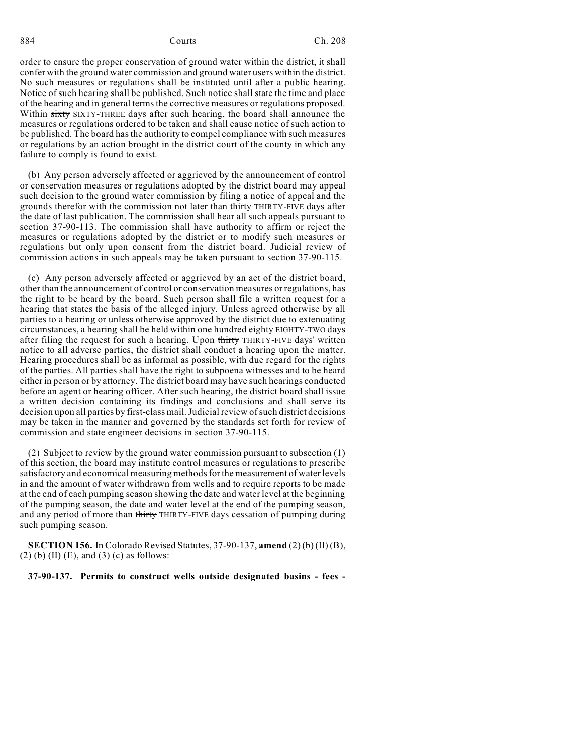order to ensure the proper conservation of ground water within the district, it shall confer with the ground water commission and ground water users within the district. No such measures or regulations shall be instituted until after a public hearing. Notice of such hearing shall be published. Such notice shall state the time and place of the hearing and in general terms the corrective measures or regulations proposed. Within ~~sixty~~ SIXTY-THREE days after such hearing, the board shall announce the measures or regulations ordered to be taken and shall cause notice of such action to be published. The board has the authority to compel compliance with such measures or regulations by an action brought in the district court of the county in which any failure to comply is found to exist.

(b) Any person adversely affected or aggrieved by the announcement of control or conservation measures or regulations adopted by the district board may appeal such decision to the ground water commission by filing a notice of appeal and the grounds therefor with the commission not later than ~~thirty~~ THIRTY-FIVE days after the date of last publication. The commission shall hear all such appeals pursuant to section 37-90-113. The commission shall have authority to affirm or reject the measures or regulations adopted by the district or to modify such measures or regulations but only upon consent from the district board. Judicial review of commission actions in such appeals may be taken pursuant to section 37-90-115.

(c) Any person adversely affected or aggrieved by an act of the district board, other than the announcement of control or conservation measures or regulations, has the right to be heard by the board. Such person shall file a written request for a hearing that states the basis of the alleged injury. Unless agreed otherwise by all parties to a hearing or unless otherwise approved by the district due to extenuating circumstances, a hearing shall be held within one hundred ~~eighty~~ EIGHTY-TWO days after filing the request for such a hearing. Upon ~~thirty~~ THIRTY-FIVE days' written notice to all adverse parties, the district shall conduct a hearing upon the matter. Hearing procedures shall be as informal as possible, with due regard for the rights of the parties. All parties shall have the right to subpoena witnesses and to be heard either in person or by attorney. The district board may have such hearings conducted before an agent or hearing officer. After such hearing, the district board shall issue a written decision containing its findings and conclusions and shall serve its decision upon all parties by first-class mail. Judicial review of such district decisions may be taken in the manner and governed by the standards set forth for review of commission and state engineer decisions in section 37-90-115.

(2) Subject to review by the ground water commission pursuant to subsection (1) of this section, the board may institute control measures or regulations to prescribe satisfactory and economical measuring methods for the measurement of water levels in and the amount of water withdrawn from wells and to require reports to be made at the end of each pumping season showing the date and water level at the beginning of the pumping season, the date and water level at the end of the pumping season, and any period of more than ~~thirty~~ THIRTY-FIVE days cessation of pumping during such pumping season.

**SECTION 156.** In Colorado Revised Statutes, 37-90-137, **amend** (2) (b) (II) (B), (2) (b) (II) (E), and (3) (c) as follows:

**37-90-137. Permits to construct wells outside designated basins - fees -**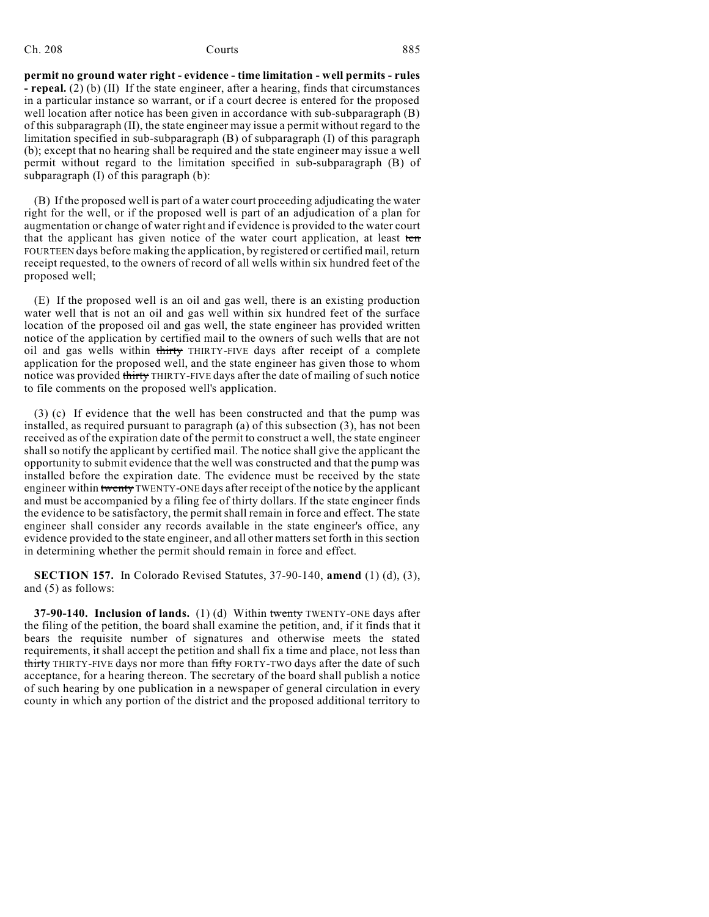**permit no ground water right - evidence - time limitation - well permits - rules - repeal.** (2) (b) (II) If the state engineer, after a hearing, finds that circumstances in a particular instance so warrant, or if a court decree is entered for the proposed well location after notice has been given in accordance with sub-subparagraph (B) of this subparagraph (II), the state engineer may issue a permit without regard to the limitation specified in sub-subparagraph (B) of subparagraph (I) of this paragraph (b); except that no hearing shall be required and the state engineer may issue a well permit without regard to the limitation specified in sub-subparagraph (B) of subparagraph (I) of this paragraph (b):

(B) If the proposed well is part of a water court proceeding adjudicating the water right for the well, or if the proposed well is part of an adjudication of a plan for augmentation or change of water right and if evidence is provided to the water court that the applicant has given notice of the water court application, at least ~~ten~~ FOURTEEN days before making the application, by registered or certified mail, return receipt requested, to the owners of record of all wells within six hundred feet of the proposed well;

(E) If the proposed well is an oil and gas well, there is an existing production water well that is not an oil and gas well within six hundred feet of the surface location of the proposed oil and gas well, the state engineer has provided written notice of the application by certified mail to the owners of such wells that are not oil and gas wells within ~~thirty~~ THIRTY-FIVE days after receipt of a complete application for the proposed well, and the state engineer has given those to whom notice was provided ~~thirty~~ THIRTY-FIVE days after the date of mailing of such notice to file comments on the proposed well's application.

(3) (c) If evidence that the well has been constructed and that the pump was installed, as required pursuant to paragraph (a) of this subsection (3), has not been received as of the expiration date of the permit to construct a well, the state engineer shall so notify the applicant by certified mail. The notice shall give the applicant the opportunity to submit evidence that the well was constructed and that the pump was installed before the expiration date. The evidence must be received by the state engineer within ~~twenty~~ TWENTY-ONE days after receipt of the notice by the applicant and must be accompanied by a filing fee of thirty dollars. If the state engineer finds the evidence to be satisfactory, the permit shall remain in force and effect. The state engineer shall consider any records available in the state engineer's office, any evidence provided to the state engineer, and all other matters set forth in this section in determining whether the permit should remain in force and effect.

**SECTION 157.** In Colorado Revised Statutes, 37-90-140, **amend** (1) (d), (3), and (5) as follows:

**37-90-140. Inclusion of lands.** (1) (d) Within ~~twenty~~ TWENTY-ONE days after the filing of the petition, the board shall examine the petition, and, if it finds that it bears the requisite number of signatures and otherwise meets the stated requirements, it shall accept the petition and shall fix a time and place, not less than ~~thirty~~ THIRTY-FIVE days nor more than ~~fifty~~ FORTY-TWO days after the date of such acceptance, for a hearing thereon. The secretary of the board shall publish a notice of such hearing by one publication in a newspaper of general circulation in every county in which any portion of the district and the proposed additional territory to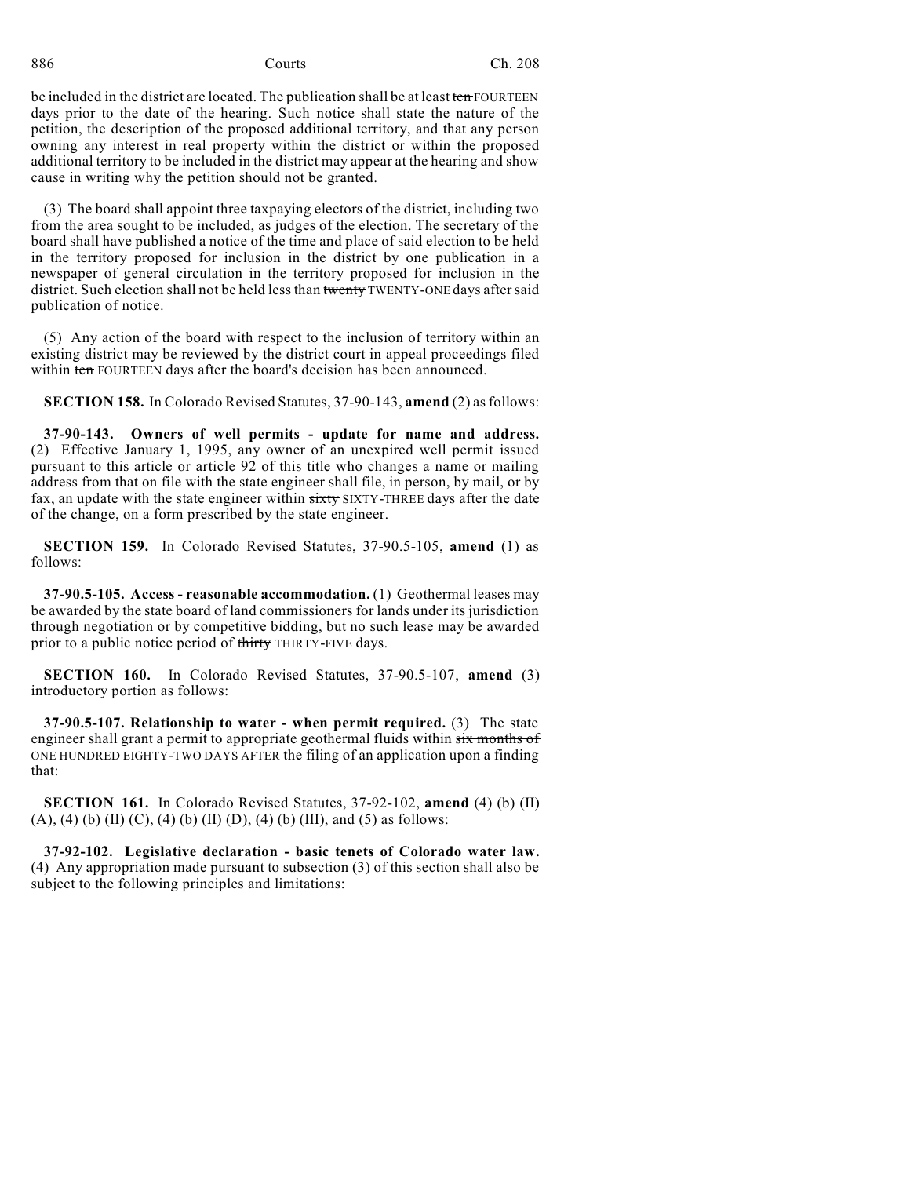be included in the district are located. The publication shall be at least ~~ten~~ FOURTEEN days prior to the date of the hearing. Such notice shall state the nature of the petition, the description of the proposed additional territory, and that any person owning any interest in real property within the district or within the proposed additional territory to be included in the district may appear at the hearing and show cause in writing why the petition should not be granted.

(3) The board shall appoint three taxpaying electors of the district, including two from the area sought to be included, as judges of the election. The secretary of the board shall have published a notice of the time and place of said election to be held in the territory proposed for inclusion in the district by one publication in a newspaper of general circulation in the territory proposed for inclusion in the district. Such election shall not be held less than ~~twenty~~ TWENTY-ONE days after said publication of notice.

(5) Any action of the board with respect to the inclusion of territory within an existing district may be reviewed by the district court in appeal proceedings filed within ~~ten~~ FOURTEEN days after the board's decision has been announced.

**SECTION 158.** In Colorado Revised Statutes, 37-90-143, **amend** (2) as follows:

**37-90-143. Owners of well permits - update for name and address.** (2) Effective January 1, 1995, any owner of an unexpired well permit issued pursuant to this article or article 92 of this title who changes a name or mailing address from that on file with the state engineer shall file, in person, by mail, or by fax, an update with the state engineer within ~~sixty~~ SIXTY-THREE days after the date of the change, on a form prescribed by the state engineer.

**SECTION 159.** In Colorado Revised Statutes, 37-90.5-105, **amend** (1) as follows:

**37-90.5-105. Access - reasonable accommodation.** (1) Geothermal leases may be awarded by the state board of land commissioners for lands under its jurisdiction through negotiation or by competitive bidding, but no such lease may be awarded prior to a public notice period of ~~thirty~~ THIRTY-FIVE days.

**SECTION 160.** In Colorado Revised Statutes, 37-90.5-107, **amend** (3) introductory portion as follows:

**37-90.5-107. Relationship to water - when permit required.** (3) The state engineer shall grant a permit to appropriate geothermal fluids within ~~six months of~~ ONE HUNDRED EIGHTY-TWO DAYS AFTER the filing of an application upon a finding that:

**SECTION 161.** In Colorado Revised Statutes, 37-92-102, **amend** (4) (b) (II) (A), (4) (b) (II) (C), (4) (b) (II) (D), (4) (b) (III), and (5) as follows:

**37-92-102. Legislative declaration - basic tenets of Colorado water law.** (4) Any appropriation made pursuant to subsection (3) of this section shall also be subject to the following principles and limitations: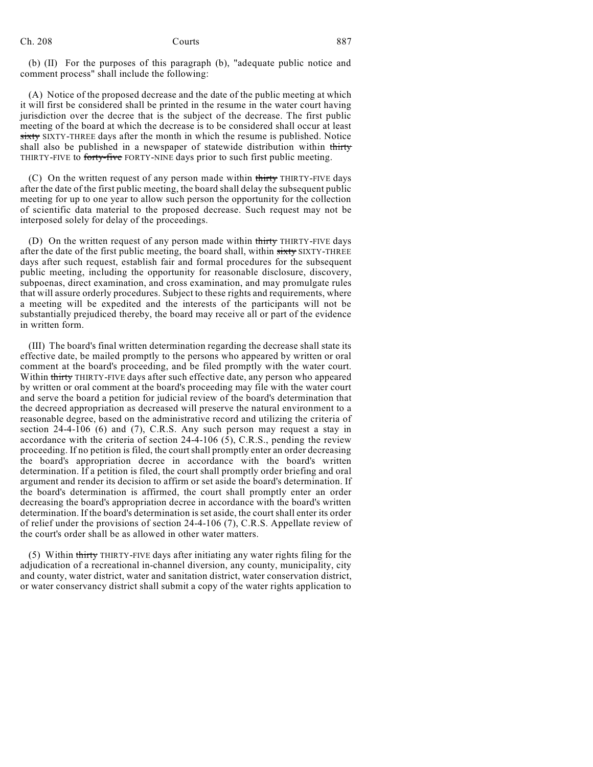(b) (II) For the purposes of this paragraph (b), "adequate public notice and comment process" shall include the following:

(A) Notice of the proposed decrease and the date of the public meeting at which it will first be considered shall be printed in the resume in the water court having jurisdiction over the decree that is the subject of the decrease. The first public meeting of the board at which the decrease is to be considered shall occur at least ~~sixty~~ SIXTY-THREE days after the month in which the resume is published. Notice shall also be published in a newspaper of statewide distribution within ~~thirty~~ THIRTY-FIVE to ~~forty-five~~ FORTY-NINE days prior to such first public meeting.

(C) On the written request of any person made within ~~thirty~~ THIRTY-FIVE days after the date of the first public meeting, the board shall delay the subsequent public meeting for up to one year to allow such person the opportunity for the collection of scientific data material to the proposed decrease. Such request may not be interposed solely for delay of the proceedings.

(D) On the written request of any person made within ~~thirty~~ THIRTY-FIVE days after the date of the first public meeting, the board shall, within ~~sixty~~ SIXTY-THREE days after such request, establish fair and formal procedures for the subsequent public meeting, including the opportunity for reasonable disclosure, discovery, subpoenas, direct examination, and cross examination, and may promulgate rules that will assure orderly procedures. Subject to these rights and requirements, where a meeting will be expedited and the interests of the participants will not be substantially prejudiced thereby, the board may receive all or part of the evidence in written form.

(III) The board's final written determination regarding the decrease shall state its effective date, be mailed promptly to the persons who appeared by written or oral comment at the board's proceeding, and be filed promptly with the water court. Within ~~thirty~~ THIRTY-FIVE days after such effective date, any person who appeared by written or oral comment at the board's proceeding may file with the water court and serve the board a petition for judicial review of the board's determination that the decreed appropriation as decreased will preserve the natural environment to a reasonable degree, based on the administrative record and utilizing the criteria of section 24-4-106 (6) and (7), C.R.S. Any such person may request a stay in accordance with the criteria of section 24-4-106 (5), C.R.S., pending the review proceeding. If no petition is filed, the court shall promptly enter an order decreasing the board's appropriation decree in accordance with the board's written determination. If a petition is filed, the court shall promptly order briefing and oral argument and render its decision to affirm or set aside the board's determination. If the board's determination is affirmed, the court shall promptly enter an order decreasing the board's appropriation decree in accordance with the board's written determination. If the board's determination is set aside, the court shall enter its order of relief under the provisions of section 24-4-106 (7), C.R.S. Appellate review of the court's order shall be as allowed in other water matters.

(5) Within ~~thirty~~ THIRTY-FIVE days after initiating any water rights filing for the adjudication of a recreational in-channel diversion, any county, municipality, city and county, water district, water and sanitation district, water conservation district, or water conservancy district shall submit a copy of the water rights application to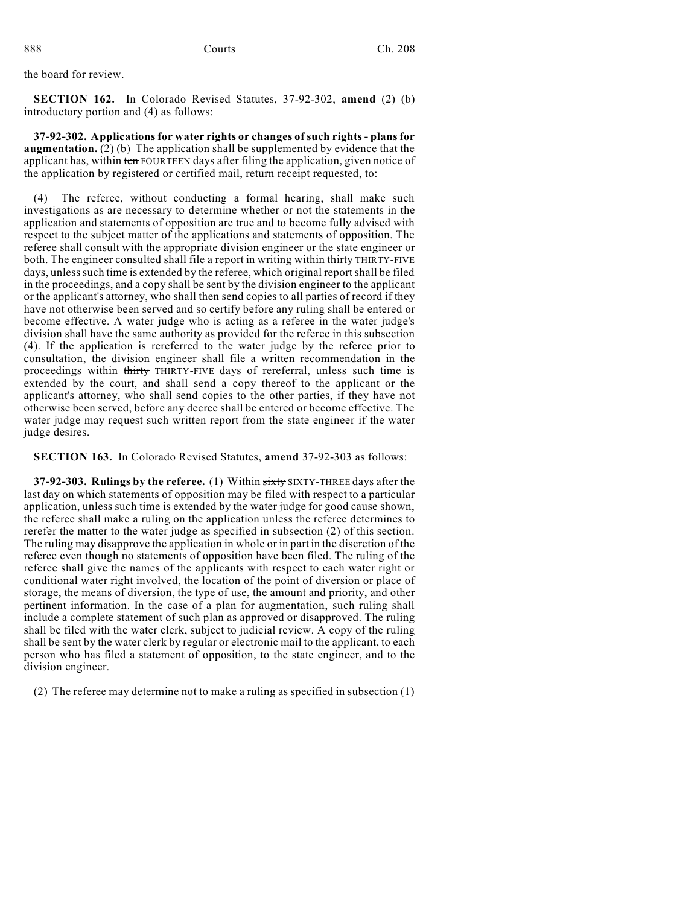the board for review.

**SECTION 162.** In Colorado Revised Statutes, 37-92-302, **amend** (2) (b) introductory portion and (4) as follows:

**37-92-302. Applications for water rights or changes of such rights - plans for augmentation.** (2) (b) The application shall be supplemented by evidence that the applicant has, within ~~ten~~ FOURTEEN days after filing the application, given notice of the application by registered or certified mail, return receipt requested, to:

(4) The referee, without conducting a formal hearing, shall make such investigations as are necessary to determine whether or not the statements in the application and statements of opposition are true and to become fully advised with respect to the subject matter of the applications and statements of opposition. The referee shall consult with the appropriate division engineer or the state engineer or both. The engineer consulted shall file a report in writing within ~~thirty~~ THIRTY-FIVE days, unless such time is extended by the referee, which original report shall be filed in the proceedings, and a copy shall be sent by the division engineer to the applicant or the applicant's attorney, who shall then send copies to all parties of record if they have not otherwise been served and so certify before any ruling shall be entered or become effective. A water judge who is acting as a referee in the water judge's division shall have the same authority as provided for the referee in this subsection (4). If the application is rereferred to the water judge by the referee prior to consultation, the division engineer shall file a written recommendation in the proceedings within ~~thirty~~ THIRTY-FIVE days of rereferral, unless such time is extended by the court, and shall send a copy thereof to the applicant or the applicant's attorney, who shall send copies to the other parties, if they have not otherwise been served, before any decree shall be entered or become effective. The water judge may request such written report from the state engineer if the water judge desires.

**SECTION 163.** In Colorado Revised Statutes, **amend** 37-92-303 as follows:

**37-92-303. Rulings by the referee.** (1) Within ~~sixty~~ SIXTY-THREE days after the last day on which statements of opposition may be filed with respect to a particular application, unless such time is extended by the water judge for good cause shown, the referee shall make a ruling on the application unless the referee determines to rerefer the matter to the water judge as specified in subsection (2) of this section. The ruling may disapprove the application in whole or in part in the discretion of the referee even though no statements of opposition have been filed. The ruling of the referee shall give the names of the applicants with respect to each water right or conditional water right involved, the location of the point of diversion or place of storage, the means of diversion, the type of use, the amount and priority, and other pertinent information. In the case of a plan for augmentation, such ruling shall include a complete statement of such plan as approved or disapproved. The ruling shall be filed with the water clerk, subject to judicial review. A copy of the ruling shall be sent by the water clerk by regular or electronic mail to the applicant, to each person who has filed a statement of opposition, to the state engineer, and to the division engineer.

(2) The referee may determine not to make a ruling as specified in subsection (1)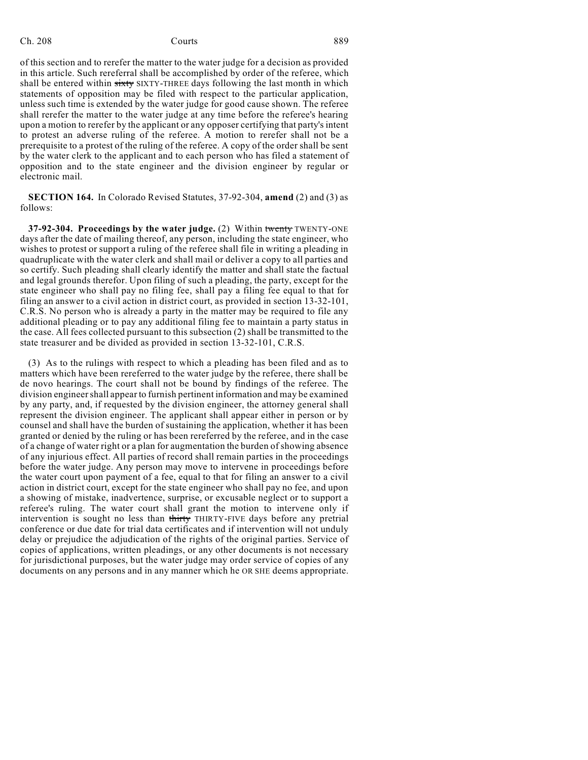of this section and to rerefer the matter to the water judge for a decision as provided in this article. Such rereferral shall be accomplished by order of the referee, which shall be entered within ~~sixty~~ SIXTY-THREE days following the last month in which statements of opposition may be filed with respect to the particular application, unless such time is extended by the water judge for good cause shown. The referee shall rerefer the matter to the water judge at any time before the referee's hearing upon a motion to rerefer by the applicant or any opposer certifying that party's intent to protest an adverse ruling of the referee. A motion to rerefer shall not be a prerequisite to a protest of the ruling of the referee. A copy of the order shall be sent by the water clerk to the applicant and to each person who has filed a statement of opposition and to the state engineer and the division engineer by regular or electronic mail.

**SECTION 164.** In Colorado Revised Statutes, 37-92-304, **amend** (2) and (3) as follows:

**37-92-304. Proceedings by the water judge.** (2) Within ~~twenty~~ TWENTY-ONE days after the date of mailing thereof, any person, including the state engineer, who wishes to protest or support a ruling of the referee shall file in writing a pleading in quadruplicate with the water clerk and shall mail or deliver a copy to all parties and so certify. Such pleading shall clearly identify the matter and shall state the factual and legal grounds therefor. Upon filing of such a pleading, the party, except for the state engineer who shall pay no filing fee, shall pay a filing fee equal to that for filing an answer to a civil action in district court, as provided in section 13-32-101, C.R.S. No person who is already a party in the matter may be required to file any additional pleading or to pay any additional filing fee to maintain a party status in the case. All fees collected pursuant to this subsection (2) shall be transmitted to the state treasurer and be divided as provided in section 13-32-101, C.R.S.

(3) As to the rulings with respect to which a pleading has been filed and as to matters which have been rereferred to the water judge by the referee, there shall be de novo hearings. The court shall not be bound by findings of the referee. The division engineer shall appear to furnish pertinent information and may be examined by any party, and, if requested by the division engineer, the attorney general shall represent the division engineer. The applicant shall appear either in person or by counsel and shall have the burden of sustaining the application, whether it has been granted or denied by the ruling or has been rereferred by the referee, and in the case of a change of water right or a plan for augmentation the burden of showing absence of any injurious effect. All parties of record shall remain parties in the proceedings before the water judge. Any person may move to intervene in proceedings before the water court upon payment of a fee, equal to that for filing an answer to a civil action in district court, except for the state engineer who shall pay no fee, and upon a showing of mistake, inadvertence, surprise, or excusable neglect or to support a referee's ruling. The water court shall grant the motion to intervene only if intervention is sought no less than ~~thirty~~ THIRTY-FIVE days before any pretrial conference or due date for trial data certificates and if intervention will not unduly delay or prejudice the adjudication of the rights of the original parties. Service of copies of applications, written pleadings, or any other documents is not necessary for jurisdictional purposes, but the water judge may order service of copies of any documents on any persons and in any manner which he OR SHE deems appropriate.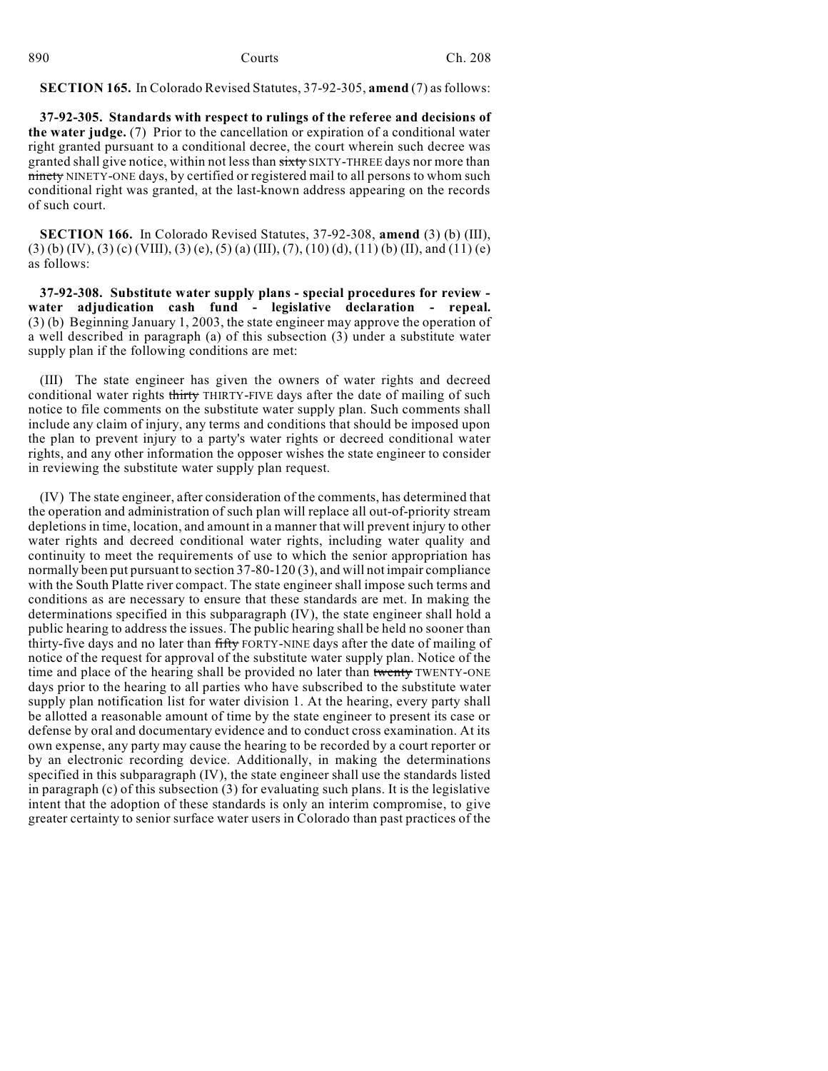**SECTION 165.** In Colorado Revised Statutes, 37-92-305, **amend** (7) as follows:

**37-92-305. Standards with respect to rulings of the referee and decisions of the water judge.** (7) Prior to the cancellation or expiration of a conditional water right granted pursuant to a conditional decree, the court wherein such decree was granted shall give notice, within not less than ~~sixty~~ SIXTY-THREE days nor more than ~~ninety~~ NINETY-ONE days, by certified or registered mail to all persons to whom such conditional right was granted, at the last-known address appearing on the records of such court.

**SECTION 166.** In Colorado Revised Statutes, 37-92-308, **amend** (3) (b) (III), (3) (b) (IV), (3) (c) (VIII), (3) (e), (5) (a) (III), (7), (10) (d), (11) (b) (II), and (11) (e) as follows:

**37-92-308. Substitute water supply plans - special procedures for review - water adjudication cash fund - legislative declaration - repeal.** (3) (b) Beginning January 1, 2003, the state engineer may approve the operation of a well described in paragraph (a) of this subsection (3) under a substitute water supply plan if the following conditions are met:

(III) The state engineer has given the owners of water rights and decreed conditional water rights ~~thirty~~ THIRTY-FIVE days after the date of mailing of such notice to file comments on the substitute water supply plan. Such comments shall include any claim of injury, any terms and conditions that should be imposed upon the plan to prevent injury to a party's water rights or decreed conditional water rights, and any other information the opposer wishes the state engineer to consider in reviewing the substitute water supply plan request.

(IV) The state engineer, after consideration of the comments, has determined that the operation and administration of such plan will replace all out-of-priority stream depletions in time, location, and amount in a manner that will prevent injury to other water rights and decreed conditional water rights, including water quality and continuity to meet the requirements of use to which the senior appropriation has normally been put pursuant to section 37-80-120 (3), and will not impair compliance with the South Platte river compact. The state engineer shall impose such terms and conditions as are necessary to ensure that these standards are met. In making the determinations specified in this subparagraph (IV), the state engineer shall hold a public hearing to address the issues. The public hearing shall be held no sooner than thirty-five days and no later than ~~fifty~~ FORTY-NINE days after the date of mailing of notice of the request for approval of the substitute water supply plan. Notice of the time and place of the hearing shall be provided no later than ~~twenty~~ TWENTY-ONE days prior to the hearing to all parties who have subscribed to the substitute water supply plan notification list for water division 1. At the hearing, every party shall be allotted a reasonable amount of time by the state engineer to present its case or defense by oral and documentary evidence and to conduct cross examination. At its own expense, any party may cause the hearing to be recorded by a court reporter or by an electronic recording device. Additionally, in making the determinations specified in this subparagraph (IV), the state engineer shall use the standards listed in paragraph (c) of this subsection (3) for evaluating such plans. It is the legislative intent that the adoption of these standards is only an interim compromise, to give greater certainty to senior surface water users in Colorado than past practices of the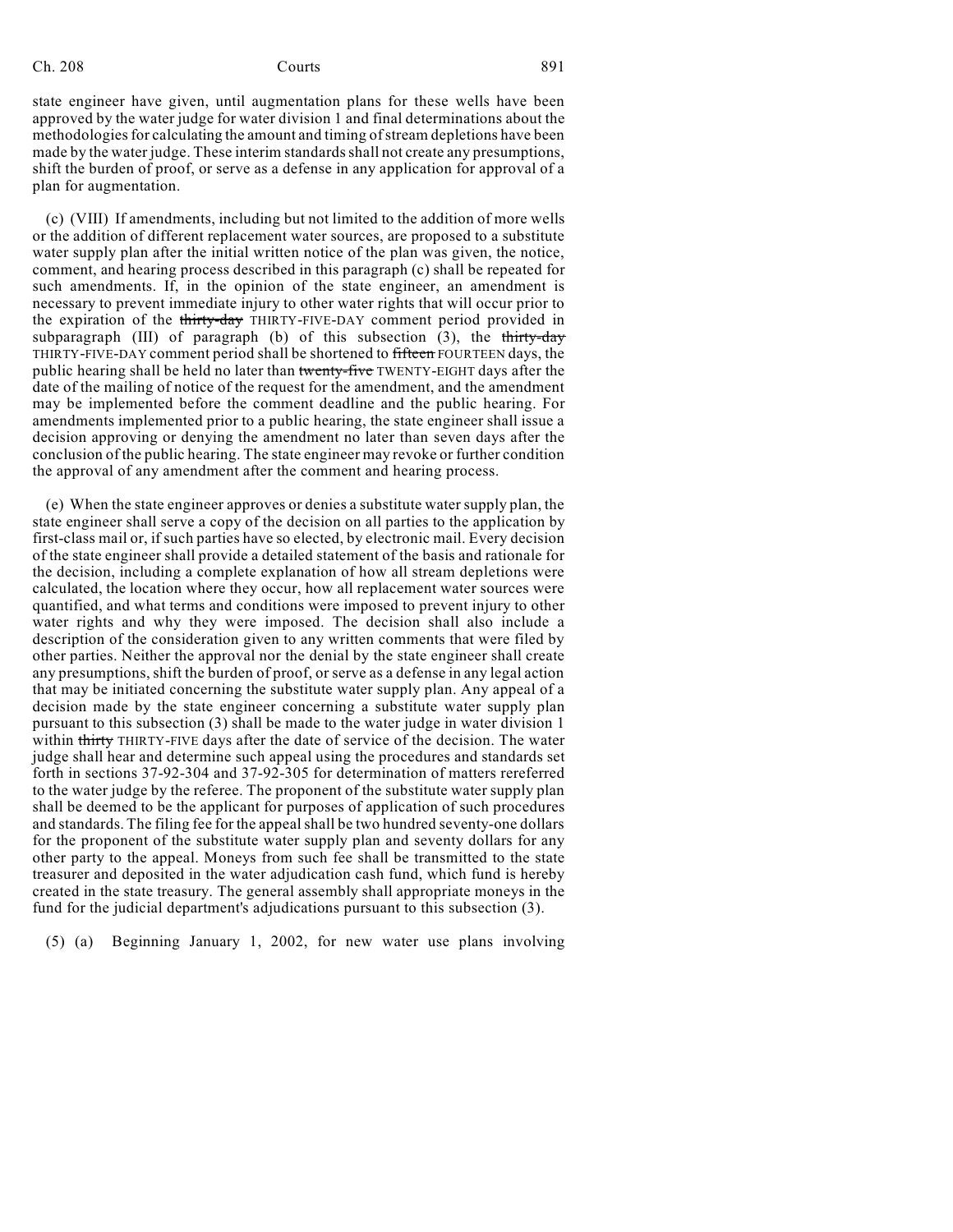state engineer have given, until augmentation plans for these wells have been approved by the water judge for water division 1 and final determinations about the methodologies for calculating the amount and timing of stream depletions have been made by the water judge. These interim standards shall not create any presumptions, shift the burden of proof, or serve as a defense in any application for approval of a plan for augmentation.

(c) (VIII) If amendments, including but not limited to the addition of more wells or the addition of different replacement water sources, are proposed to a substitute water supply plan after the initial written notice of the plan was given, the notice, comment, and hearing process described in this paragraph (c) shall be repeated for such amendments. If, in the opinion of the state engineer, an amendment is necessary to prevent immediate injury to other water rights that will occur prior to the expiration of the ~~thirty-day~~ THIRTY-FIVE-DAY comment period provided in subparagraph (III) of paragraph (b) of this subsection (3), the ~~thirty-day~~ THIRTY-FIVE-DAY comment period shall be shortened to ~~fifteen~~ FOURTEEN days, the public hearing shall be held no later than ~~twenty-five~~ TWENTY-EIGHT days after the date of the mailing of notice of the request for the amendment, and the amendment may be implemented before the comment deadline and the public hearing. For amendments implemented prior to a public hearing, the state engineer shall issue a decision approving or denying the amendment no later than seven days after the conclusion of the public hearing. The state engineer may revoke or further condition the approval of any amendment after the comment and hearing process.

(e) When the state engineer approves or denies a substitute water supply plan, the state engineer shall serve a copy of the decision on all parties to the application by first-class mail or, if such parties have so elected, by electronic mail. Every decision of the state engineer shall provide a detailed statement of the basis and rationale for the decision, including a complete explanation of how all stream depletions were calculated, the location where they occur, how all replacement water sources were quantified, and what terms and conditions were imposed to prevent injury to other water rights and why they were imposed. The decision shall also include a description of the consideration given to any written comments that were filed by other parties. Neither the approval nor the denial by the state engineer shall create any presumptions, shift the burden of proof, or serve as a defense in any legal action that may be initiated concerning the substitute water supply plan. Any appeal of a decision made by the state engineer concerning a substitute water supply plan pursuant to this subsection (3) shall be made to the water judge in water division 1 within ~~thirty~~ THIRTY-FIVE days after the date of service of the decision. The water judge shall hear and determine such appeal using the procedures and standards set forth in sections 37-92-304 and 37-92-305 for determination of matters rereferred to the water judge by the referee. The proponent of the substitute water supply plan shall be deemed to be the applicant for purposes of application of such procedures and standards. The filing fee for the appeal shall be two hundred seventy-one dollars for the proponent of the substitute water supply plan and seventy dollars for any other party to the appeal. Moneys from such fee shall be transmitted to the state treasurer and deposited in the water adjudication cash fund, which fund is hereby created in the state treasury. The general assembly shall appropriate moneys in the fund for the judicial department's adjudications pursuant to this subsection (3).

(5) (a) Beginning January 1, 2002, for new water use plans involving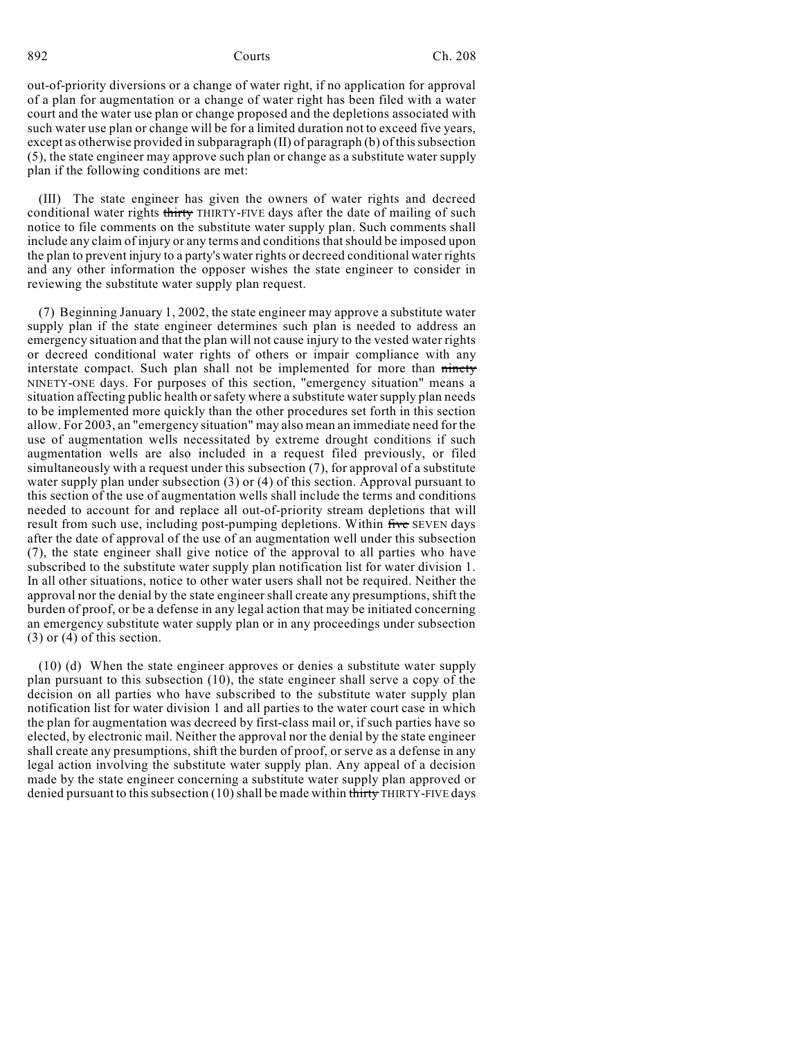out-of-priority diversions or a change of water right, if no application for approval of a plan for augmentation or a change of water right has been filed with a water court and the water use plan or change proposed and the depletions associated with such water use plan or change will be for a limited duration not to exceed five years, except as otherwise provided in subparagraph (II) of paragraph (b) of this subsection (5), the state engineer may approve such plan or change as a substitute water supply plan if the following conditions are met:

(III) The state engineer has given the owners of water rights and decreed conditional water rights ~~thirty~~ THIRTY-FIVE days after the date of mailing of such notice to file comments on the substitute water supply plan. Such comments shall include any claim of injury or any terms and conditions that should be imposed upon the plan to prevent injury to a party's water rights or decreed conditional water rights and any other information the opposer wishes the state engineer to consider in reviewing the substitute water supply plan request.

(7) Beginning January 1, 2002, the state engineer may approve a substitute water supply plan if the state engineer determines such plan is needed to address an emergency situation and that the plan will not cause injury to the vested water rights or decreed conditional water rights of others or impair compliance with any interstate compact. Such plan shall not be implemented for more than ~~ninety~~ NINETY-ONE days. For purposes of this section, "emergency situation" means a situation affecting public health or safety where a substitute water supply plan needs to be implemented more quickly than the other procedures set forth in this section allow. For 2003, an "emergency situation" may also mean an immediate need for the use of augmentation wells necessitated by extreme drought conditions if such augmentation wells are also included in a request filed previously, or filed simultaneously with a request under this subsection (7), for approval of a substitute water supply plan under subsection (3) or (4) of this section. Approval pursuant to this section of the use of augmentation wells shall include the terms and conditions needed to account for and replace all out-of-priority stream depletions that will result from such use, including post-pumping depletions. Within ~~five~~ SEVEN days after the date of approval of the use of an augmentation well under this subsection (7), the state engineer shall give notice of the approval to all parties who have subscribed to the substitute water supply plan notification list for water division 1. In all other situations, notice to other water users shall not be required. Neither the approval nor the denial by the state engineer shall create any presumptions, shift the burden of proof, or be a defense in any legal action that may be initiated concerning an emergency substitute water supply plan or in any proceedings under subsection (3) or (4) of this section.

(10) (d) When the state engineer approves or denies a substitute water supply plan pursuant to this subsection (10), the state engineer shall serve a copy of the decision on all parties who have subscribed to the substitute water supply plan notification list for water division 1 and all parties to the water court case in which the plan for augmentation was decreed by first-class mail or, if such parties have so elected, by electronic mail. Neither the approval nor the denial by the state engineer shall create any presumptions, shift the burden of proof, or serve as a defense in any legal action involving the substitute water supply plan. Any appeal of a decision made by the state engineer concerning a substitute water supply plan approved or denied pursuant to this subsection (10) shall be made within ~~thirty~~ THIRTY-FIVE days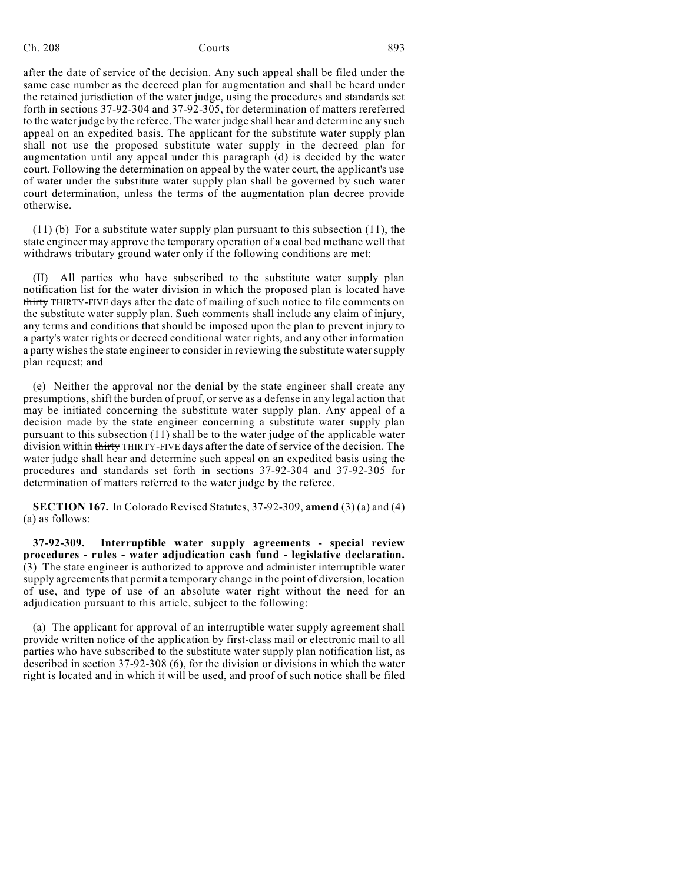after the date of service of the decision. Any such appeal shall be filed under the same case number as the decreed plan for augmentation and shall be heard under the retained jurisdiction of the water judge, using the procedures and standards set forth in sections 37-92-304 and 37-92-305, for determination of matters rereferred to the water judge by the referee. The water judge shall hear and determine any such appeal on an expedited basis. The applicant for the substitute water supply plan shall not use the proposed substitute water supply in the decreed plan for augmentation until any appeal under this paragraph (d) is decided by the water court. Following the determination on appeal by the water court, the applicant's use of water under the substitute water supply plan shall be governed by such water court determination, unless the terms of the augmentation plan decree provide otherwise.

(11) (b) For a substitute water supply plan pursuant to this subsection (11), the state engineer may approve the temporary operation of a coal bed methane well that withdraws tributary ground water only if the following conditions are met:

(II) All parties who have subscribed to the substitute water supply plan notification list for the water division in which the proposed plan is located have ~~thirty~~ THIRTY-FIVE days after the date of mailing of such notice to file comments on the substitute water supply plan. Such comments shall include any claim of injury, any terms and conditions that should be imposed upon the plan to prevent injury to a party's water rights or decreed conditional water rights, and any other information a party wishes the state engineer to consider in reviewing the substitute water supply plan request; and

(e) Neither the approval nor the denial by the state engineer shall create any presumptions, shift the burden of proof, or serve as a defense in any legal action that may be initiated concerning the substitute water supply plan. Any appeal of a decision made by the state engineer concerning a substitute water supply plan pursuant to this subsection (11) shall be to the water judge of the applicable water division within ~~thirty~~ THIRTY-FIVE days after the date of service of the decision. The water judge shall hear and determine such appeal on an expedited basis using the procedures and standards set forth in sections 37-92-304 and 37-92-305 for determination of matters referred to the water judge by the referee.

**SECTION 167.** In Colorado Revised Statutes, 37-92-309, **amend** (3) (a) and (4) (a) as follows:

**37-92-309. Interruptible water supply agreements - special review procedures - rules - water adjudication cash fund - legislative declaration.** (3) The state engineer is authorized to approve and administer interruptible water supply agreements that permit a temporary change in the point of diversion, location of use, and type of use of an absolute water right without the need for an adjudication pursuant to this article, subject to the following:

(a) The applicant for approval of an interruptible water supply agreement shall provide written notice of the application by first-class mail or electronic mail to all parties who have subscribed to the substitute water supply plan notification list, as described in section 37-92-308 (6), for the division or divisions in which the water right is located and in which it will be used, and proof of such notice shall be filed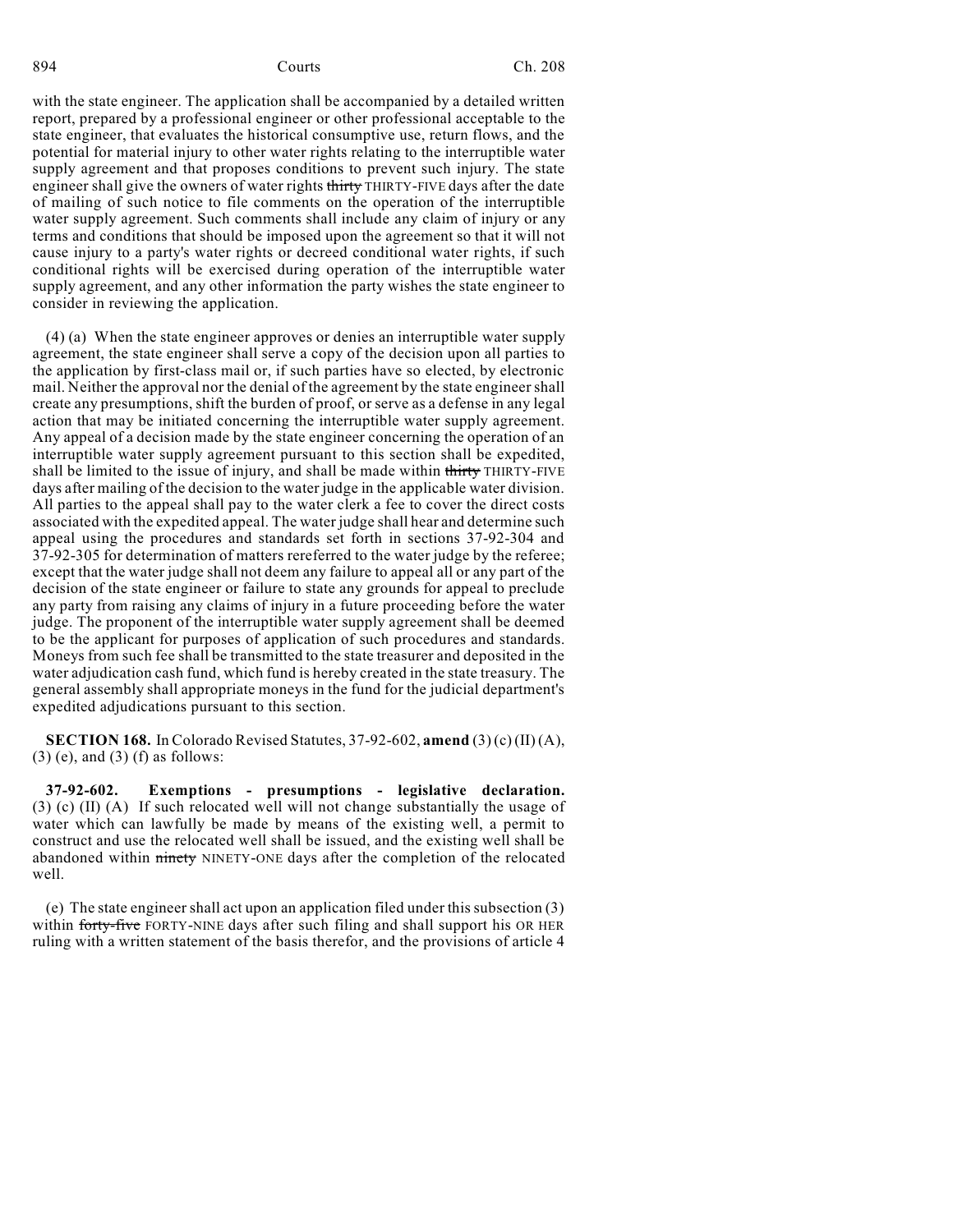with the state engineer. The application shall be accompanied by a detailed written report, prepared by a professional engineer or other professional acceptable to the state engineer, that evaluates the historical consumptive use, return flows, and the potential for material injury to other water rights relating to the interruptible water supply agreement and that proposes conditions to prevent such injury. The state engineer shall give the owners of water rights ~~thirty~~ THIRTY-FIVE days after the date of mailing of such notice to file comments on the operation of the interruptible water supply agreement. Such comments shall include any claim of injury or any terms and conditions that should be imposed upon the agreement so that it will not cause injury to a party's water rights or decreed conditional water rights, if such conditional rights will be exercised during operation of the interruptible water supply agreement, and any other information the party wishes the state engineer to consider in reviewing the application.

(4) (a) When the state engineer approves or denies an interruptible water supply agreement, the state engineer shall serve a copy of the decision upon all parties to the application by first-class mail or, if such parties have so elected, by electronic mail. Neither the approval nor the denial of the agreement by the state engineer shall create any presumptions, shift the burden of proof, or serve as a defense in any legal action that may be initiated concerning the interruptible water supply agreement. Any appeal of a decision made by the state engineer concerning the operation of an interruptible water supply agreement pursuant to this section shall be expedited, shall be limited to the issue of injury, and shall be made within ~~thirty~~ THIRTY-FIVE days after mailing of the decision to the water judge in the applicable water division. All parties to the appeal shall pay to the water clerk a fee to cover the direct costs associated with the expedited appeal. The water judge shall hear and determine such appeal using the procedures and standards set forth in sections 37-92-304 and 37-92-305 for determination of matters rereferred to the water judge by the referee; except that the water judge shall not deem any failure to appeal all or any part of the decision of the state engineer or failure to state any grounds for appeal to preclude any party from raising any claims of injury in a future proceeding before the water judge. The proponent of the interruptible water supply agreement shall be deemed to be the applicant for purposes of application of such procedures and standards. Moneys from such fee shall be transmitted to the state treasurer and deposited in the water adjudication cash fund, which fund is hereby created in the state treasury. The general assembly shall appropriate moneys in the fund for the judicial department's expedited adjudications pursuant to this section.

**SECTION 168.** In Colorado Revised Statutes, 37-92-602, **amend** (3) (c) (II) (A), (3) (e), and (3) (f) as follows:

**37-92-602. Exemptions - presumptions - legislative declaration.** (3) (c) (II) (A) If such relocated well will not change substantially the usage of water which can lawfully be made by means of the existing well, a permit to construct and use the relocated well shall be issued, and the existing well shall be abandoned within ~~ninety~~ NINETY-ONE days after the completion of the relocated well.

(e) The state engineer shall act upon an application filed under this subsection (3) within ~~forty-five~~ FORTY-NINE days after such filing and shall support his OR HER ruling with a written statement of the basis therefor, and the provisions of article 4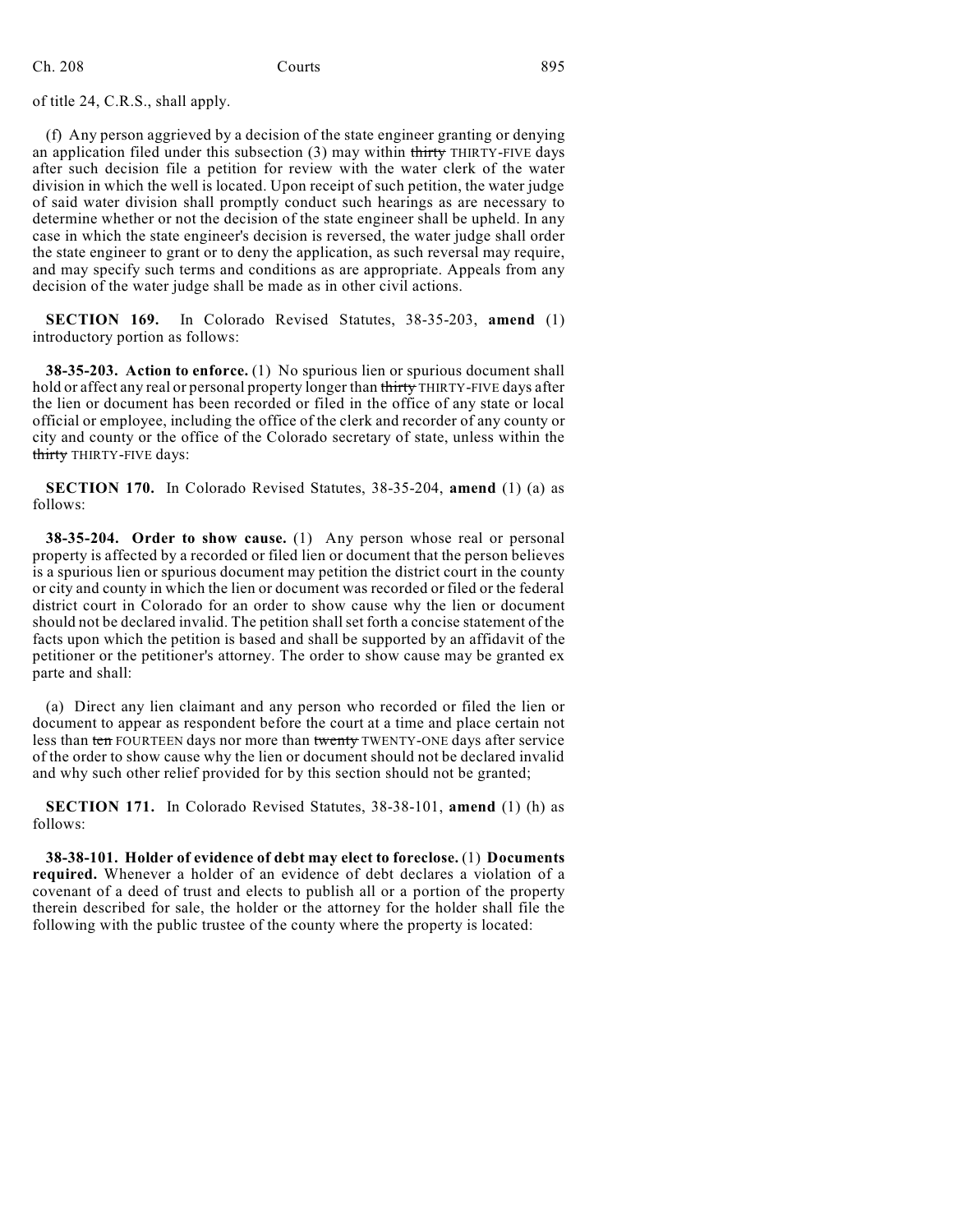of title 24, C.R.S., shall apply.

(f) Any person aggrieved by a decision of the state engineer granting or denying an application filed under this subsection (3) may within ~~thirty~~ THIRTY-FIVE days after such decision file a petition for review with the water clerk of the water division in which the well is located. Upon receipt of such petition, the water judge of said water division shall promptly conduct such hearings as are necessary to determine whether or not the decision of the state engineer shall be upheld. In any case in which the state engineer's decision is reversed, the water judge shall order the state engineer to grant or to deny the application, as such reversal may require, and may specify such terms and conditions as are appropriate. Appeals from any decision of the water judge shall be made as in other civil actions.

**SECTION 169.** In Colorado Revised Statutes, 38-35-203, **amend** (1) introductory portion as follows:

**38-35-203. Action to enforce.** (1) No spurious lien or spurious document shall hold or affect any real or personal property longer than ~~thirty~~ THIRTY-FIVE days after the lien or document has been recorded or filed in the office of any state or local official or employee, including the office of the clerk and recorder of any county or city and county or the office of the Colorado secretary of state, unless within the ~~thirty~~ THIRTY-FIVE days:

**SECTION 170.** In Colorado Revised Statutes, 38-35-204, **amend** (1) (a) as follows:

**38-35-204. Order to show cause.** (1) Any person whose real or personal property is affected by a recorded or filed lien or document that the person believes is a spurious lien or spurious document may petition the district court in the county or city and county in which the lien or document was recorded or filed or the federal district court in Colorado for an order to show cause why the lien or document should not be declared invalid. The petition shall set forth a concise statement of the facts upon which the petition is based and shall be supported by an affidavit of the petitioner or the petitioner's attorney. The order to show cause may be granted ex parte and shall:

(a) Direct any lien claimant and any person who recorded or filed the lien or document to appear as respondent before the court at a time and place certain not less than ~~ten~~ FOURTEEN days nor more than ~~twenty~~ TWENTY-ONE days after service of the order to show cause why the lien or document should not be declared invalid and why such other relief provided for by this section should not be granted;

**SECTION 171.** In Colorado Revised Statutes, 38-38-101, **amend** (1) (h) as follows:

**38-38-101. Holder of evidence of debt may elect to foreclose.** (1) **Documents required.** Whenever a holder of an evidence of debt declares a violation of a covenant of a deed of trust and elects to publish all or a portion of the property therein described for sale, the holder or the attorney for the holder shall file the following with the public trustee of the county where the property is located: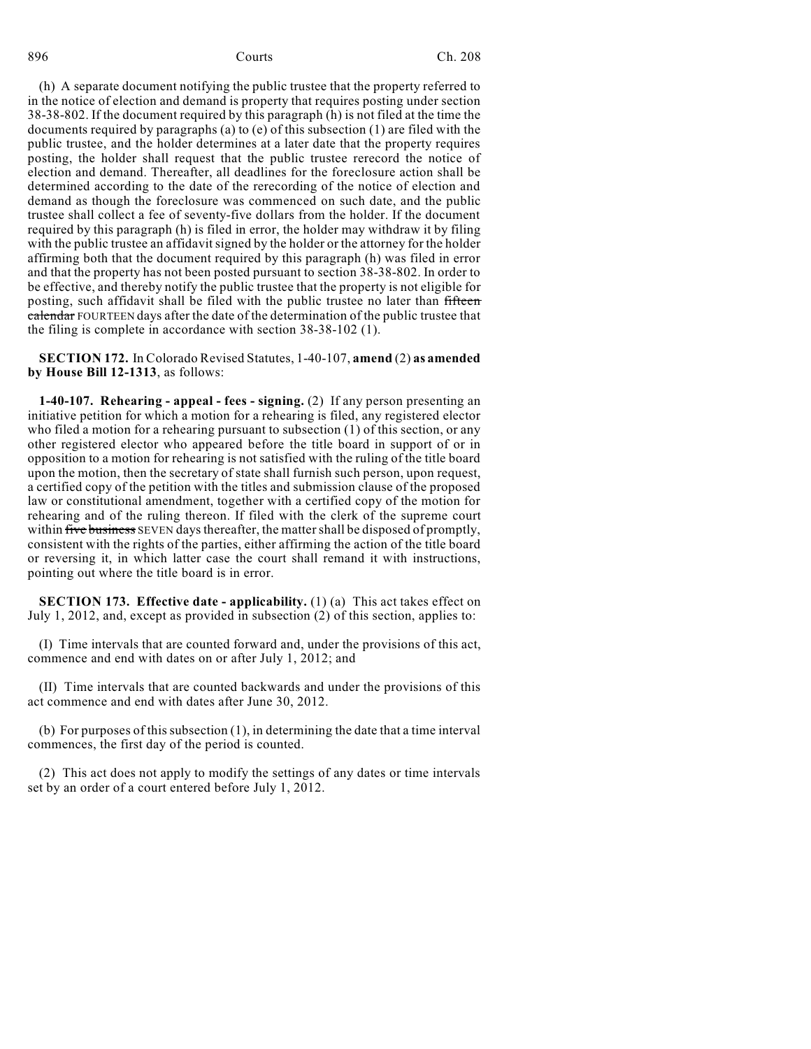(h) A separate document notifying the public trustee that the property referred to in the notice of election and demand is property that requires posting under section 38-38-802. If the document required by this paragraph (h) is not filed at the time the documents required by paragraphs (a) to (e) of this subsection (1) are filed with the public trustee, and the holder determines at a later date that the property requires posting, the holder shall request that the public trustee rerecord the notice of election and demand. Thereafter, all deadlines for the foreclosure action shall be determined according to the date of the rerecording of the notice of election and demand as though the foreclosure was commenced on such date, and the public trustee shall collect a fee of seventy-five dollars from the holder. If the document required by this paragraph (h) is filed in error, the holder may withdraw it by filing with the public trustee an affidavit signed by the holder or the attorney for the holder affirming both that the document required by this paragraph (h) was filed in error and that the property has not been posted pursuant to section 38-38-802. In order to be effective, and thereby notify the public trustee that the property is not eligible for posting, such affidavit shall be filed with the public trustee no later than ~~fifteen calendar~~ FOURTEEN days after the date of the determination of the public trustee that the filing is complete in accordance with section 38-38-102 (1).

**SECTION 172.** In Colorado Revised Statutes, 1-40-107, **amend** (2) **as amended by House Bill 12-1313**, as follows:

**1-40-107. Rehearing - appeal - fees - signing.** (2) If any person presenting an initiative petition for which a motion for a rehearing is filed, any registered elector who filed a motion for a rehearing pursuant to subsection (1) of this section, or any other registered elector who appeared before the title board in support of or in opposition to a motion for rehearing is not satisfied with the ruling of the title board upon the motion, then the secretary of state shall furnish such person, upon request, a certified copy of the petition with the titles and submission clause of the proposed law or constitutional amendment, together with a certified copy of the motion for rehearing and of the ruling thereon. If filed with the clerk of the supreme court within ~~five business~~ SEVEN days thereafter, the matter shall be disposed of promptly, consistent with the rights of the parties, either affirming the action of the title board or reversing it, in which latter case the court shall remand it with instructions, pointing out where the title board is in error.

**SECTION 173. Effective date - applicability.** (1) (a) This act takes effect on July 1, 2012, and, except as provided in subsection (2) of this section, applies to:

(I) Time intervals that are counted forward and, under the provisions of this act, commence and end with dates on or after July 1, 2012; and

(II) Time intervals that are counted backwards and under the provisions of this act commence and end with dates after June 30, 2012.

(b) For purposes of this subsection (1), in determining the date that a time interval commences, the first day of the period is counted.

(2) This act does not apply to modify the settings of any dates or time intervals set by an order of a court entered before July 1, 2012.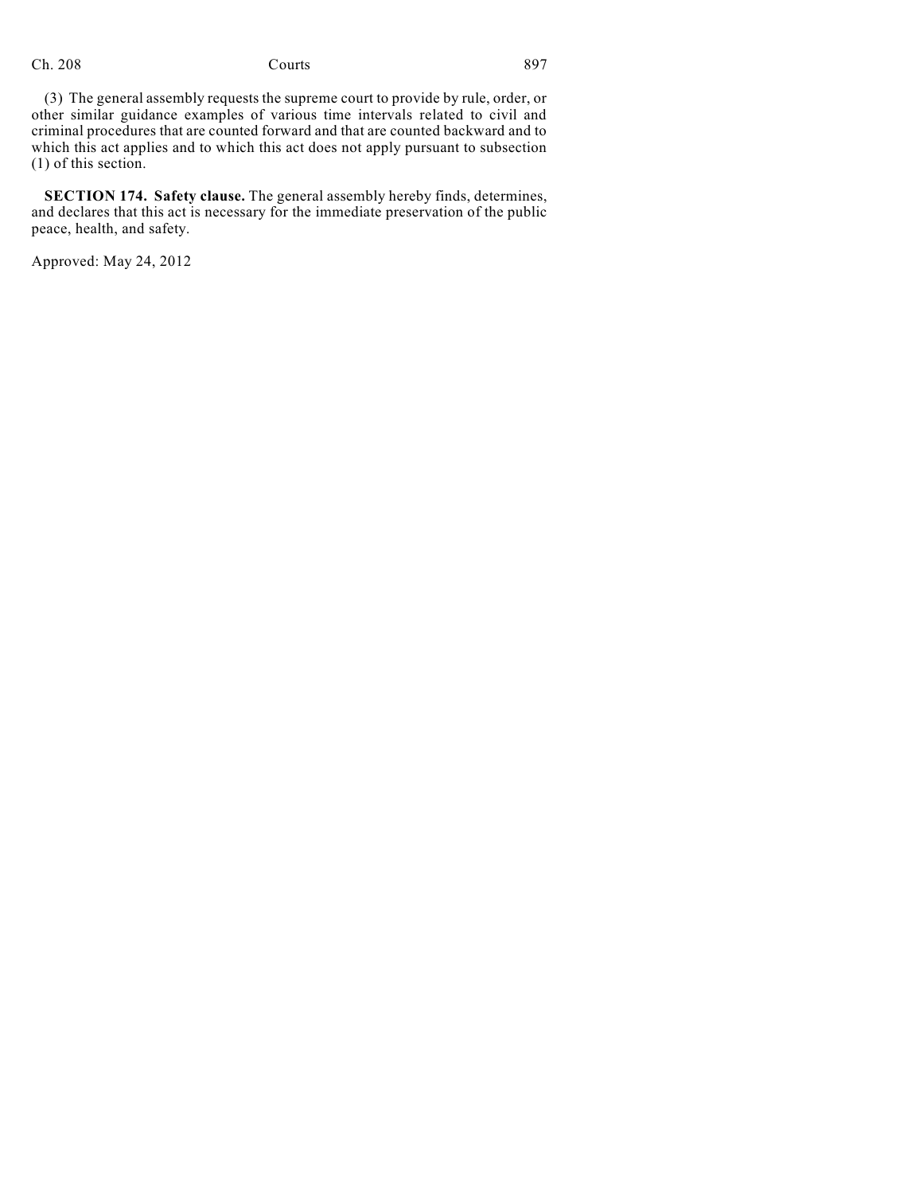(3) The general assembly requests the supreme court to provide by rule, order, or other similar guidance examples of various time intervals related to civil and criminal procedures that are counted forward and that are counted backward and to which this act applies and to which this act does not apply pursuant to subsection (1) of this section.

**SECTION 174. Safety clause.** The general assembly hereby finds, determines, and declares that this act is necessary for the immediate preservation of the public peace, health, and safety.

Approved: May 24, 2012